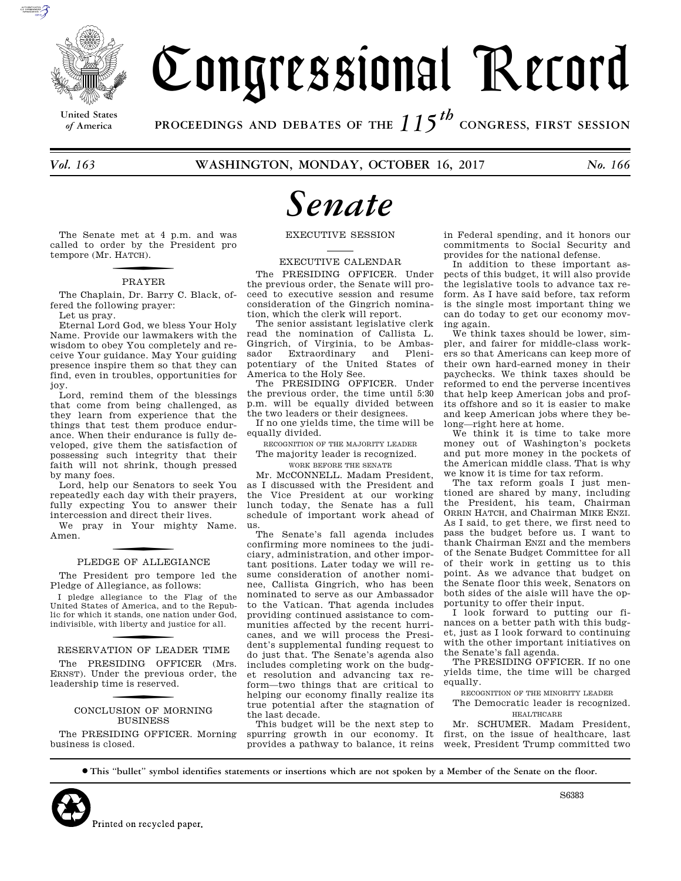# Congressional Record

United States of America

PROCEEDINGS AND DEBATES OF THE 115th CONGRESS, FIRST SESSION

*Vol. 163* WASHINGTON, MONDAY, OCTOBER 16, 2017 *No. 166*

# *Senate*

The Senate met at 4 p.m. and was called to order by the President pro tempore (Mr. HATCH).

## PRAYER

The Chaplain, Dr. Barry C. Black, offered the following prayer:

Let us pray.

Eternal Lord God, we bless Your Holy Name. Provide our lawmakers with the wisdom to obey You completely and receive Your guidance. May Your guiding presence inspire them so that they can find, even in troubles, opportunities for joy.

Lord, remind them of the blessings that come from being challenged, as they learn from experience that the things that test them produce endurance. When their endurance is fully developed, give them the satisfaction of possessing such integrity that their faith will not shrink, though pressed by many foes.

Lord, help our Senators to seek You repeatedly each day with their prayers, fully expecting You to answer their intercession and direct their lives.

We pray in Your mighty Name. Amen.

## PLEDGE OF ALLEGIANCE

The President pro tempore led the Pledge of Allegiance, as follows:

I pledge allegiance to the Flag of the United States of America, and to the Republic for which it stands, one nation under God, indivisible, with liberty and justice for all.

## RESERVATION OF LEADER TIME

The PRESIDING OFFICER (Mrs. ERNST). Under the previous order, the leadership time is reserved.

## CONCLUSION OF MORNING BUSINESS

The PRESIDING OFFICER. Morning business is closed.

## EXECUTIVE SESSION

## EXECUTIVE CALENDAR

The PRESIDING OFFICER. Under the previous order, the Senate will proceed to executive session and resume consideration of the Gingrich nomination, which the clerk will report.

The senior assistant legislative clerk read the nomination of Callista L. Gingrich, of Virginia, to be Ambassador Extraordinary and Plenipotentiary of the United States of America to the Holy See.

The PRESIDING OFFICER. Under the previous order, the time until 5:30 p.m. will be equally divided between the two leaders or their designees.

If no one yields time, the time will be equally divided.

### RECOGNITION OF THE MAJORITY LEADER

The majority leader is recognized.

### WORK BEFORE THE SENATE

Mr. McCONNELL. Madam President, as I discussed with the President and the Vice President at our working lunch today, the Senate has a full schedule of important work ahead of us.

The Senate's fall agenda includes confirming more nominees to the judiciary, administration, and other important positions. Later today we will resume consideration of another nominee, Callista Gingrich, who has been nominated to serve as our Ambassador to the Vatican. That agenda includes providing continued assistance to communities affected by the recent hurricanes, and we will process the President's supplemental funding request to do just that. The Senate's agenda also includes completing work on the budget resolution and advancing tax reform—two things that are critical to helping our economy finally realize its true potential after the stagnation of the last decade.

This budget will be the next step to spurring growth in our economy. It provides a pathway to balance, it reins in Federal spending, and it honors our commitments to Social Security and provides for the national defense.

In addition to these important aspects of this budget, it will also provide the legislative tools to advance tax reform. As I have said before, tax reform is the single most important thing we can do today to get our economy moving again.

We think taxes should be lower, simpler, and fairer for middle-class workers so that Americans can keep more of their own hard-earned money in their paychecks. We think taxes should be reformed to end the perverse incentives that help keep American jobs and profits offshore and so it is easier to make and keep American jobs where they belong—right here at home.

We think it is time to take more money out of Washington's pockets and put more money in the pockets of the American middle class. That is why we know it is time for tax reform.

The tax reform goals I just mentioned are shared by many, including the President, his team, Chairman ORRIN HATCH, and Chairman MIKE ENZI. As I said, to get there, we first need to pass the budget before us. I want to thank Chairman ENZI and the members of the Senate Budget Committee for all of their work in getting us to this point. As we advance that budget on the Senate floor this week, Senators on both sides of the aisle will have the opportunity to offer their input.

I look forward to putting our finances on a better path with this budget, just as I look forward to continuing with the other important initiatives on the Senate's fall agenda.

The PRESIDING OFFICER. If no one yields time, the time will be charged equally.

### RECOGNITION OF THE MINORITY LEADER

The Democratic leader is recognized.

### HEALTHCARE

Mr. SCHUMER. Madam President, first, on the issue of healthcare, last week, President Trump committed two

---

● This "bullet" symbol identifies statements or insertions which are not spoken by a Member of the Senate on the floor.

Printed on recycled paper.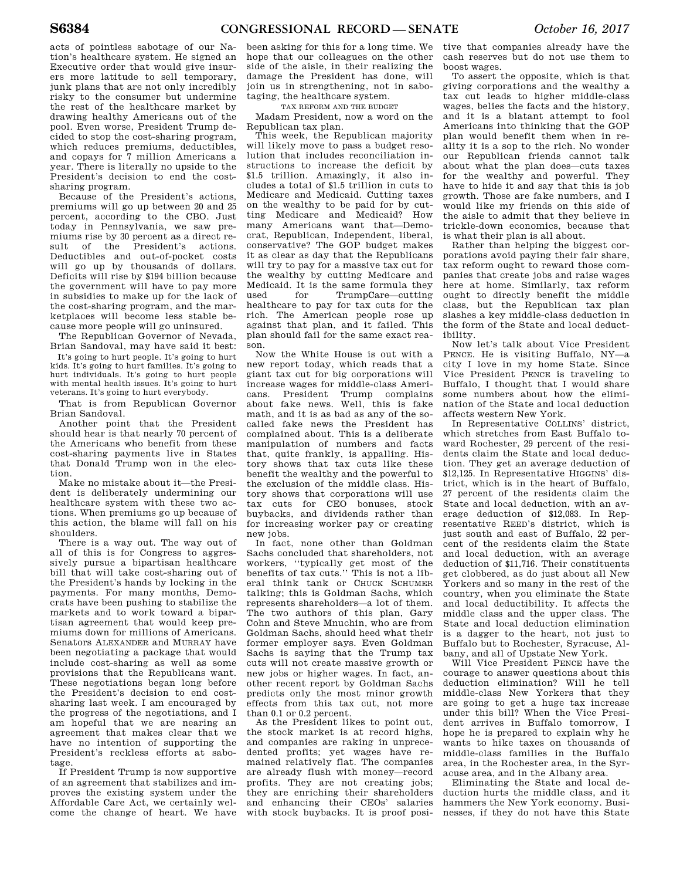acts of pointless sabotage of our Nation's healthcare system. He signed an Executive order that would give insurers more latitude to sell temporary, junk plans that are not only incredibly risky to the consumer but undermine the rest of the healthcare market by drawing healthy Americans out of the pool. Even worse, President Trump decided to stop the cost-sharing program, which reduces premiums, deductibles, and copays for 7 million Americans a year. There is literally no upside to the President's decision to end the cost-sharing program.

Because of the President's actions, premiums will go up between 20 and 25 percent, according to the CBO. Just today in Pennsylvania, we saw premiums rise by 30 percent as a direct result of the President's actions. Deductibles and out-of-pocket costs will go up by thousands of dollars. Deficits will rise by $194 billion because the government will have to pay more in subsidies to make up for the lack of the cost-sharing program, and the marketplaces will become less stable because more people will go uninsured.

The Republican Governor of Nevada, Brian Sandoval, may have said it best:

> It's going to hurt people. It's going to hurt kids. It's going to hurt families. It's going to hurt individuals. It's going to hurt people with mental health issues. It's going to hurt veterans. It's going to hurt everybody.

That is from Republican Governor Brian Sandoval.

Another point that the President should hear is that nearly 70 percent of the Americans who benefit from these cost-sharing payments live in States that Donald Trump won in the election.

Make no mistake about it—the President is deliberately undermining our healthcare system with these two actions. When premiums go up because of this action, the blame will fall on his shoulders.

There is a way out. The way out of all of this is for Congress to aggressively pursue a bipartisan healthcare bill that will take cost-sharing out of the President's hands by locking in the payments. For many months, Democrats have been pushing to stabilize the markets and to work toward a bipartisan agreement that would keep premiums down for millions of Americans. Senators ALEXANDER and MURRAY have been negotiating a package that would include cost-sharing as well as some provisions that the Republicans want. These negotiations began long before the President's decision to end cost-sharing last week. I am encouraged by the progress of the negotiations, and I am hopeful that we are nearing an agreement that makes clear that we have no intention of supporting the President's reckless efforts at sabotage.

If President Trump is now supportive of an agreement that stabilizes and improves the existing system under the Affordable Care Act, we certainly welcome the change of heart. We have been asking for this for a long time. We hope that our colleagues on the other side of the aisle, in their realizing the damage the President has done, will join us in strengthening, not in sabotaging, the healthcare system.

TAX REFORM AND THE BUDGET

Madam President, now a word on the Republican tax plan.

This week, the Republican majority will likely move to pass a budget resolution that includes reconciliation instructions to increase the deficit by $1.5 trillion. Amazingly, it also includes a total of $1.5 trillion in cuts to Medicare and Medicaid. Cutting taxes on the wealthy to be paid for by cutting Medicare and Medicaid? How many Americans want that—Democrat, Republican, Independent, liberal, conservative? The GOP budget makes it as clear as day that the Republicans will try to pay for a massive tax cut for the wealthy by cutting Medicare and Medicaid. It is the same formula they used for TrumpCare—cutting healthcare to pay for tax cuts for the rich. The American people rose up against that plan, and it failed. This plan should fail for the same exact reason.

Now the White House is out with a new report today, which reads that a giant tax cut for big corporations will increase wages for middle-class Americans. President Trump complains about fake news. Well, this is fake math, and it is as bad as any of the so-called fake news the President has complained about. This is a deliberate manipulation of numbers and facts that, quite frankly, is appalling. History shows that tax cuts like these benefit the wealthy and the powerful to the exclusion of the middle class. History shows that corporations will use tax cuts for CEO bonuses, stock buybacks, and dividends rather than for increasing worker pay or creating new jobs.

In fact, none other than Goldman Sachs concluded that shareholders, not workers, "typically get most of the benefits of tax cuts." This is not a liberal think tank or CHUCK SCHUMER talking; this is Goldman Sachs, which represents shareholders—a lot of them. The two authors of this plan, Gary Cohn and Steve Mnuchin, who are from Goldman Sachs, should heed what their former employer says. Even Goldman Sachs is saying that the Trump tax cuts will not create massive growth or new jobs or higher wages. In fact, another recent report by Goldman Sachs predicts only the most minor growth effects from this tax cut, not more than 0.1 or 0.2 percent.

As the President likes to point out, the stock market is at record highs, and companies are raking in unprecedented profits; yet wages have remained relatively flat. The companies are already flush with money—record profits. They are not creating jobs; they are enriching their shareholders and enhancing their CEOs' salaries with stock buybacks. It is proof positive that companies already have the cash reserves but do not use them to boost wages.

To assert the opposite, which is that giving corporations and the wealthy a tax cut leads to higher middle-class wages, belies the facts and the history, and it is a blatant attempt to fool Americans into thinking that the GOP plan would benefit them when in reality it is a sop to the rich. No wonder our Republican friends cannot talk about what the plan does—cuts taxes for the wealthy and powerful. They have to hide it and say that this is job growth. Those are fake numbers, and I would like my friends on this side of the aisle to admit that they believe in trickle-down economics, because that is what their plan is all about.

Rather than helping the biggest corporations avoid paying their fair share, tax reform ought to reward those companies that create jobs and raise wages here at home. Similarly, tax reform ought to directly benefit the middle class, but the Republican tax plan slashes a key middle-class deduction in the form of the State and local deductibility.

Now let's talk about Vice President PENCE. He is visiting Buffalo, NY—a city I love in my home State. Since Vice President PENCE is traveling to Buffalo, I thought that I would share some numbers about how the elimination of the State and local deduction affects western New York.

In Representative COLLINS' district, which stretches from East Buffalo toward Rochester, 29 percent of the residents claim the State and local deduction. They get an average deduction of $12,125. In Representative HIGGINS' district, which is in the heart of Buffalo, 27 percent of the residents claim the State and local deduction, with an average deduction of $12,083. In Representative REED's district, which is just south and east of Buffalo, 22 percent of the residents claim the State and local deduction, with an average deduction of $11,716. Their constituents get clobbered, as do just about all New Yorkers and so many in the rest of the country, when you eliminate the State and local deductibility. It affects the middle class and the upper class. The State and local deduction elimination is a dagger to the heart, not just to Buffalo but to Rochester, Syracuse, Albany, and all of Upstate New York.

Will Vice President PENCE have the courage to answer questions about this deduction elimination? Will he tell middle-class New Yorkers that they are going to get a huge tax increase under this bill? When the Vice President arrives in Buffalo tomorrow, I hope he is prepared to explain why he wants to hike taxes on thousands of middle-class families in the Buffalo area, in the Rochester area, in the Syracuse area, and in the Albany area.

Eliminating the State and local deduction hurts the middle class, and it hammers the New York economy. Businesses, if they do not have this State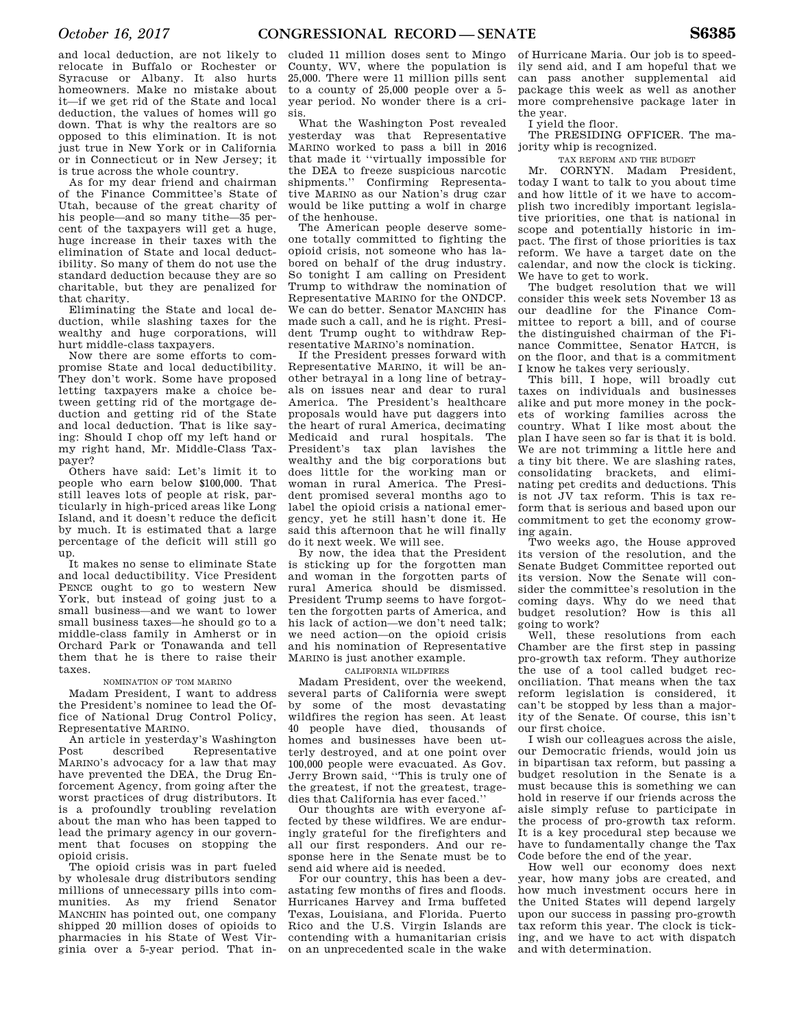and local deduction, are not likely to relocate in Buffalo or Rochester or Syracuse or Albany. It also hurts homeowners. Make no mistake about it—if we get rid of the State and local deduction, the values of homes will go down. That is why the realtors are so opposed to this elimination. It is not just true in New York or in California or in Connecticut or in New Jersey; it is true across the whole country.

As for my dear friend and chairman of the Finance Committee's State of Utah, because of the great charity of his people—and so many tithe—35 percent of the taxpayers will get a huge, huge increase in their taxes with the elimination of State and local deductibility. So many of them do not use the standard deduction because they are so charitable, but they are penalized for that charity.

Eliminating the State and local deduction, while slashing taxes for the wealthy and huge corporations, will hurt middle-class taxpayers.

Now there are some efforts to compromise State and local deductibility. They don't work. Some have proposed letting taxpayers make a choice between getting rid of the mortgage deduction and getting rid of the State and local deduction. That is like saying: Should I chop off my left hand or my right hand, Mr. Middle-Class Taxpayer?

Others have said: Let's limit it to people who earn below $100,000. That still leaves lots of people at risk, particularly in high-priced areas like Long Island, and it doesn't reduce the deficit by much. It is estimated that a large percentage of the deficit will still go up.

It makes no sense to eliminate State and local deductibility. Vice President PENCE ought to go to western New York, but instead of going just to a small business—and we want to lower small business taxes—he should go to a middle-class family in Amherst or in Orchard Park or Tonawanda and tell them that he is there to raise their taxes.

NOMINATION OF TOM MARINO

Madam President, I want to address the President's nominee to lead the Office of National Drug Control Policy, Representative MARINO.

An article in yesterday's Washington Post described Representative MARINO's advocacy for a law that may have prevented the DEA, the Drug Enforcement Agency, from going after the worst practices of drug distributors. It is a profoundly troubling revelation about the man who has been tapped to lead the primary agency in our government that focuses on stopping the opioid crisis.

The opioid crisis was in part fueled by wholesale drug distributors sending millions of unnecessary pills into communities. As my friend Senator MANCHIN has pointed out, one company shipped 20 million doses of opioids to pharmacies in his State of West Virginia over a 5-year period. That included 11 million doses sent to Mingo County, WV, where the population is 25,000. There were 11 million pills sent to a county of 25,000 people over a 5-year period. No wonder there is a crisis.

What the Washington Post revealed yesterday was that Representative MARINO worked to pass a bill in 2016 that made it ''virtually impossible for the DEA to freeze suspicious narcotic shipments.'' Confirming Representative MARINO as our Nation's drug czar would be like putting a wolf in charge of the henhouse.

The American people deserve someone totally committed to fighting the opioid crisis, not someone who has labored on behalf of the drug industry. So tonight I am calling on President Trump to withdraw the nomination of Representative MARINO for the ONDCP. We can do better. Senator MANCHIN has made such a call, and he is right. President Trump ought to withdraw Representative MARINO's nomination.

If the President presses forward with Representative MARINO, it will be another betrayal in a long line of betrayals on issues near and dear to rural America. The President's healthcare proposals would have put daggers into the heart of rural America, decimating Medicaid and rural hospitals. The President's tax plan lavishes the wealthy and the big corporations but does little for the working man or woman in rural America. The President promised several months ago to label the opioid crisis a national emergency, yet he still hasn't done it. He said this afternoon that he will finally do it next week. We will see.

By now, the idea that the President is sticking up for the forgotten man and woman in the forgotten parts of rural America should be dismissed. President Trump seems to have forgotten the forgotten parts of America, and his lack of action—we don't need talk; we need action—on the opioid crisis and his nomination of Representative MARINO is just another example.

CALIFORNIA WILDFIRES

Madam President, over the weekend, several parts of California were swept by some of the most devastating wildfires the region has seen. At least 40 people have died, thousands of homes and businesses have been utterly destroyed, and at one point over 100,000 people were evacuated. As Gov. Jerry Brown said, ''This is truly one of the greatest, if not the greatest, tragedies that California has ever faced.''

Our thoughts are with everyone affected by these wildfires. We are enduringly grateful for the firefighters and all our first responders. And our response here in the Senate must be to send aid where aid is needed.

For our country, this has been a devastating few months of fires and floods. Hurricanes Harvey and Irma buffeted Texas, Louisiana, and Florida. Puerto Rico and the U.S. Virgin Islands are contending with a humanitarian crisis on an unprecedented scale in the wake of Hurricane Maria. Our job is to speedily send aid, and I am hopeful that we can pass another supplemental aid package this week as well as another more comprehensive package later in the year.

I yield the floor.

The PRESIDING OFFICER. The majority whip is recognized.

TAX REFORM AND THE BUDGET

Mr. CORNYN. Madam President, today I want to talk to you about time and how little of it we have to accomplish two incredibly important legislative priorities, one that is national in scope and potentially historic in impact. The first of those priorities is tax reform. We have a target date on the calendar, and now the clock is ticking. We have to get to work.

The budget resolution that we will consider this week sets November 13 as our deadline for the Finance Committee to report a bill, and of course the distinguished chairman of the Finance Committee, Senator HATCH, is on the floor, and that is a commitment I know he takes very seriously.

This bill, I hope, will broadly cut taxes on individuals and businesses alike and put more money in the pockets of working families across the country. What I like most about the plan I have seen so far is that it is bold. We are not trimming a little here and a tiny bit there. We are slashing rates, consolidating brackets, and eliminating pet credits and deductions. This is not JV tax reform. This is tax reform that is serious and based upon our commitment to get the economy growing again.

Two weeks ago, the House approved its version of the resolution, and the Senate Budget Committee reported out its version. Now the Senate will consider the committee's resolution in the coming days. Why do we need that budget resolution? How is this all going to work?

Well, these resolutions from each Chamber are the first step in passing pro-growth tax reform. They authorize the use of a tool called budget reconciliation. That means when the tax reform legislation is considered, it can't be stopped by less than a majority of the Senate. Of course, this isn't our first choice.

I wish our colleagues across the aisle, our Democratic friends, would join us in bipartisan tax reform, but passing a budget resolution in the Senate is a must because this is something we can hold in reserve if our friends across the aisle simply refuse to participate in the process of pro-growth tax reform. It is a key procedural step because we have to fundamentally change the Tax Code before the end of the year.

How well our economy does next year, how many jobs are created, and how much investment occurs here in the United States will depend largely upon our success in passing pro-growth tax reform this year. The clock is ticking, and we have to act with dispatch and with determination.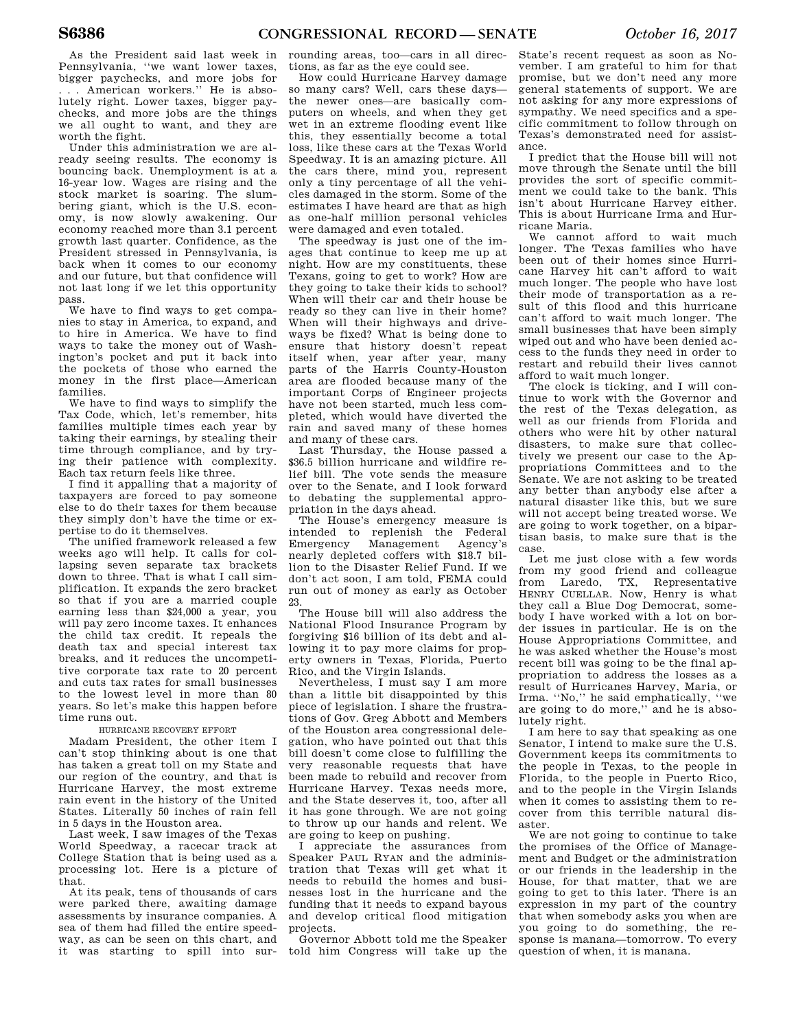As the President said last week in Pennsylvania, ''we want lower taxes, bigger paychecks, and more jobs for . . . American workers.'' He is absolutely right. Lower taxes, bigger paychecks, and more jobs are the things we all ought to want, and they are worth the fight.

Under this administration we are already seeing results. The economy is bouncing back. Unemployment is at a 16-year low. Wages are rising and the stock market is soaring. The slumbering giant, which is the U.S. economy, is now slowly awakening. Our economy reached more than 3.1 percent growth last quarter. Confidence, as the President stressed in Pennsylvania, is back when it comes to our economy and our future, but that confidence will not last long if we let this opportunity pass.

We have to find ways to get companies to stay in America, to expand, and to hire in America. We have to find ways to take the money out of Washington's pocket and put it back into the pockets of those who earned the money in the first place—American families.

We have to find ways to simplify the Tax Code, which, let's remember, hits families multiple times each year by taking their earnings, by stealing their time through compliance, and by trying their patience with complexity. Each tax return feels like three.

I find it appalling that a majority of taxpayers are forced to pay someone else to do their taxes for them because they simply don't have the time or expertise to do it themselves.

The unified framework released a few weeks ago will help. It calls for collapsing seven separate tax brackets down to three. That is what I call simplification. It expands the zero bracket so that if you are a married couple earning less than $24,000 a year, you will pay zero income taxes. It enhances the child tax credit. It repeals the death tax and special interest tax breaks, and it reduces the uncompetitive corporate tax rate to 20 percent and cuts tax rates for small businesses to the lowest level in more than 80 years. So let's make this happen before time runs out.

HURRICANE RECOVERY EFFORT

Madam President, the other item I can't stop thinking about is one that has taken a great toll on my State and our region of the country, and that is Hurricane Harvey, the most extreme rain event in the history of the United States. Literally 50 inches of rain fell in 5 days in the Houston area.

Last week, I saw images of the Texas World Speedway, a racecar track at College Station that is being used as a processing lot. Here is a picture of that.

At its peak, tens of thousands of cars were parked there, awaiting damage assessments by insurance companies. A sea of them had filled the entire speedway, as can be seen on this chart, and it was starting to spill into surrounding areas, too—cars in all directions, as far as the eye could see.

How could Hurricane Harvey damage so many cars? Well, cars these days—the newer ones—are basically computers on wheels, and when they get wet in an extreme flooding event like this, they essentially become a total loss, like these cars at the Texas World Speedway. It is an amazing picture. All the cars there, mind you, represent only a tiny percentage of all the vehicles damaged in the storm. Some of the estimates I have heard are that as high as one-half million personal vehicles were damaged and even totaled.

The speedway is just one of the images that continue to keep me up at night. How are my constituents, these Texans, going to get to work? How are they going to take their kids to school? When will their car and their house be ready so they can live in their home? When will their highways and driveways be fixed? What is being done to ensure that history doesn't repeat itself when, year after year, many parts of the Harris County-Houston area are flooded because many of the important Corps of Engineer projects have not been started, much less completed, which would have diverted the rain and saved many of these homes and many of these cars.

Last Thursday, the House passed a $36.5 billion hurricane and wildfire relief bill. The vote sends the measure over to the Senate, and I look forward to debating the supplemental appropriation in the days ahead.

The House's emergency measure is intended to replenish the Federal Emergency Management Agency's nearly depleted coffers with $18.7 billion to the Disaster Relief Fund. If we don't act soon, I am told, FEMA could run out of money as early as October 23.

The House bill will also address the National Flood Insurance Program by forgiving $16 billion of its debt and allowing it to pay more claims for property owners in Texas, Florida, Puerto Rico, and the Virgin Islands.

Nevertheless, I must say I am more than a little bit disappointed by this piece of legislation. I share the frustrations of Gov. Greg Abbott and Members of the Houston area congressional delegation, who have pointed out that this bill doesn't come close to fulfilling the very reasonable requests that have been made to rebuild and recover from Hurricane Harvey. Texas needs more, and the State deserves it, too, after all it has gone through. We are not going to throw up our hands and relent. We are going to keep on pushing.

I appreciate the assurances from Speaker PAUL RYAN and the administration that Texas will get what it needs to rebuild the homes and businesses lost in the hurricane and the funding that it needs to expand bayous and develop critical flood mitigation projects.

Governor Abbott told me the Speaker told him Congress will take up the State's recent request as soon as November. I am grateful to him for that promise, but we don't need any more general statements of support. We are not asking for any more expressions of sympathy. We need specifics and a specific commitment to follow through on Texas's demonstrated need for assistance.

I predict that the House bill will not move through the Senate until the bill provides the sort of specific commitment we could take to the bank. This isn't about Hurricane Harvey either. This is about Hurricane Irma and Hurricane Maria.

We cannot afford to wait much longer. The Texas families who have been out of their homes since Hurricane Harvey hit can't afford to wait much longer. The people who have lost their mode of transportation as a result of this flood and this hurricane can't afford to wait much longer. The small businesses that have been simply wiped out and who have been denied access to the funds they need in order to restart and rebuild their lives cannot afford to wait much longer.

The clock is ticking, and I will continue to work with the Governor and the rest of the Texas delegation, as well as our friends from Florida and others who were hit by other natural disasters, to make sure that collectively we present our case to the Appropriations Committees and to the Senate. We are not asking to be treated any better than anybody else after a natural disaster like this, but we sure will not accept being treated worse. We are going to work together, on a bipartisan basis, to make sure that is the case.

Let me just close with a few words from my good friend and colleague from Laredo, TX, Representative HENRY CUELLAR. Now, Henry is what they call a Blue Dog Democrat, somebody I have worked with a lot on border issues in particular. He is on the House Appropriations Committee, and he was asked whether the House's most recent bill was going to be the final appropriation to address the losses as a result of Hurricanes Harvey, Maria, or Irma. ''No,'' he said emphatically, ''we are going to do more,'' and he is absolutely right.

I am here to say that speaking as one Senator, I intend to make sure the U.S. Government keeps its commitments to the people in Texas, to the people in Florida, to the people in Puerto Rico, and to the people in the Virgin Islands when it comes to assisting them to recover from this terrible natural disaster.

We are not going to continue to take the promises of the Office of Management and Budget or the administration or our friends in the leadership in the House, for that matter, that we are going to get to this later. There is an expression in my part of the country that when somebody asks you when are you going to do something, the response is manana—tomorrow. To every question of when, it is manana.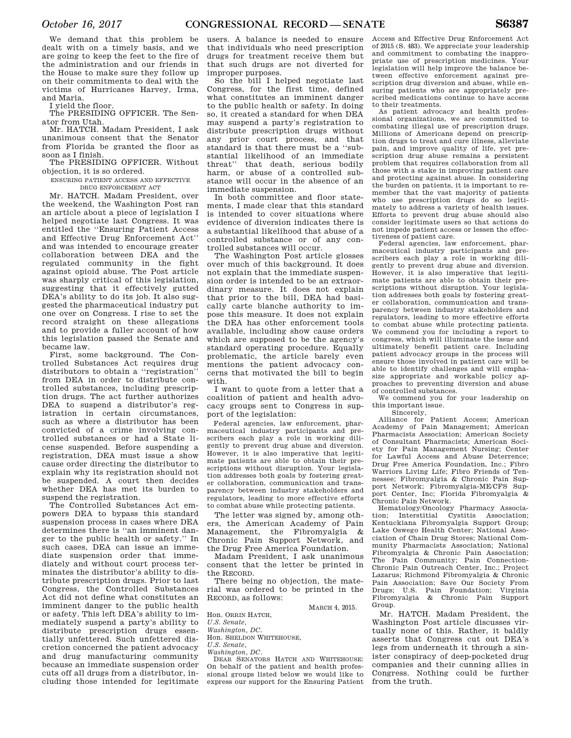We demand that this problem be dealt with on a timely basis, and we are going to keep the feet to the fire of the administration and our friends in the House to make sure they follow up on their commitments to deal with the victims of Hurricanes Harvey, Irma, and Maria.

I yield the floor.

The PRESIDING OFFICER. The Senator from Utah.

Mr. HATCH. Madam President, I ask unanimous consent that the Senator from Florida be granted the floor as soon as I finish.

The PRESIDING OFFICER. Without objection, it is so ordered.

ENSURING PATIENT ACCESS AND EFFECTIVE DRUG ENFORCEMENT ACT

Mr. HATCH. Madam President, over the weekend, the Washington Post ran an article about a piece of legislation I helped negotiate last Congress. It was entitled the ''Ensuring Patient Access and Effective Drug Enforcement Act'' and was intended to encourage greater collaboration between DEA and the regulated community in the fight against opioid abuse. The Post article was sharply critical of this legislation, suggesting that it effectively gutted DEA's ability to do its job. It also suggested the pharmaceutical industry put one over on Congress. I rise to set the record straight on these allegations and to provide a fuller account of how this legislation passed the Senate and became law.

First, some background. The Controlled Substances Act requires drug distributors to obtain a ''registration'' from DEA in order to distribute controlled substances, including prescription drugs. The act further authorizes DEA to suspend a distributor's registration in certain circumstances, such as where a distributor has been convicted of a crime involving controlled substances or had a State license suspended. Before suspending a registration, DEA must issue a show cause order directing the distributor to explain why its registration should not be suspended. A court then decides whether DEA has met its burden to suspend the registration.

The Controlled Substances Act empowers DEA to bypass this standard suspension process in cases where DEA determines there is ''an imminent danger to the public health or safety.'' In such cases, DEA can issue an immediate suspension order that immediately and without court process terminates the distributor's ability to distribute prescription drugs. Prior to last Congress, the Controlled Substances Act did not define what constitutes an imminent danger to the public health or safety. This left DEA's ability to immediately suspend a party's ability to distribute prescription drugs essentially unfettered. Such unfettered discretion concerned the patient advocacy and drug manufacturing community because an immediate suspension order cuts off all drugs from a distributor, including those intended for legitimate users. A balance is needed to ensure that individuals who need prescription drugs for treatment receive them but that such drugs are not diverted for improper purposes.

So the bill I helped negotiate last Congress, for the first time, defined what constitutes an imminent danger to the public health or safety. In doing so, it created a standard for when DEA may suspend a party's registration to distribute prescription drugs without any prior court process, and that standard is that there must be a ''substantial likelihood of an immediate threat'' that death, serious bodily harm, or abuse of a controlled substance will occur in the absence of an immediate suspension.

In both committee and floor statements, I made clear that this standard is intended to cover situations where evidence of diversion indicates there is a substantial likelihood that abuse of a controlled substance or of any controlled substances will occur.

The Washington Post article glosses over much of this background. It does not explain that the immediate suspension order is intended to be an extraordinary measure. It does not explain that prior to the bill, DEA had basically carte blanche authority to impose this measure. It does not explain the DEA has other enforcement tools available, including show cause orders which are supposed to be the agency's standard operating procedure. Equally problematic, the article barely even mentions the patient advocacy concerns that motivated the bill to begin with.

I want to quote from a letter that a coalition of patient and health advocacy groups sent to Congress in support of the legislation:

> Federal agencies, law enforcement, pharmaceutical industry participants and prescribers each play a role in working diligently to prevent drug abuse and diversion. However, it is also imperative that legitimate patients are able to obtain their prescriptions without disruption. Your legislation addresses both goals by fostering greater collaboration, communication and transparency between industry stakeholders and regulators, leading to more effective efforts to combat abuse while protecting patients.

The letter was signed by, among others, the American Academy of Pain Management, the Fibromyalgia & Chronic Pain Support Network, and the Drug Free America Foundation.

Madam President, I ask unanimous consent that the letter be printed in the RECORD.

There being no objection, the material was ordered to be printed in the RECORD, as follows:

MARCH 4, 2015.

Hon. ORRIN HATCH,
*U.S. Senate,*
*Washington, DC.*
Hon. SHELDON WHITEHOUSE,
*U.S. Senate,*
*Washington, DC.*

DEAR SENATORS HATCH AND WHITEHOUSE: On behalf of the patient and health professional groups listed below we would like to express our support for the Ensuring Patient Access and Effective Drug Enforcement Act of 2015 (S. 483). We appreciate your leadership and commitment to combating the inappropriate use of prescription medicines. Your legislation will help improve the balance between effective enforcement against prescription drug diversion and abuse, while ensuring patients who are appropriately prescribed medications continue to have access to their treatments.

As patient advocacy and health professional organizations, we are committed to combating illegal use of prescription drugs. Millions of Americans depend on prescription drugs to treat and cure illness, alleviate pain, and improve quality of life, yet prescription drug abuse remains a persistent problem that requires collaboration from all those with a stake in improving patient care and protecting against abuse. In considering the burden on patients, it is important to remember that the vast majority of patients who use prescription drugs do so legitimately to address a variety of health issues. Efforts to prevent drug abuse should also consider legitimate users so that actions do not impede patient access or lessen the effectiveness of patient care.

Federal agencies, law enforcement, pharmaceutical industry participants and prescribers each play a role in working diligently to prevent drug abuse and diversion. However, it is also imperative that legitimate patients are able to obtain their prescriptions without disruption. Your legislation addresses both goals by fostering greater collaboration, communication and transparency between industry stakeholders and regulators, leading to more effective efforts to combat abuse while protecting patients. We commend you for including a report to congress, which will illuminate the issue and ultimately benefit patient care. Including patient advocacy groups in the process will ensure those involved in patient care will be able to identify challenges and will emphasize appropriate and workable policy approaches to preventing diversion and abuse of controlled substances.

We commend you for your leadership on this important issue.

Sincerely,

Alliance for Patient Access; American Academy of Pain Management; American Pharmacists Association; American Society of Consultant Pharmacists; American Society for Pain Management Nursing; Center for Lawful Access and Abuse Deterrence; Drug Free America Foundation, Inc.; Fibro Warriors Living Life; Fibro Friends of Tennessee; Fibromyalgia & Chronic Pain Support Network; Fibromyalgia-ME/CFS Support Center, Inc; Florida Fibromyalgia & Chronic Pain Network.

Hematology/Oncology Pharmacy Association; Interstitial Cystitis Association; Kentuckiana Fibromyalgia Support Group; Lake Oswego Health Center; National Association of Chain Drug Stores; National Community Pharmacists Association; National Fibromyalgia & Chronic Pain Association; The Pain Community; Pain Connection-Chronic Pain Outreach Center, Inc.; Project Lazarus; Richmond Fibromyalgia & Chronic Pain Association; Save Our Society From Drugs; U.S. Pain Foundation; Virginia Fibromyalgia & Chronic Pain Support Group.

Mr. HATCH. Madam President, the Washington Post article discusses virtually none of this. Rather, it baldly asserts that Congress cut out DEA's legs from underneath it through a sinister conspiracy of deep-pocketed drug companies and their cunning allies in Congress. Nothing could be further from the truth.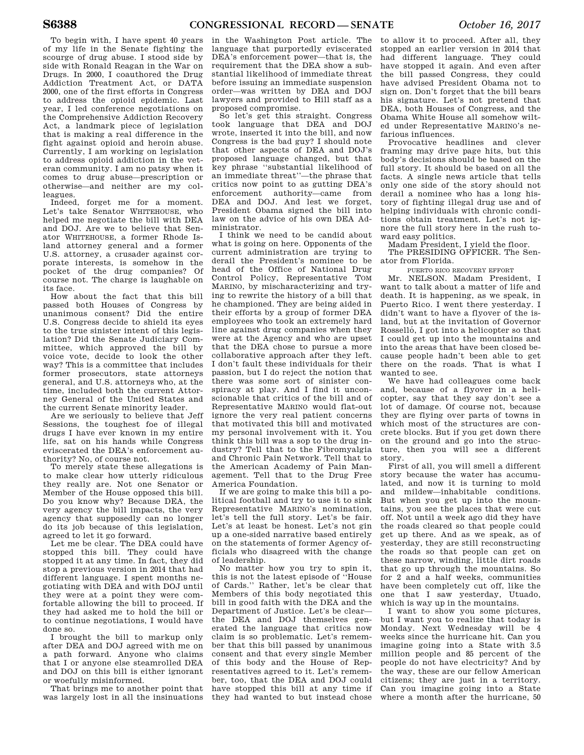To begin with, I have spent 40 years of my life in the Senate fighting the scourge of drug abuse. I stood side by side with Ronald Reagan in the War on Drugs. In 2000, I coauthored the Drug Addiction Treatment Act, or DATA 2000, one of the first efforts in Congress to address the opioid epidemic. Last year, I led conference negotiations on the Comprehensive Addiction Recovery Act, a landmark piece of legislation that is making a real difference in the fight against opioid and heroin abuse. Currently, I am working on legislation to address opioid addiction in the veteran community. I am no patsy when it comes to drug abuse—prescription or otherwise—and neither are my colleagues.

Indeed, forget me for a moment. Let's take Senator WHITEHOUSE, who helped me negotiate the bill with DEA and DOJ. Are we to believe that Senator WHITEHOUSE, a former Rhode Island attorney general and a former U.S. attorney, a crusader against corporate interests, is somehow in the pocket of the drug companies? Of course not. The charge is laughable on its face.

How about the fact that this bill passed both Houses of Congress by unanimous consent? Did the entire U.S. Congress decide to shield its eyes to the true sinister intent of this legislation? Did the Senate Judiciary Committee, which approved the bill by voice vote, decide to look the other way? This is a committee that includes former prosecutors, state attorneys general, and U.S. attorneys who, at the time, included both the current Attorney General of the United States and the current Senate minority leader.

Are we seriously to believe that Jeff Sessions, the toughest foe of illegal drugs I have ever known in my entire life, sat on his hands while Congress eviscerated the DEA's enforcement authority? No, of course not.

To merely state these allegations is to make clear how utterly ridiculous they really are. Not one Senator or Member of the House opposed this bill. Do you know why? Because DEA, the very agency the bill impacts, the very agency that supposedly can no longer do its job because of this legislation, agreed to let it go forward.

Let me be clear. The DEA could have stopped this bill. They could have stopped it at any time. In fact, they did stop a previous version in 2014 that had different language. I spent months negotiating with DEA and with DOJ until they were at a point they were comfortable allowing the bill to proceed. If they had asked me to hold the bill or to continue negotiations, I would have done so.

I brought the bill to markup only after DEA and DOJ agreed with me on a path forward. Anyone who claims that I or anyone else steamrolled DEA and DOJ on this bill is either ignorant or woefully misinformed.

That brings me to another point that was largely lost in all the insinuations in the Washington Post article. The language that purportedly eviscerated DEA's enforcement power—that is, the requirement that the DEA show a substantial likelihood of immediate threat before issuing an immediate suspension order—was written by DEA and DOJ lawyers and provided to Hill staff as a proposed compromise.

So let's get this straight. Congress took language that DEA and DOJ wrote, inserted it into the bill, and now Congress is the bad guy? I should note that other aspects of DEA and DOJ's proposed language changed, but that key phrase "substantial likelihood of an immediate threat"—the phrase that critics now point to as gutting DEA's enforcement authority—came from DEA and DOJ. And lest we forget, President Obama signed the bill into law on the advice of his own DEA Administrator.

I think we need to be candid about what is going on here. Opponents of the current administration are trying to derail the President's nominee to be head of the Office of National Drug Control Policy, Representative TOM MARINO, by mischaracterizing and trying to rewrite the history of a bill that he championed. They are being aided in their efforts by a group of former DEA employees who took an extremely hard line against drug companies when they were at the Agency and who are upset that the DEA chose to pursue a more collaborative approach after they left. I don't fault these individuals for their passion, but I do reject the notion that there was some sort of sinister conspiracy at play. And I find it unconscionable that critics of the bill and of Representative MARINO would flat-out ignore the very real patient concerns that motivated this bill and motivated my personal involvement with it. You think this bill was a sop to the drug industry? Tell that to the Fibromyalgia and Chronic Pain Network. Tell that to the American Academy of Pain Management. Tell that to the Drug Free America Foundation.

If we are going to make this bill a political football and try to use it to sink Representative MARINO's nomination, let's tell the full story. Let's be fair. Let's at least be honest. Let's not gin up a one-sided narrative based entirely on the statements of former Agency officials who disagreed with the change of leadership.

No matter how you try to spin it, this is not the latest episode of "House of Cards." Rather, let's be clear that Members of this body negotiated this bill in good faith with the DEA and the Department of Justice. Let's be clear—the DEA and DOJ themselves generated the language that critics now claim is so problematic. Let's remember that this bill passed by unanimous consent and that every single Member of this body and the House of Representatives agreed to it. Let's remember, too, that the DEA and DOJ could have stopped this bill at any time if they had wanted to but instead chose to allow it to proceed. After all, they stopped an earlier version in 2014 that had different language. They could have stopped it again. And even after the bill passed Congress, they could have advised President Obama not to sign on. Don't forget that the bill bears his signature. Let's not pretend that DEA, both Houses of Congress, and the Obama White House all somehow wilted under Representative MARINO's nefarious influences.

Provocative headlines and clever framing may drive page hits, but this body's decisions should be based on the full story. It should be based on all the facts. A single news article that tells only one side of the story should not derail a nominee who has a long history of fighting illegal drug use and of helping individuals with chronic conditions obtain treatment. Let's not ignore the full story here in the rush toward easy politics.

Madam President, I yield the floor.

The PRESIDING OFFICER. The Senator from Florida.

PUERTO RICO RECOVERY EFFORT

Mr. NELSON. Madam President, I want to talk about a matter of life and death. It is happening, as we speak, in Puerto Rico. I went there yesterday. I didn't want to have a flyover of the island, but at the invitation of Governor Rosselló, I got into a helicopter so that I could get up into the mountains and into the areas that have been closed because people hadn't been able to get there on the roads. That is what I wanted to see.

We have had colleagues come back and, because of a flyover in a helicopter, say that they say don't see a lot of damage. Of course not, because they are flying over parts of towns in which most of the structures are concrete blocks. But if you get down there on the ground and go into the structure, then you will see a different story.

First of all, you will smell a different story because the water has accumulated, and now it is turning to mold and mildew—inhabitable conditions. But when you get up into the mountains, you see the places that were cut off. Not until a week ago did they have the roads cleared so that people could get up there. And as we speak, as of yesterday, they are still reconstructing the roads so that people can get on these narrow, winding, little dirt roads that go up through the mountains. So for 2 and a half weeks, communities have been completely cut off, like the one that I saw yesterday, Utuado, which is way up in the mountains.

I want to show you some pictures, but I want you to realize that today is Monday. Next Wednesday will be 4 weeks since the hurricane hit. Can you imagine going into a State with 3.5 million people and 85 percent of the people do not have electricity? And by the way, these are our fellow American citizens; they are just in a territory. Can you imagine going into a State where a month after the hurricane, 50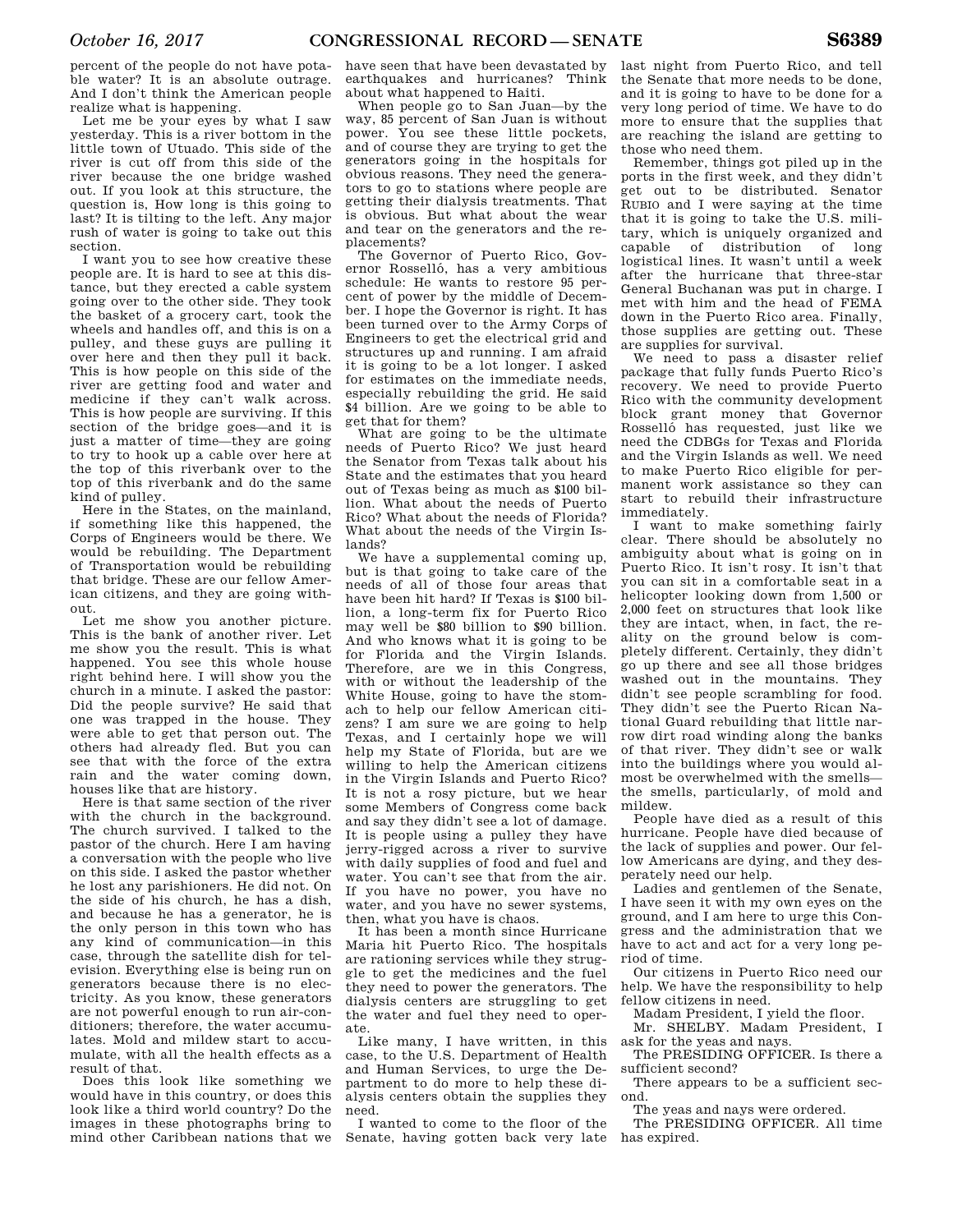percent of the people do not have potable water? It is an absolute outrage. And I don't think the American people realize what is happening.

Let me be your eyes by what I saw yesterday. This is a river bottom in the little town of Utuado. This side of the river is cut off from this side of the river because the one bridge washed out. If you look at this structure, the question is, How long is this going to last? It is tilting to the left. Any major rush of water is going to take out this section.

I want you to see how creative these people are. It is hard to see at this distance, but they erected a cable system going over to the other side. They took the basket of a grocery cart, took the wheels and handles off, and this is on a pulley, and these guys are pulling it over here and then they pull it back. This is how people on this side of the river are getting food and water and medicine if they can't walk across. This is how people are surviving. If this section of the bridge goes—and it is just a matter of time—they are going to try to hook up a cable over here at the top of this riverbank over to the top of this riverbank and do the same kind of pulley.

Here in the States, on the mainland, if something like this happened, the Corps of Engineers would be there. We would be rebuilding. The Department of Transportation would be rebuilding that bridge. These are our fellow American citizens, and they are going without.

Let me show you another picture. This is the bank of another river. Let me show you the result. This is what happened. You see this whole house right behind here. I will show you the church in a minute. I asked the pastor: Did the people survive? He said that one was trapped in the house. They were able to get that person out. The others had already fled. But you can see that with the force of the extra rain and the water coming down, houses like that are history.

Here is that same section of the river with the church in the background. The church survived. I talked to the pastor of the church. Here I am having a conversation with the people who live on this side. I asked the pastor whether he lost any parishioners. He did not. On the side of his church, he has a dish, and because he has a generator, he is the only person in this town who has any kind of communication—in this case, through the satellite dish for television. Everything else is being run on generators because there is no electricity. As you know, these generators are not powerful enough to run air-conditioners; therefore, the water accumulates. Mold and mildew start to accumulate, with all the health effects as a result of that.

Does this look like something we would have in this country, or does this look like a third world country? Do the images in these photographs bring to mind other Caribbean nations that we have seen that have been devastated by earthquakes and hurricanes? Think about what happened to Haiti.

When people go to San Juan—by the way, 85 percent of San Juan is without power. You see these little pockets, and of course they are trying to get the generators going in the hospitals for obvious reasons. They need the generators to go to stations where people are getting their dialysis treatments. That is obvious. But what about the wear and tear on the generators and the replacements?

The Governor of Puerto Rico, Governor Rosselló, has a very ambitious schedule: He wants to restore 95 percent of power by the middle of December. I hope the Governor is right. It has been turned over to the Army Corps of Engineers to get the electrical grid and structures up and running. I am afraid it is going to be a lot longer. I asked for estimates on the immediate needs, especially rebuilding the grid. He said $4 billion. Are we going to be able to get that for them?

What are going to be the ultimate needs of Puerto Rico? We just heard the Senator from Texas talk about his State and the estimates that you heard out of Texas being as much as $100 billion. What about the needs of Puerto Rico? What about the needs of Florida? What about the needs of the Virgin Islands?

We have a supplemental coming up, but is that going to take care of the needs of all of those four areas that have been hit hard? If Texas is $100 billion, a long-term fix for Puerto Rico may well be $80 billion to $90 billion. And who knows what it is going to be for Florida and the Virgin Islands. Therefore, are we in this Congress, with or without the leadership of the White House, going to have the stomach to help our fellow American citizens? I am sure we are going to help Texas, and I certainly hope we will help my State of Florida, but are we willing to help the American citizens in the Virgin Islands and Puerto Rico? It is not a rosy picture, but we hear some Members of Congress come back and say they didn't see a lot of damage. It is people using a pulley they have jerry-rigged across a river to survive with daily supplies of food and fuel and water. You can't see that from the air. If you have no power, you have no water, and you have no sewer systems, then, what you have is chaos.

It has been a month since Hurricane Maria hit Puerto Rico. The hospitals are rationing services while they struggle to get the medicines and the fuel they need to power the generators. The dialysis centers are struggling to get the water and fuel they need to operate.

Like many, I have written, in this case, to the U.S. Department of Health and Human Services, to urge the Department to do more to help these dialysis centers obtain the supplies they need.

I wanted to come to the floor of the Senate, having gotten back very late last night from Puerto Rico, and tell the Senate that more needs to be done, and it is going to have to be done for a very long period of time. We have to do more to ensure that the supplies that are reaching the island are getting to those who need them.

Remember, things got piled up in the ports in the first week, and they didn't get out to be distributed. Senator RUBIO and I were saying at the time that it is going to take the U.S. military, which is uniquely organized and capable of distribution of long logistical lines. It wasn't until a week after the hurricane that three-star General Buchanan was put in charge. I met with him and the head of FEMA down in the Puerto Rico area. Finally, those supplies are getting out. These are supplies for survival.

We need to pass a disaster relief package that fully funds Puerto Rico's recovery. We need to provide Puerto Rico with the community development block grant money that Governor Rosselló has requested, just like we need the CDBGs for Texas and Florida and the Virgin Islands as well. We need to make Puerto Rico eligible for permanent work assistance so they can start to rebuild their infrastructure immediately.

I want to make something fairly clear. There should be absolutely no ambiguity about what is going on in Puerto Rico. It isn't rosy. It isn't that you can sit in a comfortable seat in a helicopter looking down from 1,500 or 2,000 feet on structures that look like they are intact, when, in fact, the reality on the ground below is completely different. Certainly, they didn't go up there and see all those bridges washed out in the mountains. They didn't see people scrambling for food. They didn't see the Puerto Rican National Guard rebuilding that little narrow dirt road winding along the banks of that river. They didn't see or walk into the buildings where you would almost be overwhelmed with the smells—the smells, particularly, of mold and mildew.

People have died as a result of this hurricane. People have died because of the lack of supplies and power. Our fellow Americans are dying, and they desperately need our help.

Ladies and gentlemen of the Senate, I have seen it with my own eyes on the ground, and I am here to urge this Congress and the administration that we have to act and act for a very long period of time.

Our citizens in Puerto Rico need our help. We have the responsibility to help fellow citizens in need.

Madam President, I yield the floor.

Mr. SHELBY. Madam President, I ask for the yeas and nays.

The PRESIDING OFFICER. Is there a sufficient second?

There appears to be a sufficient second.

The yeas and nays were ordered.

The PRESIDING OFFICER. All time has expired.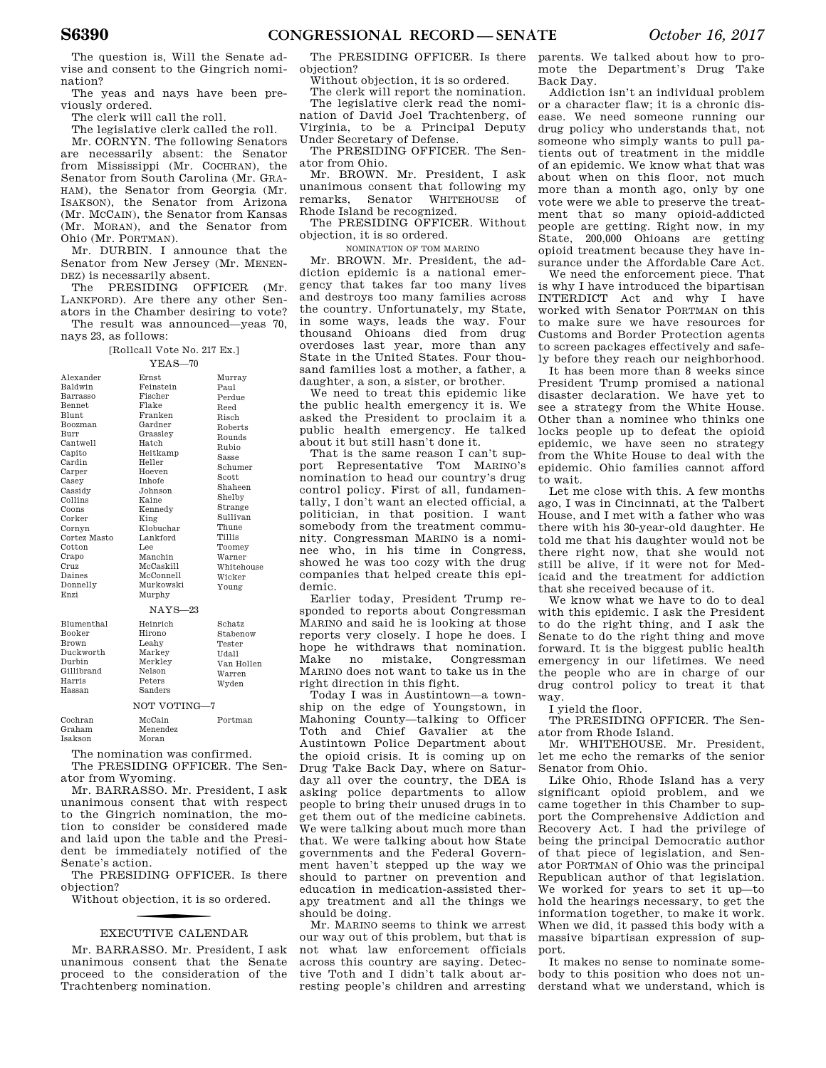The question is, Will the Senate advise and consent to the Gingrich nomination?

The yeas and nays have been previously ordered.

The clerk will call the roll.

The legislative clerk called the roll.

Mr. CORNYN. The following Senators are necessarily absent: the Senator from Mississippi (Mr. COCHRAN), the Senator from South Carolina (Mr. GRAHAM), the Senator from Georgia (Mr. ISAKSON), the Senator from Arizona (Mr. MCCAIN), the Senator from Kansas (Mr. MORAN), and the Senator from Ohio (Mr. PORTMAN).

Mr. DURBIN. I announce that the Senator from New Jersey (Mr. MENENDEZ) is necessarily absent.

The PRESIDING OFFICER (Mr. LANKFORD). Are there any other Senators in the Chamber desiring to vote?

The result was announced—yeas 70, nays 23, as follows:

[Rollcall Vote No. 217 Ex.]

YEAS—70

| | | |
|---|---|---|
| Alexander | Ernst | Murray |
| Baldwin | Feinstein | Paul |
| Barrasso | Fischer | Perdue |
| Bennet | Flake | Reed |
| Blunt | Franken | Risch |
| Boozman | Gardner | Roberts |
| Burr | Grassley | Rounds |
| Cantwell | Hatch | Rubio |
| Capito | Heitkamp | Sasse |
| Cardin | Heller | Schumer |
| Carper | Hoeven | Scott |
| Casey | Inhofe | Shaheen |
| Cassidy | Johnson | Shelby |
| Collins | Kaine | Strange |
| Coons | Kennedy | Sullivan |
| Corker | King | Thune |
| Cornyn | Klobuchar | Tillis |
| Cortez Masto | Lankford | Toomey |
| Cotton | Lee | Warner |
| Crapo | Manchin | Whitehouse |
| Cruz | McCaskill | Wicker |
| Daines | McConnell | Young |
| Donnelly | Murkowski | |
| Enzi | Murphy | |

NAYS—23

| | | |
|---|---|---|
| Blumenthal | Heinrich | Schatz |
| Booker | Hirono | Stabenow |
| Brown | Leahy | Tester |
| Duckworth | Markey | Udall |
| Durbin | Merkley | Van Hollen |
| Gillibrand | Nelson | Warren |
| Harris | Peters | Wyden |
| Hassan | Sanders | |

NOT VOTING—7

| | | |
|---|---|---|
| Cochran | McCain | Portman |
| Graham | Menendez | |
| Isakson | Moran | |

The nomination was confirmed.

The PRESIDING OFFICER. The Senator from Wyoming.

Mr. BARRASSO. Mr. President, I ask unanimous consent that with respect to the Gingrich nomination, the motion to consider be considered made and laid upon the table and the President be immediately notified of the Senate's action.

The PRESIDING OFFICER. Is there objection?

Without objection, it is so ordered.

## EXECUTIVE CALENDAR

Mr. BARRASSO. Mr. President, I ask unanimous consent that the Senate proceed to the consideration of the Trachtenberg nomination.

The PRESIDING OFFICER. Is there objection?

Without objection, it is so ordered.

The clerk will report the nomination.

The legislative clerk read the nomination of David Joel Trachtenberg, of Virginia, to be a Principal Deputy Under Secretary of Defense.

The PRESIDING OFFICER. The Senator from Ohio.

Mr. BROWN. Mr. President, I ask unanimous consent that following my remarks, Senator WHITEHOUSE of Rhode Island be recognized.

The PRESIDING OFFICER. Without objection, it is so ordered.

### NOMINATION OF TOM MARINO

Mr. BROWN. Mr. President, the addiction epidemic is a national emergency that takes far too many lives and destroys too many families across the country. Unfortunately, my State, in some ways, leads the way. Four thousand Ohioans died from drug overdoses last year, more than any State in the United States. Four thousand families lost a mother, a father, a daughter, a son, a sister, or brother.

We need to treat this epidemic like the public health emergency it is. We asked the President to proclaim it a public health emergency. He talked about it but still hasn't done it.

That is the same reason I can't support Representative TOM MARINO's nomination to head our country's drug control policy. First of all, fundamentally, I don't want an elected official, a politician, in that position. I want somebody from the treatment community. Congressman MARINO is a nominee who, in his time in Congress, showed he was too cozy with the drug companies that helped create this epidemic.

Earlier today, President Trump responded to reports about Congressman MARINO and said he is looking at those reports very closely. I hope he does. I hope he withdraws that nomination. Make no mistake, Congressman MARINO does not want to take us in the right direction in this fight.

Today I was in Austintown—a township on the edge of Youngstown, in Mahoning County—talking to Officer Toth and Chief Gavalier at the Austintown Police Department about the opioid crisis. It is coming up on Drug Take Back Day, where on Saturday all over the country, the DEA is asking police departments to allow people to bring their unused drugs in to get them out of the medicine cabinets. We were talking about much more than that. We were talking about how State governments and the Federal Government haven't stepped up the way we should to partner on prevention and education in medication-assisted therapy treatment and all the things we should be doing.

Mr. MARINO seems to think we arrest our way out of this problem, but that is not what law enforcement officials across this country are saying. Detective Toth and I didn't talk about arresting people's children and arresting parents. We talked about how to promote the Department's Drug Take Back Day.

Addiction isn't an individual problem or a character flaw; it is a chronic disease. We need someone running our drug policy who understands that, not someone who simply wants to pull patients out of treatment in the middle of an epidemic. We know what that was about when on this floor, not much more than a month ago, only by one vote were we able to preserve the treatment that so many opioid-addicted people are getting. Right now, in my State, 200,000 Ohioans are getting opioid treatment because they have insurance under the Affordable Care Act.

We need the enforcement piece. That is why I have introduced the bipartisan INTERDICT Act and why I have worked with Senator PORTMAN on this to make sure we have resources for Customs and Border Protection agents to screen packages effectively and safely before they reach our neighborhood.

It has been more than 8 weeks since President Trump promised a national disaster declaration. We have yet to see a strategy from the White House. Other than a nominee who thinks one locks people up to defeat the opioid epidemic, we have seen no strategy from the White House to deal with the epidemic. Ohio families cannot afford to wait.

Let me close with this. A few months ago, I was in Cincinnati, at the Talbert House, and I met with a father who was there with his 30-year-old daughter. He told me that his daughter would not be there right now, that she would not still be alive, if it were not for Medicaid and the treatment for addiction that she received because of it.

We know what we have to do to deal with this epidemic. I ask the President to do the right thing, and I ask the Senate to do the right thing and move forward. It is the biggest public health emergency in our lifetimes. We need the people who are in charge of our drug control policy to treat it that way.

I yield the floor.

The PRESIDING OFFICER. The Senator from Rhode Island.

Mr. WHITEHOUSE. Mr. President, let me echo the remarks of the senior Senator from Ohio.

Like Ohio, Rhode Island has a very significant opioid problem, and we came together in this Chamber to support the Comprehensive Addiction and Recovery Act. I had the privilege of being the principal Democratic author of that piece of legislation, and Senator PORTMAN of Ohio was the principal Republican author of that legislation. We worked for years to set it up—to hold the hearings necessary, to get the information together, to make it work. When we did, it passed this body with a massive bipartisan expression of support.

It makes no sense to nominate somebody to this position who does not understand what we understand, which is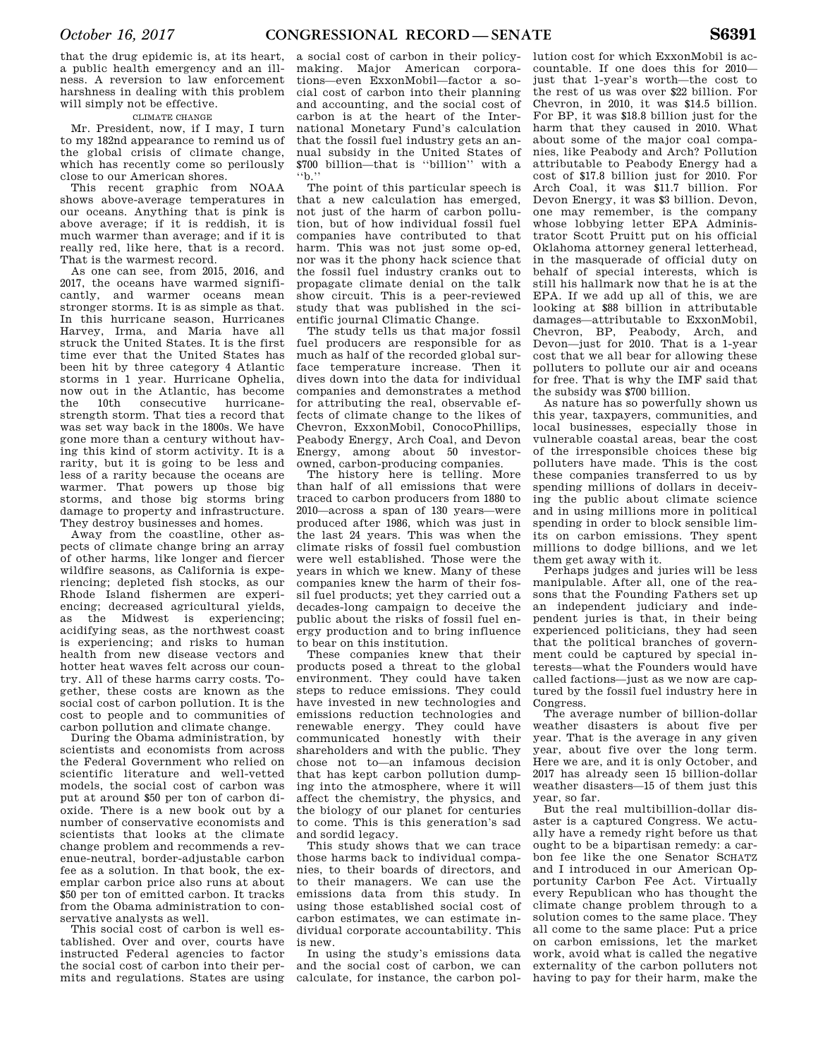that the drug epidemic is, at its heart, a public health emergency and an illness. A reversion to law enforcement harshness in dealing with this problem will simply not be effective.

## CLIMATE CHANGE

Mr. President, now, if I may, I turn to my 182nd appearance to remind us of the global crisis of climate change, which has recently come so perilously close to our American shores.

This recent graphic from NOAA shows above-average temperatures in our oceans. Anything that is pink is above average; if it is reddish, it is much warmer than average; and if it is really red, like here, that is a record. That is the warmest record.

As one can see, from 2015, 2016, and 2017, the oceans have warmed significantly, and warmer oceans mean stronger storms. It is as simple as that. In this hurricane season, Hurricanes Harvey, Irma, and Maria have all struck the United States. It is the first time ever that the United States has been hit by three category 4 Atlantic storms in 1 year. Hurricane Ophelia, now out in the Atlantic, has become the 10th consecutive hurricane-strength storm. That ties a record that was set way back in the 1800s. We have gone more than a century without having this kind of storm activity. It is a rarity, but it is going to be less and less of a rarity because the oceans are warmer. That powers up those big storms, and those big storms bring damage to property and infrastructure. They destroy businesses and homes.

Away from the coastline, other aspects of climate change bring an array of other harms, like longer and fiercer wildfire seasons, as California is experiencing; depleted fish stocks, as our Rhode Island fishermen are experiencing; decreased agricultural yields, as the Midwest is experiencing; acidifying seas, as the northwest coast is experiencing; and risks to human health from new disease vectors and hotter heat waves felt across our country. All of these harms carry costs. Together, these costs are known as the social cost of carbon pollution. It is the cost to people and to communities of carbon pollution and climate change.

During the Obama administration, by scientists and economists from across the Federal Government who relied on scientific literature and well-vetted models, the social cost of carbon was put at around $50 per ton of carbon dioxide. There is a new book out by a number of conservative economists and scientists that looks at the climate change problem and recommends a revenue-neutral, border-adjustable carbon fee as a solution. In that book, the exemplar carbon price also runs at about $50 per ton of emitted carbon. It tracks from the Obama administration to conservative analysts as well.

This social cost of carbon is well established. Over and over, courts have instructed Federal agencies to factor the social cost of carbon into their permits and regulations. States are using a social cost of carbon in their policymaking. Major American corporations—even ExxonMobil—factor a social cost of carbon into their planning and accounting, and the social cost of carbon is at the heart of the International Monetary Fund's calculation that the fossil fuel industry gets an annual subsidy in the United States of $700 billion—that is "billion" with a "b."

The point of this particular speech is that a new calculation has emerged, not just of the harm of carbon pollution, but of how individual fossil fuel companies have contributed to that harm. This was not just some op-ed, nor was it the phony hack science that the fossil fuel industry cranks out to propagate climate denial on the talk show circuit. This is a peer-reviewed study that was published in the scientific journal Climatic Change.

The study tells us that major fossil fuel producers are responsible for as much as half of the recorded global surface temperature increase. Then it dives down into the data for individual companies and demonstrates a method for attributing the real, observable effects of climate change to the likes of Chevron, ExxonMobil, ConocoPhillips, Peabody Energy, Arch Coal, and Devon Energy, among about 50 investor-owned, carbon-producing companies.

The history here is telling. More than half of all emissions that were traced to carbon producers from 1880 to 2010—across a span of 130 years—were produced after 1986, which was just in the last 24 years. This was when the climate risks of fossil fuel combustion were well established. Those were the years in which we knew. Many of these companies knew the harm of their fossil fuel products; yet they carried out a decades-long campaign to deceive the public about the risks of fossil fuel energy production and to bring influence to bear on this institution.

These companies knew that their products posed a threat to the global environment. They could have taken steps to reduce emissions. They could have invested in new technologies and emissions reduction technologies and renewable energy. They could have communicated honestly with their shareholders and with the public. They chose not to—an infamous decision that has kept carbon pollution dumping into the atmosphere, where it will affect the chemistry, the physics, and the biology of our planet for centuries to come. This is this generation's sad and sordid legacy.

This study shows that we can trace those harms back to individual companies, to their boards of directors, and to their managers. We can use the emissions data from this study. In using those established social cost of carbon estimates, we can estimate individual corporate accountability. This is new.

In using the study's emissions data and the social cost of carbon, we can calculate, for instance, the carbon pollution cost for which ExxonMobil is accountable. If one does this for 2010—just that 1-year's worth—the cost to the rest of us was over $22 billion. For Chevron, in 2010, it was $14.5 billion. For BP, it was $18.8 billion just for the harm that they caused in 2010. What about some of the major coal companies, like Peabody and Arch? Pollution attributable to Peabody Energy had a cost of $17.8 billion just for 2010. For Arch Coal, it was $11.7 billion. For Devon Energy, it was $3 billion. Devon, one may remember, is the company whose lobbying letter EPA Administrator Scott Pruitt put on his official Oklahoma attorney general letterhead, in the masquerade of official duty on behalf of special interests, which is still his hallmark now that he is at the EPA. If we add up all of this, we are looking at $88 billion in attributable damages—attributable to ExxonMobil, Chevron, BP, Peabody, Arch, and Devon—just for 2010. That is a 1-year cost that we all bear for allowing these polluters to pollute our air and oceans for free. That is why the IMF said that the subsidy was $700 billion.

As nature has so powerfully shown us this year, taxpayers, communities, and local businesses, especially those in vulnerable coastal areas, bear the cost of the irresponsible choices these big polluters have made. This is the cost these companies transferred to us by spending millions of dollars in deceiving the public about climate science and in using millions more in political spending in order to block sensible limits on carbon emissions. They spent millions to dodge billions, and we let them get away with it.

Perhaps judges and juries will be less manipulable. After all, one of the reasons that the Founding Fathers set up an independent judiciary and independent juries is that, in their being experienced politicians, they had seen that the political branches of government could be captured by special interests—what the Founders would have called factions—just as we now are captured by the fossil fuel industry here in Congress.

The average number of billion-dollar weather disasters is about five per year. That is the average in any given year, about five over the long term. Here we are, and it is only October, and 2017 has already seen 15 billion-dollar weather disasters—15 of them just this year, so far.

But the real multibillion-dollar disaster is a captured Congress. We actually have a remedy right before us that ought to be a bipartisan remedy: a carbon fee like the one Senator SCHATZ and I introduced in our American Opportunity Carbon Fee Act. Virtually every Republican who has thought the climate change problem through to a solution comes to the same place. They all come to the same place: Put a price on carbon emissions, let the market work, avoid what is called the negative externality of the carbon polluters not having to pay for their harm, make the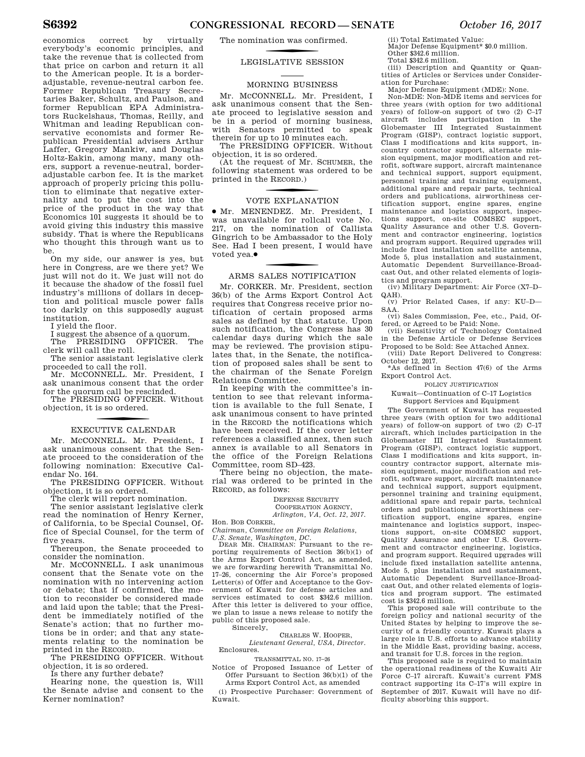economics correct by virtually everybody's economic principles, and take the revenue that is collected from that price on carbon and return it all to the American people. It is a border-adjustable, revenue-neutral carbon fee. Former Republican Treasury Secretaries Baker, Schultz, and Paulson, and former Republican EPA Administrators Ruckelshaus, Thomas, Reilly, and Whitman and leading Republican conservative economists and former Republican Presidential advisers Arthur Laffer, Gregory Mankiw, and Douglas Holtz-Eakin, among many, many others, support a revenue-neutral, border-adjustable carbon fee. It is the market approach of properly pricing this pollution to eliminate that negative externality and to put the cost into the price of the product in the way that Economics 101 suggests it should be to avoid giving this industry this massive subsidy. That is where the Republicans who thought this through want us to be.

On my side, our answer is yes, but here in Congress, are we there yet? We just will not do it. We just will not do it because the shadow of the fossil fuel industry's millions of dollars in deception and political muscle power falls too darkly on this supposedly august institution.

I yield the floor.

I suggest the absence of a quorum.

The PRESIDING OFFICER. The clerk will call the roll.

The senior assistant legislative clerk proceeded to call the roll.

Mr. MCCONNELL. Mr. President, I ask unanimous consent that the order for the quorum call be rescinded.

The PRESIDING OFFICER. Without objection, it is so ordered.

## EXECUTIVE CALENDAR

Mr. MCCONNELL. Mr. President, I ask unanimous consent that the Senate proceed to the consideration of the following nomination: Executive Calendar No. 164.

The PRESIDING OFFICER. Without objection, it is so ordered.

The clerk will report nomination.

The senior assistant legislative clerk read the nomination of Henry Kerner, of California, to be Special Counsel, Office of Special Counsel, for the term of five years.

Thereupon, the Senate proceeded to consider the nomination.

Mr. MCCONNELL. I ask unanimous consent that the Senate vote on the nomination with no intervening action or debate; that if confirmed, the motion to reconsider be considered made and laid upon the table; that the President be immediately notified of the Senate's action; that no further motions be in order; and that any statements relating to the nomination be printed in the RECORD.

The PRESIDING OFFICER. Without objection, it is so ordered.

Is there any further debate?

Hearing none, the question is, Will the Senate advise and consent to the Kerner nomination?

The nomination was confirmed.

## LEGISLATIVE SESSION

## MORNING BUSINESS

Mr. MCCONNELL. Mr. President, I ask unanimous consent that the Senate proceed to legislative session and be in a period of morning business, with Senators permitted to speak therein for up to 10 minutes each.

The PRESIDING OFFICER. Without objection, it is so ordered.

(At the request of Mr. SCHUMER, the following statement was ordered to be printed in the RECORD.)

## VOTE EXPLANATION

● Mr. MENENDEZ. Mr. President, I was unavailable for rollcall vote No. 217, on the nomination of Callista Gingrich to be Ambassador to the Holy See. Had I been present, I would have voted yea.●

## ARMS SALES NOTIFICATION

Mr. CORKER. Mr. President, section 36(b) of the Arms Export Control Act requires that Congress receive prior notification of certain proposed arms sales as defined by that statute. Upon such notification, the Congress has 30 calendar days during which the sale may be reviewed. The provision stipulates that, in the Senate, the notification of proposed sales shall be sent to the chairman of the Senate Foreign Relations Committee.

In keeping with the committee's intention to see that relevant information is available to the full Senate, I ask unanimous consent to have printed in the RECORD the notifications which have been received. If the cover letter references a classified annex, then such annex is available to all Senators in the office of the Foreign Relations Committee, room SD–423.

There being no objection, the material was ordered to be printed in the RECORD, as follows:

DEFENSE SECURITY COOPERATION AGENCY,
*Arlington, VA, Oct. 12, 2017.*

Hon. BOB CORKER,
*Chairman, Committee on Foreign Relations, U.S. Senate, Washington, DC.*

DEAR MR. CHAIRMAN: Pursuant to the reporting requirements of Section 36(b)(1) of the Arms Export Control Act, as amended, we are forwarding herewith Transmittal No. 17–26, concerning the Air Force's proposed Letter(s) of Offer and Acceptance to the Government of Kuwait for defense articles and services estimated to cost $342.6 million. After this letter is delivered to your office, we plan to issue a news release to notify the public of this proposed sale.

Sincerely,

CHARLES W. HOOPER,
*Lieutenant General, USA, Director.*

Enclosures.

TRANSMITTAL NO. 17–26

Notice of Proposed Issuance of Letter of Offer Pursuant to Section 36(b)(1) of the Arms Export Control Act, as amended

(i) Prospective Purchaser: Government of Kuwait.

(ii) Total Estimated Value:

Major Defense Equipment* $0.0 million.

Other $342.6 million.

Total $342.6 million.

(iii) Description and Quantity or Quantities of Articles or Services under Consideration for Purchase:

Major Defense Equipment (MDE): None.

Non-MDE: Non-MDE items and services for three years (with option for two additional years) of follow-on support of two (2) C–17 aircraft includes participation in the Globemaster III Integrated Sustainment Program (GISP), contract logistic support, Class I modifications and kits support, in-country contractor support, alternate mission equipment, major modification and retrofit, software support, aircraft maintenance and technical support, support equipment, personnel training and training equipment, additional spare and repair parts, technical orders and publications, airworthiness certification support, engine spares, engine maintenance and logistics support, inspections support, on-site COMSEC support, Quality Assurance and other U.S. Government and contractor engineering, logistics and program support. Required upgrades will include fixed installation satellite antenna, Mode 5, plus installation and sustainment, Automatic Dependent Surveillance-Broadcast Out, and other related elements of logistics and program support.

(iv) Military Department: Air Force (X7–D–QAH).

(v) Prior Related Cases, if any: KU–D—SAA.

(vi) Sales Commission, Fee, etc., Paid, Offered, or Agreed to be Paid: None.

(vii) Sensitivity of Technology Contained in the Defense Article or Defense Services Proposed to be Sold: See Attached Annex.

(viii) Date Report Delivered to Congress: October 12, 2017.

*As defined in Section 47(6) of the Arms Export Control Act.

POLICY JUSTIFICATION

Kuwait—Continuation of C–17 Logistics Support Services and Equipment

The Government of Kuwait has requested three years (with option for two additional years) of follow-on support of two (2) C–17 aircraft, which includes participation in the Globemaster III Integrated Sustainment Program (GISP), contract logistic support, Class I modifications and kits support, in-country contractor support, alternate mission equipment, major modification and retrofit, software support, aircraft maintenance and technical support, support equipment, personnel training and training equipment, additional spare and repair parts, technical orders and publications, airworthiness certification support, engine spares, engine maintenance and logistics support, inspections support, on-site COMSEC support, Quality Assurance and other U.S. Government and contractor engineering, logistics, and program support. Required upgrades will include fixed installation satellite antenna, Mode 5, plus installation and sustainment, Automatic Dependent Surveillance-Broadcast Out, and other related elements of logistics and program support. The estimated cost is $342.6 million.

This proposed sale will contribute to the foreign policy and national security of the United States by helping to improve the security of a friendly country. Kuwait plays a large role in U.S. efforts to advance stability in the Middle East, providing basing, access, and transit for U.S. forces in the region.

This proposed sale is required to maintain the operational readiness of the Kuwaiti Air Force C–17 aircraft. Kuwait's current FMS contract supporting its C–17's will expire in September of 2017. Kuwait will have no difficulty absorbing this support.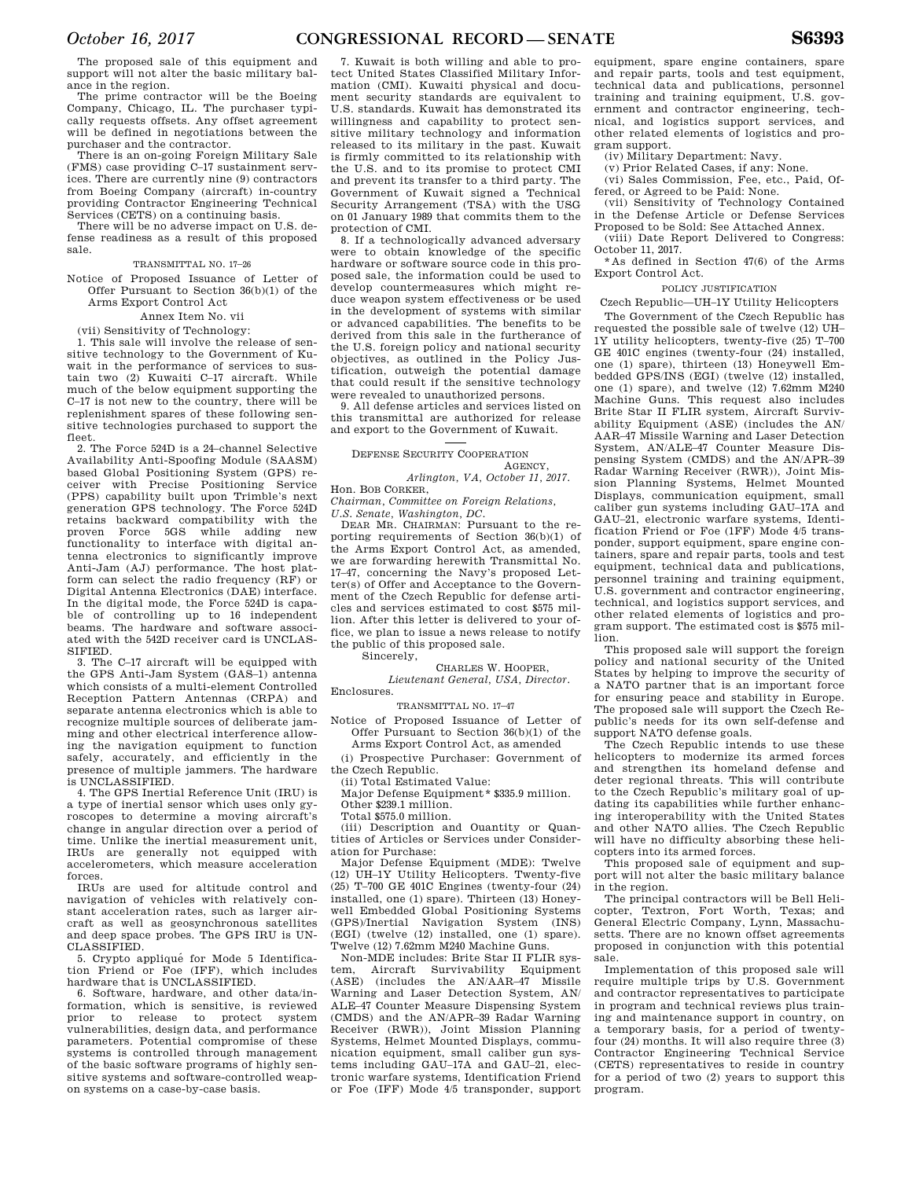The proposed sale of this equipment and support will not alter the basic military balance in the region.

The prime contractor will be the Boeing Company, Chicago, IL. The purchaser typically requests offsets. Any offset agreement will be defined in negotiations between the purchaser and the contractor.

There is an on-going Foreign Military Sale (FMS) case providing C–17 sustainment services. There are currently nine (9) contractors from Boeing Company (aircraft) in-country providing Contractor Engineering Technical Services (CETS) on a continuing basis.

There will be no adverse impact on U.S. defense readiness as a result of this proposed sale.

TRANSMITTAL NO. 17–26

Notice of Proposed Issuance of Letter of Offer Pursuant to Section 36(b)(1) of the Arms Export Control Act

Annex Item No. vii

(vii) Sensitivity of Technology:

1. This sale will involve the release of sensitive technology to the Government of Kuwait in the performance of services to sustain two (2) Kuwaiti C–17 aircraft. While much of the below equipment supporting the C–17 is not new to the country, there will be replenishment spares of these following sensitive technologies purchased to support the fleet.

2. The Force 524D is a 24–channel Selective Availability Anti-Spoofing Module (SAASM) based Global Positioning System (GPS) receiver with Precise Positioning Service (PPS) capability built upon Trimble's next generation GPS technology. The Force 524D retains backward compatibility with the proven Force 5GS while adding new functionality to interface with digital antenna electronics to significantly improve Anti-Jam (AJ) performance. The host platform can select the radio frequency (RF) or Digital Antenna Electronics (DAE) interface. In the digital mode, the Force 524D is capable of controlling up to 16 independent beams. The hardware and software associated with the 542D receiver card is UNCLASSIFIED.

3. The C–17 aircraft will be equipped with the GPS Anti-Jam System (GAS–1) antenna which consists of a multi-element Controlled Reception Pattern Antennas (CRPA) and separate antenna electronics which is able to recognize multiple sources of deliberate jamming and other electrical interference allowing the navigation equipment to function safely, accurately, and efficiently in the presence of multiple jammers. The hardware is UNCLASSIFIED.

4. The GPS Inertial Reference Unit (IRU) is a type of inertial sensor which uses only gyroscopes to determine a moving aircraft's change in angular direction over a period of time. Unlike the inertial measurement unit, IRUs are generally not equipped with accelerometers, which measure acceleration forces.

IRUs are used for altitude control and navigation of vehicles with relatively constant acceleration rates, such as larger aircraft as well as geosynchronous satellites and deep space probes. The GPS IRU is UNCLASSIFIED.

5. Crypto appliqué for Mode 5 Identification Friend or Foe (IFF), which includes hardware that is UNCLASSIFIED.

6. Software, hardware, and other data/information, which is sensitive, is reviewed prior to release to protect system vulnerabilities, design data, and performance parameters. Potential compromise of these systems is controlled through management of the basic software programs of highly sensitive systems and software-controlled weapon systems on a case-by-case basis.

7. Kuwait is both willing and able to protect United States Classified Military Information (CMI). Kuwaiti physical and document security standards are equivalent to U.S. standards. Kuwait has demonstrated its willingness and capability to protect sensitive military technology and information released to its military in the past. Kuwait is firmly committed to its relationship with the U.S. and to its promise to protect CMI and prevent its transfer to a third party. The Government of Kuwait signed a Technical Security Arrangement (TSA) with the USG on 01 January 1989 that commits them to the protection of CMI.

8. If a technologically advanced adversary were to obtain knowledge of the specific hardware or software source code in this proposed sale, the information could be used to develop countermeasures which might reduce weapon system effectiveness or be used in the development of systems with similar or advanced capabilities. The benefits to be derived from this sale in the furtherance of the U.S. foreign policy and national security objectives, as outlined in the Policy Justification, outweigh the potential damage that could result if the sensitive technology were revealed to unauthorized persons.

9. All defense articles and services listed on this transmittal are authorized for release and export to the Government of Kuwait.

DEFENSE SECURITY COOPERATION AGENCY,
*Arlington, VA, October 11, 2017.*

Hon. BOB CORKER,
*Chairman, Committee on Foreign Relations, U.S. Senate, Washington, DC.*

DEAR MR. CHAIRMAN: Pursuant to the reporting requirements of Section 36(b)(1) of the Arms Export Control Act, as amended, we are forwarding herewith Transmittal No. 17–47, concerning the Navy's proposed Letter(s) of Offer and Acceptance to the Government of the Czech Republic for defense articles and services estimated to cost $575 million. After this letter is delivered to your office, we plan to issue a news release to notify the public of this proposed sale.

Sincerely,

CHARLES W. HOOPER,
*Lieutenant General, USA, Director.*

Enclosures.

TRANSMITTAL NO. 17–47

Notice of Proposed Issuance of Letter of Offer Pursuant to Section 36(b)(1) of the Arms Export Control Act, as amended

(i) Prospective Purchaser: Government of the Czech Republic.

(ii) Total Estimated Value:

Major Defense Equipment* $335.9 million.

Other $239.1 million.

Total $575.0 million.

(iii) Description and Quantity or Quantities of Articles or Services under Consideration for Purchase:

Major Defense Equipment (MDE): Twelve (12) UH–1Y Utility Helicopters. Twenty-five (25) T–700 GE 401C Engines (twenty-four (24) installed, one (1) spare). Thirteen (13) Honeywell Embedded Global Positioning Systems (GPS)/Inertial Navigation System (INS) (EGI) (twelve (12) installed, one (1) spare). Twelve (12) 7.62mm M240 Machine Guns.

Non-MDE includes: Brite Star II FLIR system, Aircraft Survivability Equipment (ASE) (includes the AN/AAR–47 Missile Warning and Laser Detection System, AN/ALE–47 Counter Measure Dispensing System (CMDS) and the AN/APR–39 Radar Warning Receiver (RWR)), Joint Mission Planning Systems, Helmet Mounted Displays, communication equipment, small caliber gun systems including GAU–17A and GAU–21, electronic warfare systems, Identification Friend or Foe (IFF) Mode 4/5 transponder, support equipment, spare engine containers, spare and repair parts, tools and test equipment, technical data and publications, personnel training and training equipment, U.S. government and contractor engineering, technical, and logistics support services, and other related elements of logistics and program support.

(iv) Military Department: Navy.

(v) Prior Related Cases, if any: None.

(vi) Sales Commission, Fee, etc., Paid, Offered, or Agreed to be Paid: None.

(vii) Sensitivity of Technology Contained in the Defense Article or Defense Services Proposed to be Sold: See Attached Annex.

(viii) Date Report Delivered to Congress: October 11, 2017.

*As defined in Section 47(6) of the Arms Export Control Act.

POLICY JUSTIFICATION

Czech Republic—UH–1Y Utility Helicopters

The Government of the Czech Republic has requested the possible sale of twelve (12) UH–1Y utility helicopters, twenty-five (25) T–700 GE 401C engines (twenty-four (24) installed, one (1) spare), thirteen (13) Honeywell Embedded GPS/INS (EGI) (twelve (12) installed, one (1) spare), and twelve (12) 7.62mm M240 Machine Guns. This request also includes Brite Star II FLIR system, Aircraft Survivability Equipment (ASE) (includes the AN/AAR–47 Missile Warning and Laser Detection System, AN/ALE–47 Counter Measure Dispensing System (CMDS) and the AN/APR–39 Radar Warning Receiver (RWR)), Joint Mission Planning Systems, Helmet Mounted Displays, communication equipment, small caliber gun systems including GAU–17A and GAU–21, electronic warfare systems, Identification Friend or Foe (IFF) Mode 4/5 transponder, support equipment, spare engine containers, spare and repair parts, tools and test equipment, technical data and publications, personnel training and training equipment, U.S. government and contractor engineering, technical, and logistics support services, and other related elements of logistics and program support. The estimated cost is $575 million.

This proposed sale will support the foreign policy and national security of the United States by helping to improve the security of a NATO partner that is an important force for ensuring peace and stability in Europe. The proposed sale will support the Czech Republic's needs for its own self-defense and support NATO defense goals.

The Czech Republic intends to use these helicopters to modernize its armed forces and strengthen its homeland defense and deter regional threats. This will contribute to the Czech Republic's military goal of updating its capabilities while further enhancing interoperability with the United States and other NATO allies. The Czech Republic will have no difficulty absorbing these helicopters into its armed forces.

This proposed sale of equipment and support will not alter the basic military balance in the region.

The principal contractors will be Bell Helicopter, Textron, Fort Worth, Texas; and General Electric Company, Lynn, Massachusetts. There are no known offset agreements proposed in conjunction with this potential sale.

Implementation of this proposed sale will require multiple trips by U.S. Government and contractor representatives to participate in program and technical reviews plus training and maintenance support in country, on a temporary basis, for a period of twenty-four (24) months. It will also require three (3) Contractor Engineering Technical Service (CETS) representatives to reside in country for a period of two (2) years to support this program.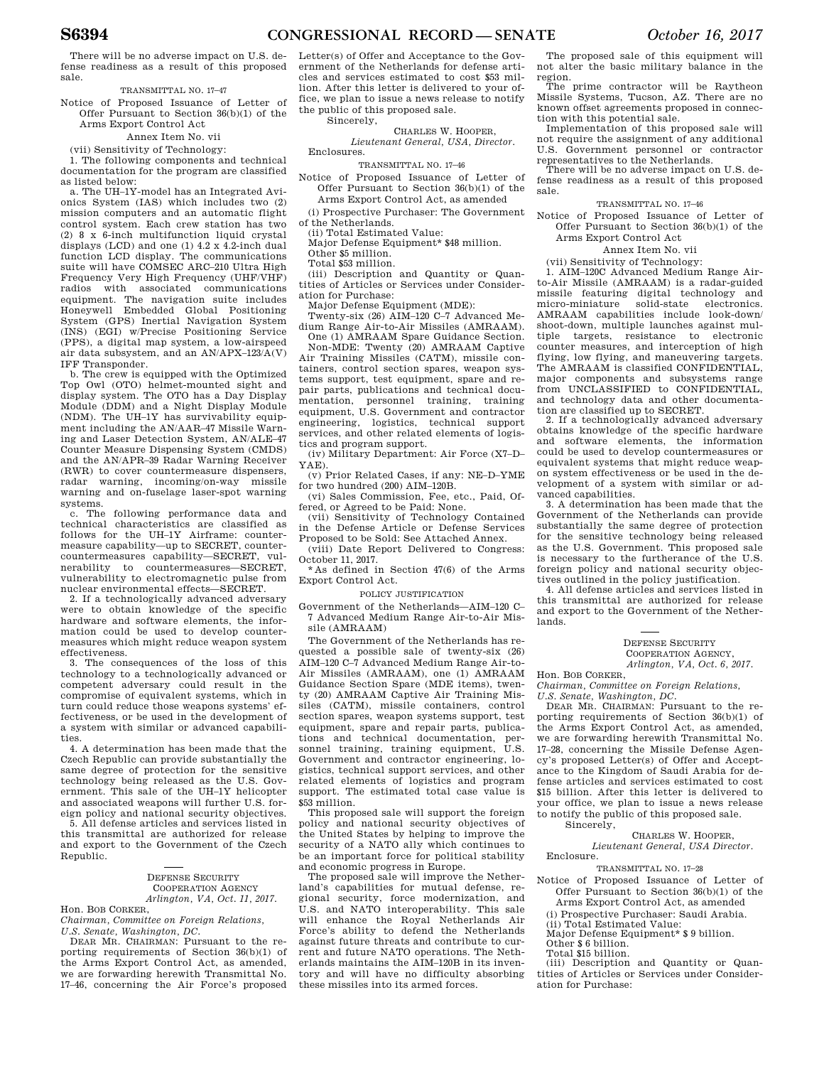There will be no adverse impact on U.S. defense readiness as a result of this proposed sale.

TRANSMITTAL NO. 17–47

Notice of Proposed Issuance of Letter of Offer Pursuant to Section 36(b)(1) of the Arms Export Control Act

Annex Item No. vii

(vii) Sensitivity of Technology:

1. The following components and technical documentation for the program are classified as listed below:

a. The UH–1Y-model has an Integrated Avionics System (IAS) which includes two (2) mission computers and an automatic flight control system. Each crew station has two (2) 8 x 6-inch multifunction liquid crystal displays (LCD) and one (1) 4.2 x 4.2-inch dual function LCD display. The communications suite will have COMSEC ARC–210 Ultra High Frequency Very High Frequency (UHF/VHF) radios with associated communications equipment. The navigation suite includes Honeywell Embedded Global Positioning System (GPS) Inertial Navigation System (INS) (EGI) w/Precise Positioning Service (PPS), a digital map system, a low-airspeed air data subsystem, and an AN/APX–123/A(V) IFF Transponder.

b. The crew is equipped with the Optimized Top Owl (OTO) helmet-mounted sight and display system. The OTO has a Day Display Module (DDM) and a Night Display Module (NDM). The UH–1Y has survivability equipment including the AN/AAR–47 Missile Warning and Laser Detection System, AN/ALE–47 Counter Measure Dispensing System (CMDS) and the AN/APR–39 Radar Warning Receiver (RWR) to cover countermeasure dispensers, radar warning, incoming/on-way missile warning and on-fuselage laser-spot warning systems.

c. The following performance data and technical characteristics are classified as follows for the UH–1Y Airframe: countermeasure capability—up to SECRET, counter-countermeasures capability—SECRET, vulnerability to countermeasures—SECRET, vulnerability to electromagnetic pulse from nuclear environmental effects—SECRET.

2. If a technologically advanced adversary were to obtain knowledge of the specific hardware and software elements, the information could be used to develop countermeasures which might reduce weapon system effectiveness.

3. The consequences of the loss of this technology to a technologically advanced or competent adversary could result in the compromise of equivalent systems, which in turn could reduce those weapons systems' effectiveness, or be used in the development of a system with similar or advanced capabilities.

4. A determination has been made that the Czech Republic can provide substantially the same degree of protection for the sensitive technology being released as the U.S. Government. This sale of the UH–1Y helicopter and associated weapons will further U.S. foreign policy and national security objectives.

5. All defense articles and services listed in this transmittal are authorized for release and export to the Government of the Czech Republic.

DEFENSE SECURITY COOPERATION AGENCY
*Arlington, VA, Oct. 11, 2017.*

Hon. BOB CORKER,
*Chairman, Committee on Foreign Relations, U.S. Senate, Washington, DC.*

DEAR MR. CHAIRMAN: Pursuant to the reporting requirements of Section 36(b)(1) of the Arms Export Control Act, as amended, we are forwarding herewith Transmittal No. 17–46, concerning the Air Force's proposed Letter(s) of Offer and Acceptance to the Government of the Netherlands for defense articles and services estimated to cost $53 million. After this letter is delivered to your office, we plan to issue a news release to notify the public of this proposed sale.

Sincerely,

CHARLES W. HOOPER,
*Lieutenant General, USA, Director.*

Enclosures.

TRANSMITTAL NO. 17–46

Notice of Proposed Issuance of Letter of Offer Pursuant to Section 36(b)(1) of the Arms Export Control Act, as amended

(i) Prospective Purchaser: The Government of the Netherlands.

(ii) Total Estimated Value:

Major Defense Equipment* $48 million.

Other $5 million.

Total $53 million.

(iii) Description and Quantity or Quantities of Articles or Services under Consideration for Purchase:

Major Defense Equipment (MDE):

Twenty-six (26) AIM–120 C–7 Advanced Medium Range Air-to-Air Missiles (AMRAAM).

One (1) AMRAAM Spare Guidance Section.

Non-MDE: Twenty (20) AMRAAM Captive Air Training Missiles (CATM), missile containers, control section spares, weapon systems support, test equipment, spare and repair parts, publications and technical documentation, personnel training, training equipment, U.S. Government and contractor engineering, logistics, technical support services, and other related elements of logistics and program support.

(iv) Military Department: Air Force (X7–D–YAE).

(v) Prior Related Cases, if any: NE–D–YME for two hundred (200) AIM–120B.

(vi) Sales Commission, Fee, etc., Paid, Offered, or Agreed to be Paid: None.

(vii) Sensitivity of Technology Contained in the Defense Article or Defense Services Proposed to be Sold: See Attached Annex.

(viii) Date Report Delivered to Congress: October 11, 2017.

*As defined in Section 47(6) of the Arms Export Control Act.

POLICY JUSTIFICATION

Government of the Netherlands—AIM–120 C–7 Advanced Medium Range Air-to-Air Missile (AMRAAM)

The Government of the Netherlands has requested a possible sale of twenty-six (26) AIM–120 C–7 Advanced Medium Range Air-to-Air Missiles (AMRAAM), one (1) AMRAAM Guidance Section Spare (MDE items), twenty (20) AMRAAM Captive Air Training Missiles (CATM), missile containers, control section spares, weapon systems support, test equipment, spare and repair parts, publications and technical documentation, personnel training, training equipment, U.S. Government and contractor engineering, logistics, technical support services, and other related elements of logistics and program support. The estimated total case value is $53 million.

This proposed sale will support the foreign policy and national security objectives of the United States by helping to improve the security of a NATO ally which continues to be an important force for political stability and economic progress in Europe.

The proposed sale will improve the Netherland's capabilities for mutual defense, regional security, force modernization, and U.S. and NATO interoperability. This sale will enhance the Royal Netherlands Air Force's ability to defend the Netherlands against future threats and contribute to current and future NATO operations. The Netherlands maintains the AIM–120B in its inventory and will have no difficulty absorbing these missiles into its armed forces.

The proposed sale of this equipment will not alter the basic military balance in the region.

The prime contractor will be Raytheon Missile Systems, Tucson, AZ. There are no known offset agreements proposed in connection with this potential sale.

Implementation of this proposed sale will not require the assignment of any additional U.S. Government personnel or contractor representatives to the Netherlands.

There will be no adverse impact on U.S. defense readiness as a result of this proposed sale.

TRANSMITTAL NO. 17–46

Notice of Proposed Issuance of Letter of Offer Pursuant to Section 36(b)(1) of the Arms Export Control Act

Annex Item No. vii

(vii) Sensitivity of Technology:

1. AIM–120C Advanced Medium Range Air-to-Air Missile (AMRAAM) is a radar-guided missile featuring digital technology and micro-miniature solid-state electronics. AMRAAM capabilities include look-down/shoot-down, multiple launches against multiple targets, resistance to electronic counter measures, and interception of high flying, low flying, and maneuvering targets. The AMRAAM is classified CONFIDENTIAL, major components and subsystems range from UNCLASSIFIED to CONFIDENTIAL, and technology data and other documentation are classified up to SECRET.

2. If a technologically advanced adversary obtains knowledge of the specific hardware and software elements, the information could be used to develop countermeasures or equivalent systems that might reduce weapon system effectiveness or be used in the development of a system with similar or advanced capabilities.

3. A determination has been made that the Government of the Netherlands can provide substantially the same degree of protection for the sensitive technology being released as the U.S. Government. This proposed sale is necessary to the furtherance of the U.S. foreign policy and national security objectives outlined in the policy justification.

4. All defense articles and services listed in this transmittal are authorized for release and export to the Government of the Netherlands.

DEFENSE SECURITY COOPERATION AGENCY,
*Arlington, VA, Oct. 6, 2017.*

Hon. BOB CORKER,
*Chairman, Committee on Foreign Relations, U.S. Senate, Washington, DC.*

DEAR MR. CHAIRMAN: Pursuant to the reporting requirements of Section 36(b)(1) of the Arms Export Control Act, as amended, we are forwarding herewith Transmittal No. 17–28, concerning the Missile Defense Agency's proposed Letter(s) of Offer and Acceptance to the Kingdom of Saudi Arabia for defense articles and services estimated to cost $15 billion. After this letter is delivered to your office, we plan to issue a news release to notify the public of this proposed sale.

Sincerely,

CHARLES W. HOOPER,
*Lieutenant General, USA Director.*

Enclosure.

TRANSMITTAL NO. 17–28

Notice of Proposed Issuance of Letter of Offer Pursuant to Section 36(b)(1) of the Arms Export Control Act, as amended

(i) Prospective Purchaser: Saudi Arabia.

(ii) Total Estimated Value:

Major Defense Equipment* $ 9 billion.

Other $ 6 billion.

Total $15 billion.

(iii) Description and Quantity or Quantities of Articles or Services under Consideration for Purchase: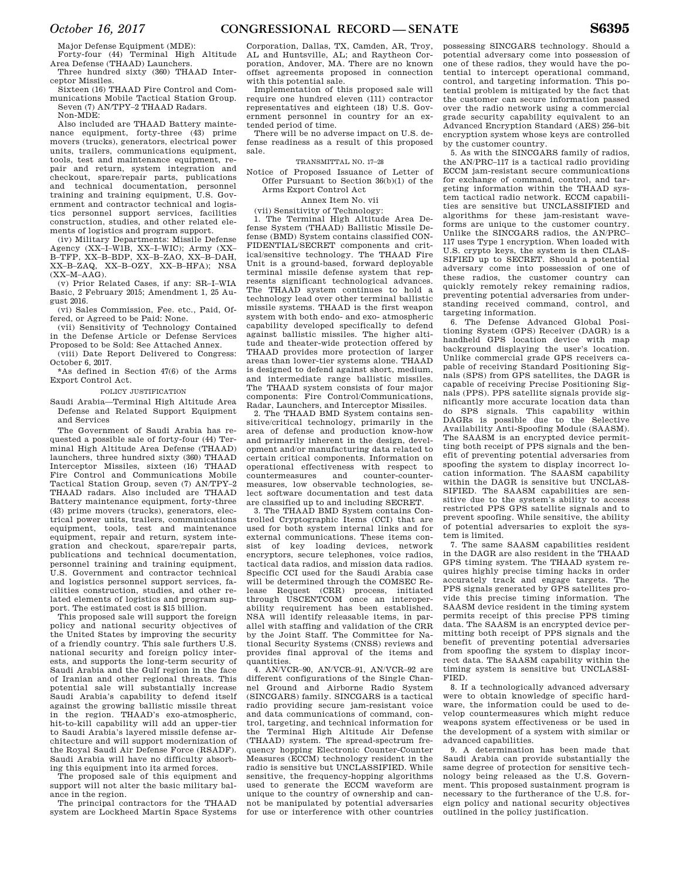Major Defense Equipment (MDE):

Forty-four (44) Terminal High Altitude Area Defense (THAAD) Launchers.

Three hundred sixty (360) THAAD Interceptor Missiles.

Sixteen (16) THAAD Fire Control and Communications Mobile Tactical Station Group.

Seven (7) AN/TPY–2 THAAD Radars.

Non-MDE:

Also included are THAAD Battery maintenance equipment, forty-three (43) prime movers (trucks), generators, electrical power units, trailers, communications equipment, tools, test and maintenance equipment, repair and return, system integration and checkout, spare/repair parts, publications and technical documentation, personnel training and training equipment, U.S. Government and contractor technical and logistics personnel support services, facilities construction, studies, and other related elements of logistics and program support.

(iv) Military Departments: Missile Defense Agency (XX–I–W1B, XX–I–WIC); Army (XX–B–TFP, XX–B–BDP, XX–B–ZAO, XX–B–DAH, XX–B–ZAQ, XX–B–OZY, XX–B–HFA); NSA (XX–M–AAG).

(v) Prior Related Cases, if any: SR–I–WIA Basic, 2 February 2015; Amendment 1, 25 August 2016.

(vi) Sales Commission, Fee. etc., Paid, Offered, or Agreed to be Paid: None.

(vii) Sensitivity of Technology Contained in the Defense Article or Defense Services Proposed to be Sold: See Attached Annex.

(viii) Date Report Delivered to Congress: October 6, 2017.

*As defined in Section 47(6) of the Arms Export Control Act.

POLICY JUSTIFICATION

Saudi Arabia—Terminal High Altitude Area Defense and Related Support Equipment and Services

The Government of Saudi Arabia has requested a possible sale of forty-four (44) Terminal High Altitude Area Defense (THAAD) launchers, three hundred sixty (360) THAAD Interceptor Missiles, sixteen (16) THAAD Fire Control and Communications Mobile Tactical Station Group, seven (7) AN/TPY–2 THAAD radars. Also included are THAAD Battery maintenance equipment, forty-three (43) prime movers (trucks), generators, electrical power units, trailers, communications equipment, tools, test and maintenance equipment, repair and return, system integration and checkout, spare/repair parts, publications and technical documentation, personnel training and training equipment, U.S. Government and contractor technical and logistics personnel support services, facilities construction, studies, and other related elements of logistics and program support. The estimated cost is $15 billion.

This proposed sale will support the foreign policy and national security objectives of the United States by improving the security of a friendly country. This sale furthers U.S. national security and foreign policy interests, and supports the long-term security of Saudi Arabia and the Gulf region in the face of Iranian and other regional threats. This potential sale will substantially increase Saudi Arabia's capability to defend itself against the growing ballistic missile threat in the region. THAAD's exo-atmospheric, hit-to-kill capability will add an upper-tier to Saudi Arabia's layered missile defense architecture and will support modernization of the Royal Saudi Air Defense Force (RSADF). Saudi Arabia will have no difficulty absorbing this equipment into its armed forces.

The proposed sale of this equipment and support will not alter the basic military balance in the region.

The principal contractors for the THAAD system are Lockheed Martin Space Systems Corporation, Dallas, TX, Camden, AR, Troy, AL and Huntsville, AL; and Raytheon Corporation, Andover, MA. There are no known offset agreements proposed in connection with this potential sale.

Implementation of this proposed sale will require one hundred eleven (111) contractor representatives and eighteen (18) U.S. Government personnel in country for an extended period of time.

There will be no adverse impact on U.S. defense readiness as a result of this proposed sale.

TRANSMITTAL NO. 17–28

Notice of Proposed Issuance of Letter of Offer Pursuant to Section 36(b)(1) of the Arms Export Control Act

Annex Item No. vii

(vii) Sensitivity of Technology:

1. The Terminal High Altitude Area Defense System (THAAD) Ballistic Missile Defense (BMD) System contains classified CONFIDENTIAL/SECRET components and critical/sensitive technology. The THAAD Fire Unit is a ground-based, forward deployable terminal missile defense system that represents significant technological advances. The THAAD system continues to hold a technology lead over other terminal ballistic missile systems. THAAD is the first weapon system with both endo- and exo- atmospheric capability developed specifically to defend against ballistic missiles. The higher altitude and theater-wide protection offered by THAAD provides more protection of larger areas than lower-tier systems alone. THAAD is designed to defend against short, medium, and intermediate range ballistic missiles. The THAAD system consists of four major components: Fire Control/Communications, Radar, Launchers, and Interceptor Missiles.

2. The THAAD BMD System contains sensitive/critical technology, primarily in the area of defense and production know-how and primarily inherent in the design, development and/or manufacturing data related to certain critical components. Information on operational effectiveness with respect to countermeasures and counter-countermeasures, low observable technologies, select software documentation and test data are classified up to and including SECRET.

3. The THAAD BMD System contains Controlled Cryptographic Items (CCI) that are used for both system internal links and for external communications. These items consist of key loading devices, network encryptors, secure telephones, voice radios, tactical data radios, and mission data radios. Specific CCI used for the Saudi Arabia case will be determined through the COMSEC Release Request (CRR) process, initiated through USCENTCOM once an interoperability requirement has been established. NSA will identify releasable items, in parallel with staffing and validation of the CRR by the Joint Staff. The Committee for National Security Systems (CNSS) reviews and provides final approval of the items and quantities.

4. AN/VCR–90, AN/VCR–91, AN/VCR–92 are different configurations of the Single Channel Ground and Airborne Radio System (SINCGARS) family. SINCGARS is a tactical radio providing secure jam-resistant voice and data communications of command, control, targeting, and technical information for the Terminal High Altitude Air Defense (THAAD) system. The spread-spectrum frequency hopping Electronic Counter-Counter Measures (ECCM) technology resident in the radio is sensitive but UNCLASSIFIED. While sensitive, the frequency-hopping algorithms used to generate the ECCM waveform are unique to the country of ownership and cannot be manipulated by potential adversaries for use or interference with other countries possessing SINCGARS technology. Should a potential adversary come into possession of one of these radios, they would have the potential to intercept operational command, control, and targeting information. This potential problem is mitigated by the fact that the customer can secure information passed over the radio network using a commercial grade security capability equivalent to an Advanced Encryption Standard (AES) 256–bit encryption system whose keys are controlled by the customer country.

5. As with the SINCGARS family of radios, the AN/PRC–117 is a tactical radio providing ECCM jam-resistant secure communications for exchange of command, control, and targeting information within the THAAD system tactical radio network. ECCM capabilities are sensitive but UNCLASSIFIED and algorithms for these jam-resistant waveforms are unique to the customer country. Unlike the SINCGARS radios, the AN/PRC–117 uses Type 1 encryption. When loaded with U.S. crypto keys, the system is then CLASSIFIED up to SECRET. Should a potential adversary come into possession of one of these radios, the customer country can quickly remotely rekey remaining radios, preventing potential adversaries from understanding received command, control, and targeting information.

6. The Defense Advanced Global Positioning System (GPS) Receiver (DAGR) is a handheld GPS location device with map background displaying the user's location. Unlike commercial grade GPS receivers capable of receiving Standard Positioning Signals (SPS) from GPS satellites, the DAGR is capable of receiving Precise Positioning Signals (PPS). PPS satellite signals provide significantly more accurate location data than do SPS signals. This capability within DAGRs is possible due to the Selective Availability Anti-Spoofing Module (SAASM). The SAASM is an encrypted device permitting both receipt of PPS signals and the benefit of preventing potential adversaries from spoofing the system to display incorrect location information. The SAASM capability within the DAGR is sensitive but UNCLASSIFIED. The SAASM capabilities are sensitive due to the system's ability to access restricted PPS GPS satellite signals and to prevent spoofing. While sensitive, the ability of potential adversaries to exploit the system is limited.

7. The same SAASM capabilities resident in the DAGR are also resident in the THAAD GPS timing system. The THAAD system requires highly precise timing hacks in order accurately track and engage targets. The PPS signals generated by GPS satellites provide this precise timing information. The SAASM device resident in the timing system permits receipt of this precise PPS timing data. The SAASM is an encrypted device permitting both receipt of PPS signals and the benefit of preventing potential adversaries from spoofing the system to display incorrect data. The SAASM capability within the timing system is sensitive but UNCLASSIFIED.

8. If a technologically advanced adversary were to obtain knowledge of specific hardware, the information could be used to develop countermeasures which might reduce weapons system effectiveness or be used in the development of a system with similar or advanced capabilities.

9. A determination has been made that Saudi Arabia can provide substantially the same degree of protection for sensitive technology being released as the U.S. Government. This proposed sustainment program is necessary to the furtherance of the U.S. foreign policy and national security objectives outlined in the policy justification.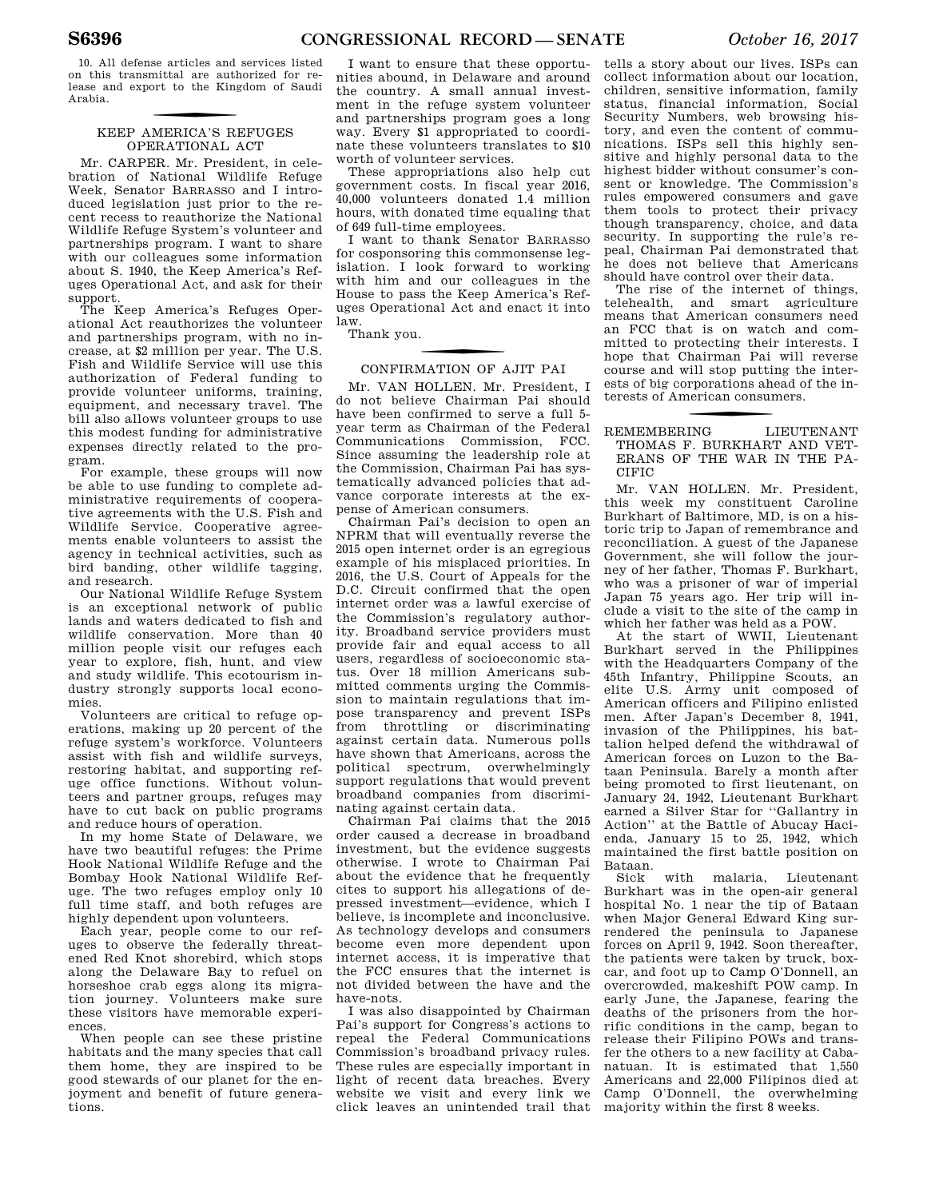10. All defense articles and services listed on this transmittal are authorized for release and export to the Kingdom of Saudi Arabia.

## KEEP AMERICA'S REFUGES OPERATIONAL ACT

Mr. CARPER. Mr. President, in celebration of National Wildlife Refuge Week, Senator BARRASSO and I introduced legislation just prior to the recent recess to reauthorize the National Wildlife Refuge System's volunteer and partnerships program. I want to share with our colleagues some information about S. 1940, the Keep America's Refuges Operational Act, and ask for their support.

The Keep America's Refuges Operational Act reauthorizes the volunteer and partnerships program, with no increase, at $2 million per year. The U.S. Fish and Wildlife Service will use this authorization of Federal funding to provide volunteer uniforms, training, equipment, and necessary travel. The bill also allows volunteer groups to use this modest funding for administrative expenses directly related to the program.

For example, these groups will now be able to use funding to complete administrative requirements of cooperative agreements with the U.S. Fish and Wildlife Service. Cooperative agreements enable volunteers to assist the agency in technical activities, such as bird banding, other wildlife tagging, and research.

Our National Wildlife Refuge System is an exceptional network of public lands and waters dedicated to fish and wildlife conservation. More than 40 million people visit our refuges each year to explore, fish, hunt, and view and study wildlife. This ecotourism industry strongly supports local economies.

Volunteers are critical to refuge operations, making up 20 percent of the refuge system's workforce. Volunteers assist with fish and wildlife surveys, restoring habitat, and supporting refuge office functions. Without volunteers and partner groups, refuges may have to cut back on public programs and reduce hours of operation.

In my home State of Delaware, we have two beautiful refuges: the Prime Hook National Wildlife Refuge and the Bombay Hook National Wildlife Refuge. The two refuges employ only 10 full time staff, and both refuges are highly dependent upon volunteers.

Each year, people come to our refuges to observe the federally threatened Red Knot shorebird, which stops along the Delaware Bay to refuel on horseshoe crab eggs along its migration journey. Volunteers make sure these visitors have memorable experiences.

When people can see these pristine habitats and the many species that call them home, they are inspired to be good stewards of our planet for the enjoyment and benefit of future generations.

I want to ensure that these opportunities abound, in Delaware and around the country. A small annual investment in the refuge system volunteer and partnerships program goes a long way. Every $1 appropriated to coordinate these volunteers translates to $10 worth of volunteer services.

These appropriations also help cut government costs. In fiscal year 2016, 40,000 volunteers donated 1.4 million hours, with donated time equaling that of 649 full-time employees.

I want to thank Senator BARRASSO for cosponsoring this commonsense legislation. I look forward to working with him and our colleagues in the House to pass the Keep America's Refuges Operational Act and enact it into law.

Thank you.

## CONFIRMATION OF AJIT PAI

Mr. VAN HOLLEN. Mr. President, I do not believe Chairman Pai should have been confirmed to serve a full 5-year term as Chairman of the Federal Communications Commission, FCC. Since assuming the leadership role at the Commission, Chairman Pai has systematically advanced policies that advance corporate interests at the expense of American consumers.

Chairman Pai's decision to open an NPRM that will eventually reverse the 2015 open internet order is an egregious example of his misplaced priorities. In 2016, the U.S. Court of Appeals for the D.C. Circuit confirmed that the open internet order was a lawful exercise of the Commission's regulatory authority. Broadband service providers must provide fair and equal access to all users, regardless of socioeconomic status. Over 18 million Americans submitted comments urging the Commission to maintain regulations that impose transparency and prevent ISPs from throttling or discriminating against certain data. Numerous polls have shown that Americans, across the political spectrum, overwhelmingly support regulations that would prevent broadband companies from discriminating against certain data.

Chairman Pai claims that the 2015 order caused a decrease in broadband investment, but the evidence suggests otherwise. I wrote to Chairman Pai about the evidence that he frequently cites to support his allegations of depressed investment—evidence, which I believe, is incomplete and inconclusive. As technology develops and consumers become even more dependent upon internet access, it is imperative that the FCC ensures that the internet is not divided between the have and the have-nots.

I was also disappointed by Chairman Pai's support for Congress's actions to repeal the Federal Communications Commission's broadband privacy rules. These rules are especially important in light of recent data breaches. Every website we visit and every link we click leaves an unintended trail that tells a story about our lives. ISPs can collect information about our location, children, sensitive information, family status, financial information, Social Security Numbers, web browsing history, and even the content of communications. ISPs sell this highly sensitive and highly personal data to the highest bidder without consumer's consent or knowledge. The Commission's rules empowered consumers and gave them tools to protect their privacy though transparency, choice, and data security. In supporting the rule's repeal, Chairman Pai demonstrated that he does not believe that Americans should have control over their data.

The rise of the internet of things, telehealth, and smart agriculture means that American consumers need an FCC that is on watch and committed to protecting their interests. I hope that Chairman Pai will reverse course and will stop putting the interests of big corporations ahead of the interests of American consumers.

## REMEMBERING LIEUTENANT THOMAS F. BURKHART AND VETERANS OF THE WAR IN THE PACIFIC

Mr. VAN HOLLEN. Mr. President, this week my constituent Caroline Burkhart of Baltimore, MD, is on a historic trip to Japan of remembrance and reconciliation. A guest of the Japanese Government, she will follow the journey of her father, Thomas F. Burkhart, who was a prisoner of war of imperial Japan 75 years ago. Her trip will include a visit to the site of the camp in which her father was held as a POW.

At the start of WWII, Lieutenant Burkhart served in the Philippines with the Headquarters Company of the 45th Infantry, Philippine Scouts, an elite U.S. Army unit composed of American officers and Filipino enlisted men. After Japan's December 8, 1941, invasion of the Philippines, his battalion helped defend the withdrawal of American forces on Luzon to the Bataan Peninsula. Barely a month after being promoted to first lieutenant, on January 24, 1942, Lieutenant Burkhart earned a Silver Star for "Gallantry in Action" at the Battle of Abucay Hacienda, January 15 to 25, 1942, which maintained the first battle position on Bataan.

Sick with malaria, Lieutenant Burkhart was in the open-air general hospital No. 1 near the tip of Bataan when Major General Edward King surrendered the peninsula to Japanese forces on April 9, 1942. Soon thereafter, the patients were taken by truck, boxcar, and foot up to Camp O'Donnell, an overcrowded, makeshift POW camp. In early June, the Japanese, fearing the deaths of the prisoners from the horrific conditions in the camp, began to release their Filipino POWs and transfer the others to a new facility at Cabanatuan. It is estimated that 1,550 Americans and 22,000 Filipinos died at Camp O'Donnell, the overwhelming majority within the first 8 weeks.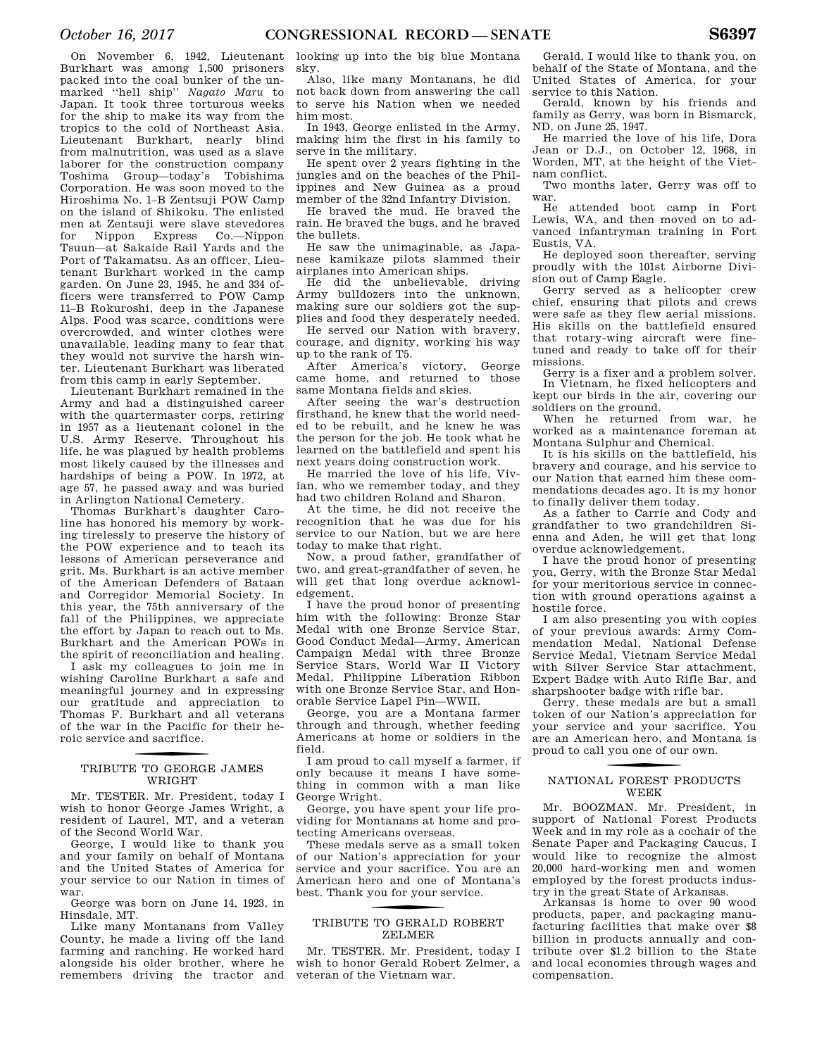On November 6, 1942, Lieutenant Burkhart was among 1,500 prisoners packed into the coal bunker of the unmarked ''hell ship'' *Nagato Maru* to Japan. It took three torturous weeks for the ship to make its way from the tropics to the cold of Northeast Asia. Lieutenant Burkhart, nearly blind from malnutrition, was used as a slave laborer for the construction company Toshima Group—today's Tobishima Corporation. He was soon moved to the Hiroshima No. 1–B Zentsuji POW Camp on the island of Shikoku. The enlisted men at Zentsuji were slave stevedores for Nippon Express Co.—Nippon Tsuun—at Sakaide Rail Yards and the Port of Takamatsu. As an officer, Lieutenant Burkhart worked in the camp garden. On June 23, 1945, he and 334 officers were transferred to POW Camp 11–B Rokuroshi, deep in the Japanese Alps. Food was scarce, conditions were overcrowded, and winter clothes were unavailable, leading many to fear that they would not survive the harsh winter. Lieutenant Burkhart was liberated from this camp in early September.

Lieutenant Burkhart remained in the Army and had a distinguished career with the quartermaster corps, retiring in 1957 as a lieutenant colonel in the U.S. Army Reserve. Throughout his life, he was plagued by health problems most likely caused by the illnesses and hardships of being a POW. In 1972, at age 57, he passed away and was buried in Arlington National Cemetery.

Thomas Burkhart's daughter Caroline has honored his memory by working tirelessly to preserve the history of the POW experience and to teach its lessons of American perseverance and grit. Ms. Burkhart is an active member of the American Defenders of Bataan and Corregidor Memorial Society. In this year, the 75th anniversary of the fall of the Philippines, we appreciate the effort by Japan to reach out to Ms. Burkhart and the American POWs in the spirit of reconciliation and healing.

I ask my colleagues to join me in wishing Caroline Burkhart a safe and meaningful journey and in expressing our gratitude and appreciation to Thomas F. Burkhart and all veterans of the war in the Pacific for their heroic service and sacrifice.

## TRIBUTE TO GEORGE JAMES WRIGHT

Mr. TESTER. Mr. President, today I wish to honor George James Wright, a resident of Laurel, MT, and a veteran of the Second World War.

George, I would like to thank you and your family on behalf of Montana and the United States of America for your service to our Nation in times of war.

George was born on June 14, 1923, in Hinsdale, MT.

Like many Montanans from Valley County, he made a living off the land farming and ranching. He worked hard alongside his older brother, where he remembers driving the tractor and looking up into the big blue Montana sky.

Also, like many Montanans, he did not back down from answering the call to serve his Nation when we needed him most.

In 1943, George enlisted in the Army, making him the first in his family to serve in the military.

He spent over 2 years fighting in the jungles and on the beaches of the Philippines and New Guinea as a proud member of the 32nd Infantry Division.

He braved the mud. He braved the rain. He braved the bugs, and he braved the bullets.

He saw the unimaginable, as Japanese kamikaze pilots slammed their airplanes into American ships.

He did the unbelievable, driving Army bulldozers into the unknown, making sure our soldiers got the supplies and food they desperately needed.

He served our Nation with bravery, courage, and dignity, working his way up to the rank of T5.

After America's victory, George came home, and returned to those same Montana fields and skies.

After seeing the war's destruction firsthand, he knew that the world needed to be rebuilt, and he knew he was the person for the job. He took what he learned on the battlefield and spent his next years doing construction work.

He married the love of his life, Vivian, who we remember today, and they had two children Roland and Sharon.

At the time, he did not receive the recognition that he was due for his service to our Nation, but we are here today to make that right.

Now, a proud father, grandfather of two, and great-grandfather of seven, he will get that long overdue acknowledgement.

I have the proud honor of presenting him with the following: Bronze Star Medal with one Bronze Service Star, Good Conduct Medal—Army, American Campaign Medal with three Bronze Service Stars, World War II Victory Medal, Philippine Liberation Ribbon with one Bronze Service Star, and Honorable Service Lapel Pin—WWII.

George, you are a Montana farmer through and through, whether feeding Americans at home or soldiers in the field.

I am proud to call myself a farmer, if only because it means I have something in common with a man like George Wright.

George, you have spent your life providing for Montanans at home and protecting Americans overseas.

These medals serve as a small token of our Nation's appreciation for your service and your sacrifice. You are an American hero and one of Montana's best. Thank you for your service.

## TRIBUTE TO GERALD ROBERT ZELMER

Mr. TESTER. Mr. President, today I wish to honor Gerald Robert Zelmer, a veteran of the Vietnam war.

Gerald, I would like to thank you, on behalf of the State of Montana, and the United States of America, for your service to this Nation.

Gerald, known by his friends and family as Gerry, was born in Bismarck, ND, on June 25, 1947.

He married the love of his life, Dora Jean or D.J., on October 12, 1968, in Worden, MT, at the height of the Vietnam conflict.

Two months later, Gerry was off to war.

He attended boot camp in Fort Lewis, WA, and then moved on to advanced infantryman training in Fort Eustis, VA.

He deployed soon thereafter, serving proudly with the 101st Airborne Division out of Camp Eagle.

Gerry served as a helicopter crew chief, ensuring that pilots and crews were safe as they flew aerial missions. His skills on the battlefield ensured that rotary-wing aircraft were fine-tuned and ready to take off for their missions.

Gerry is a fixer and a problem solver.

In Vietnam, he fixed helicopters and kept our birds in the air, covering our soldiers on the ground.

When he returned from war, he worked as a maintenance foreman at Montana Sulphur and Chemical.

It is his skills on the battlefield, his bravery and courage, and his service to our Nation that earned him these commendations decades ago. It is my honor to finally deliver them today.

As a father to Carrie and Cody and grandfather to two grandchildren Sienna and Aden, he will get that long overdue acknowledgement.

I have the proud honor of presenting you, Gerry, with the Bronze Star Medal for your meritorious service in connection with ground operations against a hostile force.

I am also presenting you with copies of your previous awards: Army Commendation Medal, National Defense Service Medal, Vietnam Service Medal with Silver Service Star attachment, Expert Badge with Auto Rifle Bar, and sharpshooter badge with rifle bar.

Gerry, these medals are but a small token of our Nation's appreciation for your service and your sacrifice. You are an American hero, and Montana is proud to call you one of our own.

## NATIONAL FOREST PRODUCTS WEEK

Mr. BOOZMAN. Mr. President, in support of National Forest Products Week and in my role as a cochair of the Senate Paper and Packaging Caucus, I would like to recognize the almost 20,000 hard-working men and women employed by the forest products industry in the great State of Arkansas.

Arkansas is home to over 90 wood products, paper, and packaging manufacturing facilities that make over $8 billion in products annually and contribute over $1.2 billion to the State and local economies through wages and compensation.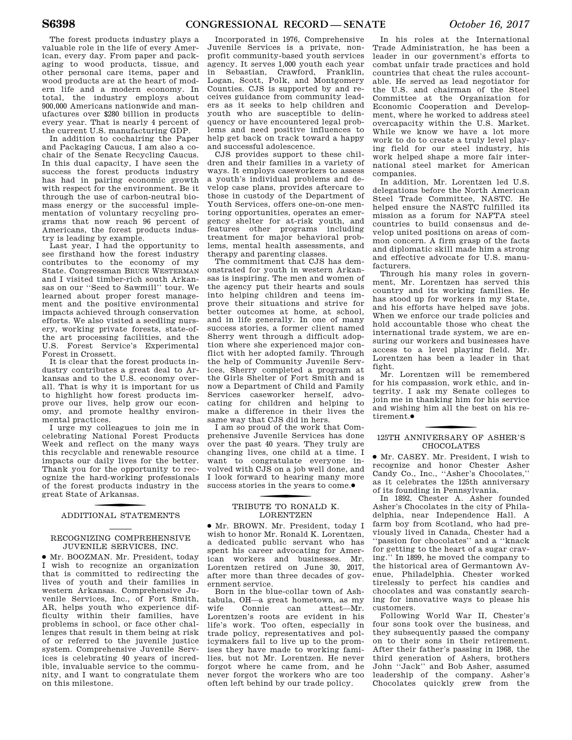The forest products industry plays a valuable role in the life of every American, every day. From paper and packaging to wood products, tissue, and other personal care items, paper and wood products are at the heart of modern life and a modern economy. In total, the industry employs about 900,000 Americans nationwide and manufactures over $280 billion in products every year. That is nearly 4 percent of the current U.S. manufacturing GDP.

In addition to cochairing the Paper and Packaging Caucus, I am also a cochair of the Senate Recycling Caucus. In this dual capacity, I have seen the success the forest products industry has had in pairing economic growth with respect for the environment. Be it through the use of carbon-neutral biomass energy or the successful implementation of voluntary recycling programs that now reach 96 percent of Americans, the forest products industry is leading by example.

Last year, I had the opportunity to see firsthand how the forest industry contributes to the economy of my State. Congressman BRUCE WESTERMAN and I visited timber-rich south Arkansas on our ''Seed to Sawmill'' tour. We learned about proper forest management and the positive environmental impacts achieved through conservation efforts. We also visited a seedling nursery, working private forests, state-of-the art processing facilities, and the U.S. Forest Service's Experimental Forest in Crossett.

It is clear that the forest products industry contributes a great deal to Arkansas and to the U.S. economy overall. That is why it is important for us to highlight how forest products improve our lives, help grow our economy, and promote healthy environmental practices.

I urge my colleagues to join me in celebrating National Forest Products Week and reflect on the many ways this recyclable and renewable resource impacts our daily lives for the better. Thank you for the opportunity to recognize the hard-working professionals of the forest products industry in the great State of Arkansas.

## ADDITIONAL STATEMENTS

### RECOGNIZING COMPREHENSIVE JUVENILE SERVICES, INC.

● Mr. BOOZMAN. Mr. President, today I wish to recognize an organization that is committed to redirecting the lives of youth and their families in western Arkansas. Comprehensive Juvenile Services, Inc., of Fort Smith, AR, helps youth who experience difficulty within their families, have problems in school, or face other challenges that result in them being at risk of or referred to the juvenile justice system. Comprehensive Juvenile Services is celebrating 40 years of incredible, invaluable service to the community, and I want to congratulate them on this milestone.

Incorporated in 1976, Comprehensive Juvenile Services is a private, nonprofit community-based youth services agency. It serves 1,000 youth each year in Sebastian, Crawford, Franklin, Logan, Scott, Polk, and Montgomery Counties. CJS is supported by and receives guidance from community leaders as it seeks to help children and youth who are susceptible to delinquency or have encountered legal problems and need positive influences to help get back on track toward a happy and successful adolescence.

CJS provides support to these children and their families in a variety of ways. It employs caseworkers to assess a youth's individual problems and develop case plans, provides aftercare to those in custody of the Department of Youth Services, offers one-on-one mentoring opportunities, operates an emergency shelter for at-risk youth, and features other programs including treatment for major behavioral problems, mental health assessments, and therapy and parenting classes.

The commitment that CJS has demonstrated for youth in western Arkansas is inspiring. The men and women of the agency put their hearts and souls into helping children and teens improve their situations and strive for better outcomes at home, at school, and in life generally. In one of many success stories, a former client named Sherry went through a difficult adoption where she experienced major conflict with her adopted family. Through the help of Community Juvenile Services, Sherry completed a program at the Girls Shelter of Fort Smith and is now a Department of Child and Family Services caseworker herself, advocating for children and helping to make a difference in their lives the same way that CJS did in hers.

I am so proud of the work that Comprehensive Juvenile Services has done over the past 40 years. They truly are changing lives, one child at a time. I want to congratulate everyone involved with CJS on a job well done, and I look forward to hearing many more success stories in the years to come.●

### TRIBUTE TO RONALD K. LORENTZEN

● Mr. BROWN. Mr. President, today I wish to honor Mr. Ronald K. Lorentzen, a dedicated public servant who has spent his career advocating for American workers and businesses. Mr. Lorentzen retired on June 30, 2017, after more than three decades of government service.

Born in the blue-collar town of Ashtabula, OH—a great hometown, as my wife Connie can attest—Mr. Lorentzen's roots are evident in his life's work. Too often, especially in trade policy, representatives and policymakers fail to live up to the promises they have made to working families, but not Mr. Lorentzen. He never forgot where he came from, and he never forgot the workers who are too often left behind by our trade policy.

In his roles at the International Trade Administration, he has been a leader in our government's efforts to combat unfair trade practices and hold countries that cheat the rules accountable. He served as lead negotiator for the U.S. and chairman of the Steel Committee at the Organization for Economic Cooperation and Development, where he worked to address steel overcapacity within the U.S. Market. While we know we have a lot more work to do to create a truly level playing field for our steel industry, his work helped shape a more fair international steel market for American companies.

In addition, Mr. Lorentzen led U.S. delegations before the North American Steel Trade Committee, NASTC. He helped ensure the NASTC fulfilled its mission as a forum for NAFTA steel countries to build consensus and develop united positions on areas of common concern. A firm grasp of the facts and diplomatic skill made him a strong and effective advocate for U.S. manufacturers.

Through his many roles in government, Mr. Lorentzen has served this country and its working families. He has stood up for workers in my State, and his efforts have helped save jobs. When we enforce our trade policies and hold accountable those who cheat the international trade system, we are ensuring our workers and businesses have access to a level playing field. Mr. Lorentzen has been a leader in that fight.

Mr. Lorentzen will be remembered for his compassion, work ethic, and integrity. I ask my Senate colleges to join me in thanking him for his service and wishing him all the best on his retirement.●

### 125TH ANNIVERSARY OF ASHER'S CHOCOLATES

● Mr. CASEY. Mr. President, I wish to recognize and honor Chester Asher Candy Co., Inc., ''Asher's Chocolates,'' as it celebrates the 125th anniversary of its founding in Pennsylvania.

In 1892, Chester A. Asher founded Asher's Chocolates in the city of Philadelphia, near Independence Hall. A farm boy from Scotland, who had previously lived in Canada, Chester had a ''passion for chocolates'' and a ''knack for getting to the heart of a sugar craving.'' In 1899, he moved the company to the historical area of Germantown Avenue, Philadelphia. Chester worked tirelessly to perfect his candies and chocolates and was constantly searching for innovative ways to please his customers.

Following World War II, Chester's four sons took over the business, and they subsequently passed the company on to their sons in their retirement. After their father's passing in 1968, the third generation of Ashers, brothers John ''Jack'' and Bob Asher, assumed leadership of the company. Asher's Chocolates quickly grew from the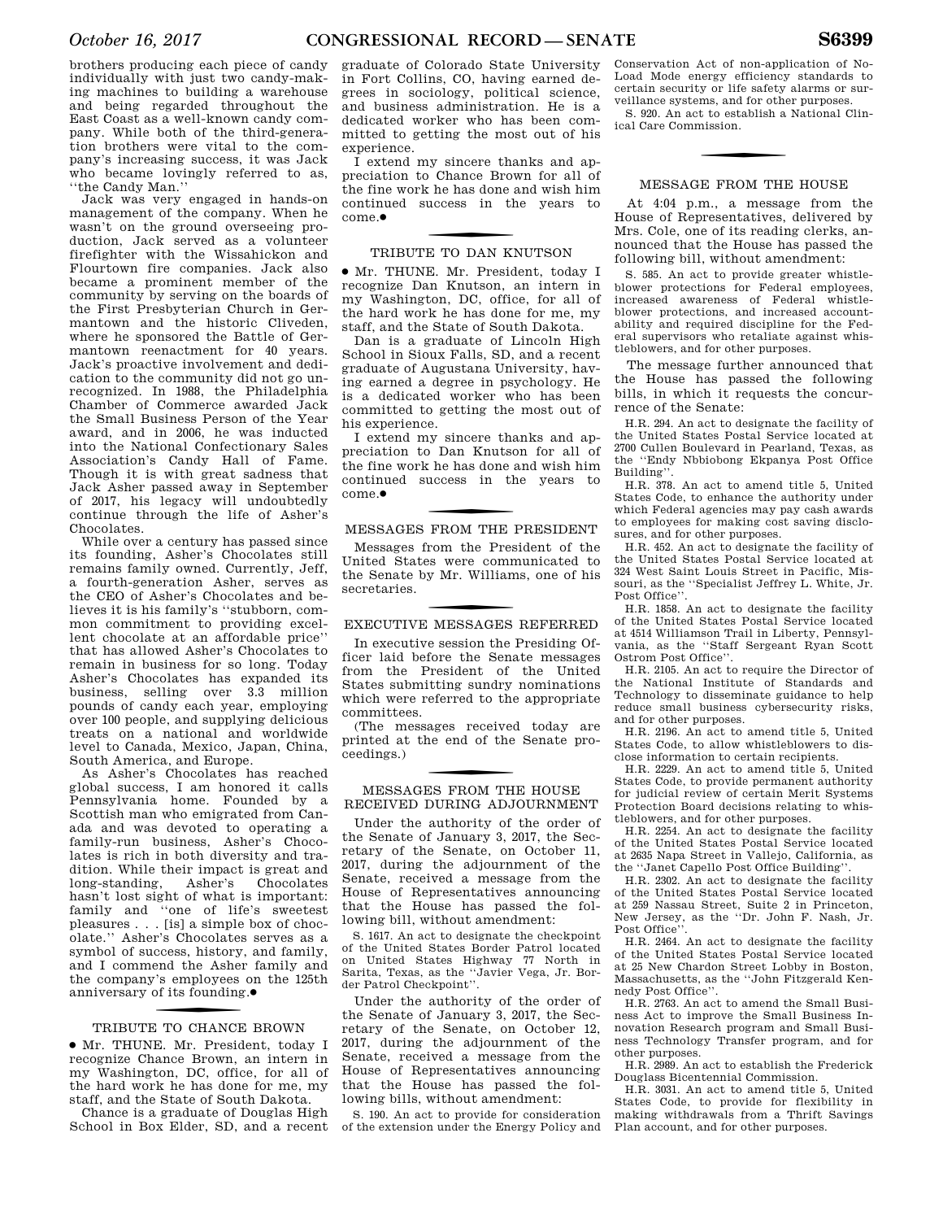brothers producing each piece of candy individually with just two candy-making machines to building a warehouse and being regarded throughout the East Coast as a well-known candy company. While both of the third-generation brothers were vital to the company's increasing success, it was Jack who became lovingly referred to as, ''the Candy Man.''

Jack was very engaged in hands-on management of the company. When he wasn't on the ground overseeing production, Jack served as a volunteer firefighter with the Wissahickon and Flourtown fire companies. Jack also became a prominent member of the community by serving on the boards of the First Presbyterian Church in Germantown and the historic Cliveden, where he sponsored the Battle of Germantown reenactment for 40 years. Jack's proactive involvement and dedication to the community did not go unrecognized. In 1988, the Philadelphia Chamber of Commerce awarded Jack the Small Business Person of the Year award, and in 2006, he was inducted into the National Confectionary Sales Association's Candy Hall of Fame. Though it is with great sadness that Jack Asher passed away in September of 2017, his legacy will undoubtedly continue through the life of Asher's Chocolates.

While over a century has passed since its founding, Asher's Chocolates still remains family owned. Currently, Jeff, a fourth-generation Asher, serves as the CEO of Asher's Chocolates and believes it is his family's ''stubborn, common commitment to providing excellent chocolate at an affordable price'' that has allowed Asher's Chocolates to remain in business for so long. Today Asher's Chocolates has expanded its business, selling over 3.3 million pounds of candy each year, employing over 100 people, and supplying delicious treats on a national and worldwide level to Canada, Mexico, Japan, China, South America, and Europe.

As Asher's Chocolates has reached global success, I am honored it calls Pennsylvania home. Founded by a Scottish man who emigrated from Canada and was devoted to operating a family-run business, Asher's Chocolates is rich in both diversity and tradition. While their impact is great and long-standing, Asher's Chocolates hasn't lost sight of what is important: family and ''one of life's sweetest pleasures . . . [is] a simple box of chocolate.'' Asher's Chocolates serves as a symbol of success, history, and family, and I commend the Asher family and the company's employees on the 125th anniversary of its founding.●

## TRIBUTE TO CHANCE BROWN

● Mr. THUNE. Mr. President, today I recognize Chance Brown, an intern in my Washington, DC, office, for all of the hard work he has done for me, my staff, and the State of South Dakota.

Chance is a graduate of Douglas High School in Box Elder, SD, and a recent graduate of Colorado State University in Fort Collins, CO, having earned degrees in sociology, political science, and business administration. He is a dedicated worker who has been committed to getting the most out of his experience.

I extend my sincere thanks and appreciation to Chance Brown for all of the fine work he has done and wish him continued success in the years to come.●

## TRIBUTE TO DAN KNUTSON

● Mr. THUNE. Mr. President, today I recognize Dan Knutson, an intern in my Washington, DC, office, for all of the hard work he has done for me, my staff, and the State of South Dakota.

Dan is a graduate of Lincoln High School in Sioux Falls, SD, and a recent graduate of Augustana University, having earned a degree in psychology. He is a dedicated worker who has been committed to getting the most out of his experience.

I extend my sincere thanks and appreciation to Dan Knutson for all of the fine work he has done and wish him continued success in the years to come.●

## MESSAGES FROM THE PRESIDENT

Messages from the President of the United States were communicated to the Senate by Mr. Williams, one of his secretaries.

## EXECUTIVE MESSAGES REFERRED

In executive session the Presiding Officer laid before the Senate messages from the President of the United States submitting sundry nominations which were referred to the appropriate committees.

(The messages received today are printed at the end of the Senate proceedings.)

## MESSAGES FROM THE HOUSE RECEIVED DURING ADJOURNMENT

Under the authority of the order of the Senate of January 3, 2017, the Secretary of the Senate, on October 11, 2017, during the adjournment of the Senate, received a message from the House of Representatives announcing that the House has passed the following bill, without amendment:

S. 1617. An act to designate the checkpoint of the United States Border Patrol located on United States Highway 77 North in Sarita, Texas, as the ''Javier Vega, Jr. Border Patrol Checkpoint''.

Under the authority of the order of the Senate of January 3, 2017, the Secretary of the Senate, on October 12, 2017, during the adjournment of the Senate, received a message from the House of Representatives announcing that the House has passed the following bills, without amendment:

S. 190. An act to provide for consideration of the extension under the Energy Policy and Conservation Act of non-application of No-Load Mode energy efficiency standards to certain security or life safety alarms or surveillance systems, and for other purposes.

S. 920. An act to establish a National Clinical Care Commission.

## MESSAGE FROM THE HOUSE

At 4:04 p.m., a message from the House of Representatives, delivered by Mrs. Cole, one of its reading clerks, announced that the House has passed the following bill, without amendment:

S. 585. An act to provide greater whistleblower protections for Federal employees, increased awareness of Federal whistleblower protections, and increased accountability and required discipline for the Federal supervisors who retaliate against whistleblowers, and for other purposes.

The message further announced that the House has passed the following bills, in which it requests the concurrence of the Senate:

H.R. 294. An act to designate the facility of the United States Postal Service located at 2700 Cullen Boulevard in Pearland, Texas, as the ''Endy Nbbiobong Ekpanya Post Office Building''.

H.R. 378. An act to amend title 5, United States Code, to enhance the authority under which Federal agencies may pay cash awards to employees for making cost saving disclosures, and for other purposes.

H.R. 452. An act to designate the facility of the United States Postal Service located at 324 West Saint Louis Street in Pacific, Missouri, as the ''Specialist Jeffrey L. White, Jr. Post Office''.

H.R. 1858. An act to designate the facility of the United States Postal Service located at 4514 Williamson Trail in Liberty, Pennsylvania, as the ''Staff Sergeant Ryan Scott Ostrom Post Office''.

H.R. 2105. An act to require the Director of the National Institute of Standards and Technology to disseminate guidance to help reduce small business cybersecurity risks, and for other purposes.

H.R. 2196. An act to amend title 5, United States Code, to allow whistleblowers to disclose information to certain recipients.

H.R. 2229. An act to amend title 5, United States Code, to provide permanent authority for judicial review of certain Merit Systems Protection Board decisions relating to whistleblowers, and for other purposes.

H.R. 2254. An act to designate the facility of the United States Postal Service located at 2635 Napa Street in Vallejo, California, as the ''Janet Capello Post Office Building''.

H.R. 2302. An act to designate the facility of the United States Postal Service located at 259 Nassau Street, Suite 2 in Princeton, New Jersey, as the ''Dr. John F. Nash, Jr. Post Office''.

H.R. 2464. An act to designate the facility of the United States Postal Service located at 25 New Chardon Street Lobby in Boston, Massachusetts, as the ''John Fitzgerald Kennedy Post Office''.

H.R. 2763. An act to amend the Small Business Act to improve the Small Business Innovation Research program and Small Business Technology Transfer program, and for other purposes.

H.R. 2989. An act to establish the Frederick Douglass Bicentennial Commission.

H.R. 3031. An act to amend title 5, United States Code, to provide for flexibility in making withdrawals from a Thrift Savings Plan account, and for other purposes.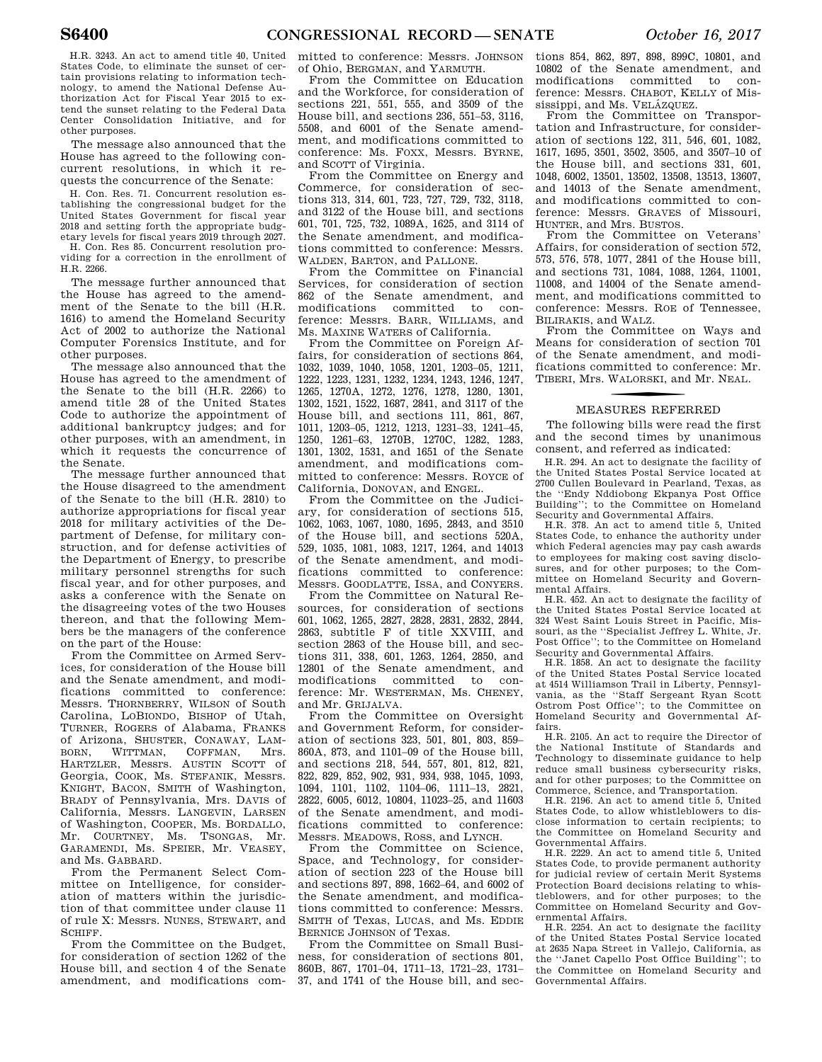H.R. 3243. An act to amend title 40, United States Code, to eliminate the sunset of certain provisions relating to information technology, to amend the National Defense Authorization Act for Fiscal Year 2015 to extend the sunset relating to the Federal Data Center Consolidation Initiative, and for other purposes.

The message also announced that the House has agreed to the following concurrent resolutions, in which it requests the concurrence of the Senate:

H. Con. Res. 71. Concurrent resolution establishing the congressional budget for the United States Government for fiscal year 2018 and setting forth the appropriate budgetary levels for fiscal years 2019 through 2027.

H. Con. Res 85. Concurrent resolution providing for a correction in the enrollment of H.R. 2266.

The message further announced that the House has agreed to the amendment of the Senate to the bill (H.R. 1616) to amend the Homeland Security Act of 2002 to authorize the National Computer Forensics Institute, and for other purposes.

The message also announced that the House has agreed to the amendment of the Senate to the bill (H.R. 2266) to amend title 28 of the United States Code to authorize the appointment of additional bankruptcy judges; and for other purposes, with an amendment, in which it requests the concurrence of the Senate.

The message further announced that the House disagreed to the amendment of the Senate to the bill (H.R. 2810) to authorize appropriations for fiscal year 2018 for military activities of the Department of Defense, for military construction, and for defense activities of the Department of Energy, to prescribe military personnel strengths for such fiscal year, and for other purposes, and asks a conference with the Senate on the disagreeing votes of the two Houses thereon, and that the following Members be the managers of the conference on the part of the House:

From the Committee on Armed Services, for consideration of the House bill and the Senate amendment, and modifications committed to conference: Messrs. THORNBERRY, WILSON of South Carolina, LOBIONDO, BISHOP of Utah, TURNER, ROGERS of Alabama, FRANKS of Arizona, SHUSTER, CONAWAY, LAMBORN, WITTMAN, COFFMAN, Mrs. HARTZLER, Messrs. AUSTIN SCOTT of Georgia, COOK, Ms. STEFANIK, Messrs. KNIGHT, BACON, SMITH of Washington, BRADY of Pennsylvania, Mrs. DAVIS of California, Messrs. LANGEVIN, LARSEN of Washington, COOPER, Ms. BORDALLO, Mr. COURTNEY, Ms. TSONGAS, Mr. GARAMENDI, Ms. SPEIER, Mr. VEASEY, and Ms. GABBARD.

From the Permanent Select Committee on Intelligence, for consideration of matters within the jurisdiction of that committee under clause 11 of rule X: Messrs. NUNES, STEWART, and SCHIFF.

From the Committee on the Budget, for consideration of section 1262 of the House bill, and section 4 of the Senate amendment, and modifications committed to conference: Messrs. JOHNSON of Ohio, BERGMAN, and YARMUTH.

From the Committee on Education and the Workforce, for consideration of sections 221, 551, 555, and 3509 of the House bill, and sections 236, 551–53, 3116, 5508, and 6001 of the Senate amendment, and modifications committed to conference: Ms. FOXX, Messrs. BYRNE, and SCOTT of Virginia.

From the Committee on Energy and Commerce, for consideration of sections 313, 314, 601, 723, 727, 729, 732, 3118, and 3122 of the House bill, and sections 601, 701, 725, 732, 1089A, 1625, and 3114 of the Senate amendment, and modifications committed to conference: Messrs. WALDEN, BARTON, and PALLONE.

From the Committee on Financial Services, for consideration of section 862 of the Senate amendment, and modifications committed to conference: Messrs. BARR, WILLIAMS, and Ms. MAXINE WATERS of California.

From the Committee on Foreign Affairs, for consideration of sections 864, 1032, 1039, 1040, 1058, 1201, 1203–05, 1211, 1222, 1223, 1231, 1232, 1234, 1243, 1246, 1247, 1265, 1270A, 1272, 1276, 1278, 1280, 1301, 1302, 1521, 1522, 1687, 2841, and 3117 of the House bill, and sections 111, 861, 867, 1011, 1203–05, 1212, 1213, 1231–33, 1241–45, 1250, 1261–63, 1270B, 1270C, 1282, 1283, 1301, 1302, 1531, and 1651 of the Senate amendment, and modifications committed to conference: Messrs. ROYCE of California, DONOVAN, and ENGEL.

From the Committee on the Judiciary, for consideration of sections 515, 1062, 1063, 1067, 1080, 1695, 2843, and 3510 of the House bill, and sections 520A, 529, 1035, 1081, 1083, 1217, 1264, and 14013 of the Senate amendment, and modifications committed to conference: Messrs. GOODLATTE, ISSA, and CONYERS.

From the Committee on Natural Resources, for consideration of sections 601, 1062, 1265, 2827, 2828, 2831, 2832, 2844, 2863, subtitle F of title XXVIII, and section 2863 of the House bill, and sections 311, 338, 601, 1263, 1264, 2850, and 12801 of the Senate amendment, and modifications committed to conference: Mr. WESTERMAN, Ms. CHENEY, and Mr. GRIJALVA.

From the Committee on Oversight and Government Reform, for consideration of sections 323, 501, 801, 803, 859–860A, 873, and 1101–09 of the House bill, and sections 218, 544, 557, 801, 812, 821, 822, 829, 852, 902, 931, 934, 938, 1045, 1093, 1094, 1101, 1102, 1104–06, 1111–13, 2821, 2822, 6005, 6012, 10804, 11023–25, and 11603 of the Senate amendment, and modifications committed to conference: Messrs. MEADOWS, ROSS, and LYNCH.

From the Committee on Science, Space, and Technology, for consideration of section 223 of the House bill and sections 897, 898, 1662–64, and 6002 of the Senate amendment, and modifications committed to conference: Messrs. SMITH of Texas, LUCAS, and Ms. EDDIE BERNICE JOHNSON of Texas.

From the Committee on Small Business, for consideration of sections 801, 860B, 867, 1701–04, 1711–13, 1721–23, 1731–37, and 1741 of the House bill, and sections 854, 862, 897, 898, 899C, 10801, and 10802 of the Senate amendment, and modifications committed to conference: Messrs. CHABOT, KELLY of Mississippi, and Ms. VELÁZQUEZ.

From the Committee on Transportation and Infrastructure, for consideration of sections 122, 311, 546, 601, 1082, 1617, 1695, 3501, 3502, 3505, and 3507–10 of the House bill, and sections 331, 601, 1048, 6002, 13501, 13502, 13508, 13513, 13607, and 14013 of the Senate amendment, and modifications committed to conference: Messrs. GRAVES of Missouri, HUNTER, and Mrs. BUSTOS.

From the Committee on Veterans' Affairs, for consideration of section 572, 573, 576, 578, 1077, 2841 of the House bill, and sections 731, 1084, 1088, 1264, 11001, 11008, and 14004 of the Senate amendment, and modifications committed to conference: Messrs. ROE of Tennessee, BILIRAKIS, and WALZ.

From the Committee on Ways and Means for consideration of section 701 of the Senate amendment, and modifications committed to conference: Mr. TIBERI, Mrs. WALORSKI, and Mr. NEAL.

## MEASURES REFERRED

The following bills were read the first and the second times by unanimous consent, and referred as indicated:

H.R. 294. An act to designate the facility of the United States Postal Service located at 2700 Cullen Boulevard in Pearland, Texas, as the "Endy Nddiobong Ekpanya Post Office Building"; to the Committee on Homeland Security and Governmental Affairs.

H.R. 378. An act to amend title 5, United States Code, to enhance the authority under which Federal agencies may pay cash awards to employees for making cost saving disclosures, and for other purposes; to the Committee on Homeland Security and Governmental Affairs.

H.R. 452. An act to designate the facility of the United States Postal Service located at 324 West Saint Louis Street in Pacific, Missouri, as the "Specialist Jeffrey L. White, Jr. Post Office"; to the Committee on Homeland Security and Governmental Affairs.

H.R. 1858. An act to designate the facility of the United States Postal Service located at 4514 Williamson Trail in Liberty, Pennsylvania, as the "Staff Sergeant Ryan Scott Ostrom Post Office"; to the Committee on Homeland Security and Governmental Affairs.

H.R. 2105. An act to require the Director of the National Institute of Standards and Technology to disseminate guidance to help reduce small business cybersecurity risks, and for other purposes; to the Committee on Commerce, Science, and Transportation.

H.R. 2196. An act to amend title 5, United States Code, to allow whistleblowers to disclose information to certain recipients; to the Committee on Homeland Security and Governmental Affairs.

H.R. 2229. An act to amend title 5, United States Code, to provide permanent authority for judicial review of certain Merit Systems Protection Board decisions relating to whistleblowers, and for other purposes; to the Committee on Homeland Security and Governmental Affairs.

H.R. 2254. An act to designate the facility of the United States Postal Service located at 2635 Napa Street in Vallejo, California, as the "Janet Capello Post Office Building"; to the Committee on Homeland Security and Governmental Affairs.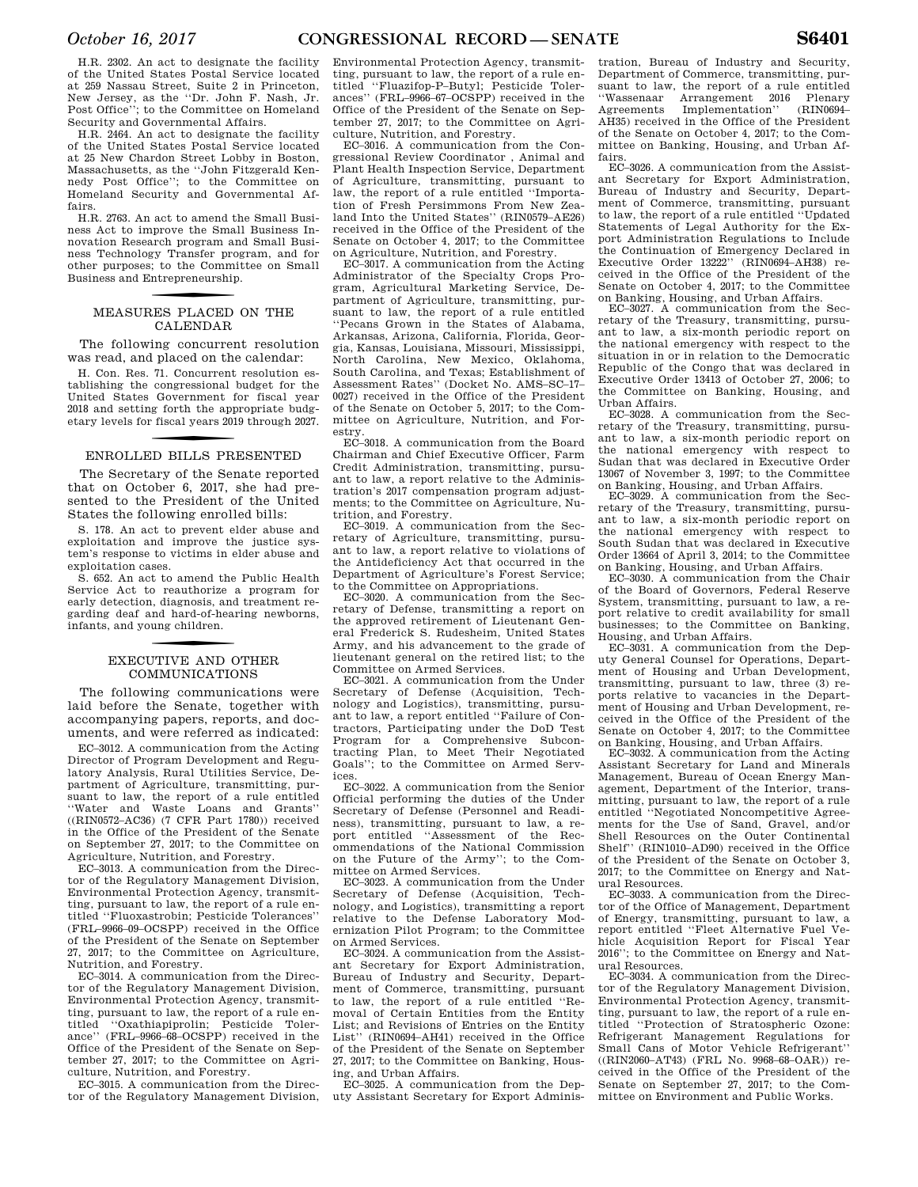H.R. 2302. An act to designate the facility of the United States Postal Service located at 259 Nassau Street, Suite 2 in Princeton, New Jersey, as the ''Dr. John F. Nash, Jr. Post Office''; to the Committee on Homeland Security and Governmental Affairs.

H.R. 2464. An act to designate the facility of the United States Postal Service located at 25 New Chardon Street Lobby in Boston, Massachusetts, as the ''John Fitzgerald Kennedy Post Office''; to the Committee on Homeland Security and Governmental Affairs.

H.R. 2763. An act to amend the Small Business Act to improve the Small Business Innovation Research program and Small Business Technology Transfer program, and for other purposes; to the Committee on Small Business and Entrepreneurship.

## MEASURES PLACED ON THE CALENDAR

The following concurrent resolution was read, and placed on the calendar:

H. Con. Res. 71. Concurrent resolution establishing the congressional budget for the United States Government for fiscal year 2018 and setting forth the appropriate budgetary levels for fiscal years 2019 through 2027.

## ENROLLED BILLS PRESENTED

The Secretary of the Senate reported that on October 6, 2017, she had presented to the President of the United States the following enrolled bills:

S. 178. An act to prevent elder abuse and exploitation and improve the justice system's response to victims in elder abuse and exploitation cases.

S. 652. An act to amend the Public Health Service Act to reauthorize a program for early detection, diagnosis, and treatment regarding deaf and hard-of-hearing newborns, infants, and young children.

## EXECUTIVE AND OTHER COMMUNICATIONS

The following communications were laid before the Senate, together with accompanying papers, reports, and documents, and were referred as indicated:

EC–3012. A communication from the Acting Director of Program Development and Regulatory Analysis, Rural Utilities Service, Department of Agriculture, transmitting, pursuant to law, the report of a rule entitled ''Water and Waste Loans and Grants'' ((RIN0572–AC36) (7 CFR Part 1780)) received in the Office of the President of the Senate on September 27, 2017; to the Committee on Agriculture, Nutrition, and Forestry.

EC–3013. A communication from the Director of the Regulatory Management Division, Environmental Protection Agency, transmitting, pursuant to law, the report of a rule entitled ''Fluoxastrobin; Pesticide Tolerances'' (FRL–9966–09–OCSPP) received in the Office of the President of the Senate on September 27, 2017; to the Committee on Agriculture, Nutrition, and Forestry.

EC–3014. A communication from the Director of the Regulatory Management Division, Environmental Protection Agency, transmitting, pursuant to law, the report of a rule entitled ''Oxathiapiprolin; Pesticide Tolerance'' (FRL–9966–68–OCSPP) received in the Office of the President of the Senate on September 27, 2017; to the Committee on Agriculture, Nutrition, and Forestry.

EC–3015. A communication from the Director of the Regulatory Management Division, Environmental Protection Agency, transmitting, pursuant to law, the report of a rule entitled ''Fluazifop-P-Butyl; Pesticide Tolerances'' (FRL–9966–67–OCSPP) received in the Office of the President of the Senate on September 27, 2017; to the Committee on Agriculture, Nutrition, and Forestry.

EC–3016. A communication from the Congressional Review Coordinator , Animal and Plant Health Inspection Service, Department of Agriculture, transmitting, pursuant to law, the report of a rule entitled ''Importation of Fresh Persimmons From New Zealand Into the United States'' (RIN0579–AE26) received in the Office of the President of the Senate on October 4, 2017; to the Committee on Agriculture, Nutrition, and Forestry.

EC–3017. A communication from the Acting Administrator of the Specialty Crops Program, Agricultural Marketing Service, Department of Agriculture, transmitting, pursuant to law, the report of a rule entitled ''Pecans Grown in the States of Alabama, Arkansas, Arizona, California, Florida, Georgia, Kansas, Louisiana, Missouri, Mississippi, North Carolina, New Mexico, Oklahoma, South Carolina, and Texas; Establishment of Assessment Rates'' (Docket No. AMS–SC–17–0027) received in the Office of the President of the Senate on October 5, 2017; to the Committee on Agriculture, Nutrition, and Forestry.

EC–3018. A communication from the Board Chairman and Chief Executive Officer, Farm Credit Administration, transmitting, pursuant to law, a report relative to the Administration's 2017 compensation program adjustments; to the Committee on Agriculture, Nutrition, and Forestry.

EC–3019. A communication from the Secretary of Agriculture, transmitting, pursuant to law, a report relative to violations of the Antideficiency Act that occurred in the Department of Agriculture's Forest Service; to the Committee on Appropriations.

EC–3020. A communication from the Secretary of Defense, transmitting a report on the approved retirement of Lieutenant General Frederick S. Rudesheim, United States Army, and his advancement to the grade of lieutenant general on the retired list; to the Committee on Armed Services.

EC–3021. A communication from the Under Secretary of Defense (Acquisition, Technology and Logistics), transmitting, pursuant to law, a report entitled ''Failure of Contractors, Participating under the DoD Test Program for a Comprehensive Subcontracting Plan, to Meet Their Negotiated Goals''; to the Committee on Armed Services.

EC–3022. A communication from the Senior Official performing the duties of the Under Secretary of Defense (Personnel and Readiness), transmitting, pursuant to law, a report entitled ''Assessment of the Recommendations of the National Commission on the Future of the Army''; to the Committee on Armed Services.

EC–3023. A communication from the Under Secretary of Defense (Acquisition, Technology, and Logistics), transmitting a report relative to the Defense Laboratory Modernization Pilot Program; to the Committee on Armed Services.

EC–3024. A communication from the Assistant Secretary for Export Administration, Bureau of Industry and Security, Department of Commerce, transmitting, pursuant to law, the report of a rule entitled ''Removal of Certain Entities from the Entity List; and Revisions of Entries on the Entity List'' (RIN0694–AH41) received in the Office of the President of the Senate on September 27, 2017; to the Committee on Banking, Housing, and Urban Affairs.

EC–3025. A communication from the Deputy Assistant Secretary for Export Administration, Bureau of Industry and Security, Department of Commerce, transmitting, pursuant to law, the report of a rule entitled ''Wassenaar Arrangement 2016 Plenary Agreements Implementation'' (RIN0694–AH35) received in the Office of the President of the Senate on October 4, 2017; to the Committee on Banking, Housing, and Urban Affairs.

EC–3026. A communication from the Assistant Secretary for Export Administration, Bureau of Industry and Security, Department of Commerce, transmitting, pursuant to law, the report of a rule entitled ''Updated Statements of Legal Authority for the Export Administration Regulations to Include the Continuation of Emergency Declared in Executive Order 13222'' (RIN0694–AH38) received in the Office of the President of the Senate on October 4, 2017; to the Committee on Banking, Housing, and Urban Affairs.

EC–3027. A communication from the Secretary of the Treasury, transmitting, pursuant to law, a six-month periodic report on the national emergency with respect to the situation in or in relation to the Democratic Republic of the Congo that was declared in Executive Order 13413 of October 27, 2006; to the Committee on Banking, Housing, and Urban Affairs.

EC–3028. A communication from the Secretary of the Treasury, transmitting, pursuant to law, a six-month periodic report on the national emergency with respect to Sudan that was declared in Executive Order 13067 of November 3, 1997; to the Committee on Banking, Housing, and Urban Affairs.

EC–3029. A communication from the Secretary of the Treasury, transmitting, pursuant to law, a six-month periodic report on the national emergency with respect to South Sudan that was declared in Executive Order 13664 of April 3, 2014; to the Committee on Banking, Housing, and Urban Affairs.

EC–3030. A communication from the Chair of the Board of Governors, Federal Reserve System, transmitting, pursuant to law, a report relative to credit availability for small businesses; to the Committee on Banking, Housing, and Urban Affairs.

EC–3031. A communication from the Deputy General Counsel for Operations, Department of Housing and Urban Development, transmitting, pursuant to law, three (3) reports relative to vacancies in the Department of Housing and Urban Development, received in the Office of the President of the Senate on October 4, 2017; to the Committee on Banking, Housing, and Urban Affairs.

EC–3032. A communication from the Acting Assistant Secretary for Land and Minerals Management, Bureau of Ocean Energy Management, Department of the Interior, transmitting, pursuant to law, the report of a rule entitled ''Negotiated Noncompetitive Agreements for the Use of Sand, Gravel, and/or Shell Resources on the Outer Continental Shelf'' (RIN1010–AD90) received in the Office of the President of the Senate on October 3, 2017; to the Committee on Energy and Natural Resources.

EC–3033. A communication from the Director of the Office of Management, Department of Energy, transmitting, pursuant to law, a report entitled ''Fleet Alternative Fuel Vehicle Acquisition Report for Fiscal Year 2016''; to the Committee on Energy and Natural Resources.

EC–3034. A communication from the Director of the Regulatory Management Division, Environmental Protection Agency, transmitting, pursuant to law, the report of a rule entitled ''Protection of Stratospheric Ozone: Refrigerant Management Regulations for Small Cans of Motor Vehicle Refrigerant'' ((RIN2060–AT43) (FRL No. 9968–68–OAR)) received in the Office of the President of the Senate on September 27, 2017; to the Committee on Environment and Public Works.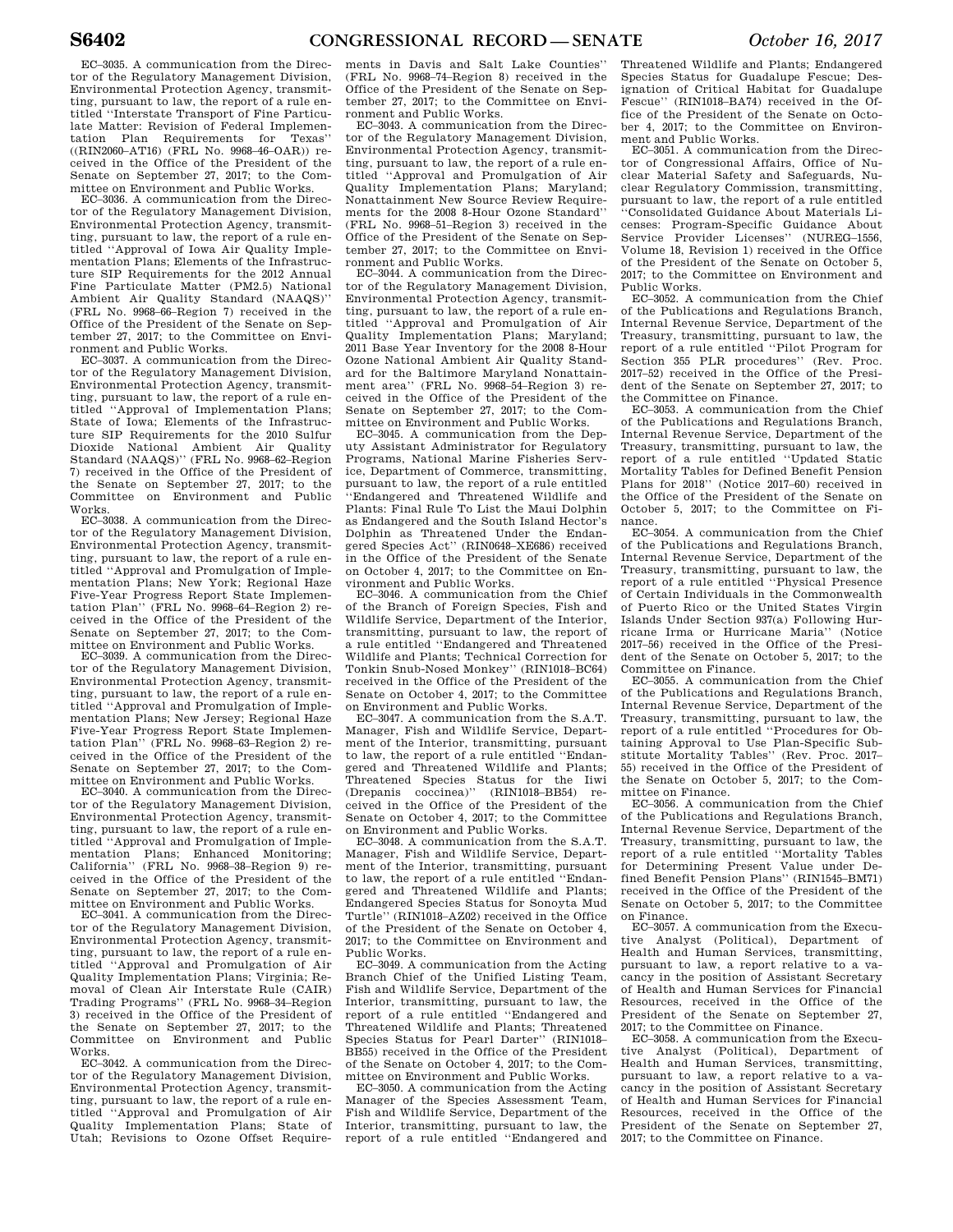EC–3035. A communication from the Director of the Regulatory Management Division, Environmental Protection Agency, transmitting, pursuant to law, the report of a rule entitled ''Interstate Transport of Fine Particulate Matter: Revision of Federal Implementation Plan Requirements for Texas'' ((RIN2060–AT16) (FRL No. 9968–46–OAR)) received in the Office of the President of the Senate on September 27, 2017; to the Committee on Environment and Public Works.

EC–3036. A communication from the Director of the Regulatory Management Division, Environmental Protection Agency, transmitting, pursuant to law, the report of a rule entitled ''Approval of Iowa Air Quality Implementation Plans; Elements of the Infrastructure SIP Requirements for the 2012 Annual Fine Particulate Matter (PM2.5) National Ambient Air Quality Standard (NAAQS)'' (FRL No. 9968–66–Region 7) received in the Office of the President of the Senate on September 27, 2017; to the Committee on Environment and Public Works.

EC–3037. A communication from the Director of the Regulatory Management Division, Environmental Protection Agency, transmitting, pursuant to law, the report of a rule entitled ''Approval of Implementation Plans; State of Iowa; Elements of the Infrastructure SIP Requirements for the 2010 Sulfur Dioxide National Ambient Air Quality Standard (NAAQS)'' (FRL No. 9968–62–Region 7) received in the Office of the President of the Senate on September 27, 2017; to the Committee on Environment and Public Works.

EC–3038. A communication from the Director of the Regulatory Management Division, Environmental Protection Agency, transmitting, pursuant to law, the report of a rule entitled ''Approval and Promulgation of Implementation Plans; New York; Regional Haze Five-Year Progress Report State Implementation Plan'' (FRL No. 9968–64–Region 2) received in the Office of the President of the Senate on September 27, 2017; to the Committee on Environment and Public Works.

EC–3039. A communication from the Director of the Regulatory Management Division, Environmental Protection Agency, transmitting, pursuant to law, the report of a rule entitled ''Approval and Promulgation of Implementation Plans; New Jersey; Regional Haze Five-Year Progress Report State Implementation Plan'' (FRL No. 9968–63–Region 2) received in the Office of the President of the Senate on September 27, 2017; to the Committee on Environment and Public Works.

EC–3040. A communication from the Director of the Regulatory Management Division, Environmental Protection Agency, transmitting, pursuant to law, the report of a rule entitled ''Approval and Promulgation of Implementation Plans; Enhanced Monitoring; California'' (FRL No. 9968–38–Region 9) received in the Office of the President of the Senate on September 27, 2017; to the Committee on Environment and Public Works.

EC–3041. A communication from the Director of the Regulatory Management Division, Environmental Protection Agency, transmitting, pursuant to law, the report of a rule entitled ''Approval and Promulgation of Air Quality Implementation Plans; Virginia; Removal of Clean Air Interstate Rule (CAIR) Trading Programs'' (FRL No. 9968–34–Region 3) received in the Office of the President of the Senate on September 27, 2017; to the Committee on Environment and Public Works.

EC–3042. A communication from the Director of the Regulatory Management Division, Environmental Protection Agency, transmitting, pursuant to law, the report of a rule entitled ''Approval and Promulgation of Air Quality Implementation Plans; State of Utah; Revisions to Ozone Offset Requirements in Davis and Salt Lake Counties'' (FRL No. 9968–74–Region 8) received in the Office of the President of the Senate on September 27, 2017; to the Committee on Environment and Public Works.

EC–3043. A communication from the Director of the Regulatory Management Division, Environmental Protection Agency, transmitting, pursuant to law, the report of a rule entitled ''Approval and Promulgation of Air Quality Implementation Plans; Maryland; Nonattainment New Source Review Requirements for the 2008 8-Hour Ozone Standard'' (FRL No. 9968–51–Region 3) received in the Office of the President of the Senate on September 27, 2017; to the Committee on Environment and Public Works.

EC–3044. A communication from the Director of the Regulatory Management Division, Environmental Protection Agency, transmitting, pursuant to law, the report of a rule entitled ''Approval and Promulgation of Air Quality Implementation Plans; Maryland; 2011 Base Year Inventory for the 2008 8-Hour Ozone National Ambient Air Quality Standard for the Baltimore Maryland Nonattainment area'' (FRL No. 9968–54–Region 3) received in the Office of the President of the Senate on September 27, 2017; to the Committee on Environment and Public Works.

EC–3045. A communication from the Deputy Assistant Administrator for Regulatory Programs, National Marine Fisheries Service, Department of Commerce, transmitting, pursuant to law, the report of a rule entitled ''Endangered and Threatened Wildlife and Plants: Final Rule To List the Maui Dolphin as Endangered and the South Island Hector's Dolphin as Threatened Under the Endangered Species Act'' (RIN0648–XE686) received in the Office of the President of the Senate on October 4, 2017; to the Committee on Environment and Public Works.

EC–3046. A communication from the Chief of the Branch of Foreign Species, Fish and Wildlife Service, Department of the Interior, transmitting, pursuant to law, the report of a rule entitled ''Endangered and Threatened Wildlife and Plants; Technical Correction for Tonkin Snub-Nosed Monkey'' (RIN1018–BC64) received in the Office of the President of the Senate on October 4, 2017; to the Committee on Environment and Public Works.

EC–3047. A communication from the S.A.T. Manager, Fish and Wildlife Service, Department of the Interior, transmitting, pursuant to law, the report of a rule entitled ''Endangered and Threatened Wildlife and Plants; Threatened Species Status for the Iiwi (Drepanis coccinea)'' (RIN1018–BB54) received in the Office of the President of the Senate on October 4, 2017; to the Committee on Environment and Public Works.

EC–3048. A communication from the S.A.T. Manager, Fish and Wildlife Service, Department of the Interior, transmitting, pursuant to law, the report of a rule entitled ''Endangered and Threatened Wildlife and Plants; Endangered Species Status for Sonoyta Mud Turtle'' (RIN1018–AZ02) received in the Office of the President of the Senate on October 4, 2017; to the Committee on Environment and Public Works.

EC–3049. A communication from the Acting Branch Chief of the Unified Listing Team, Fish and Wildlife Service, Department of the Interior, transmitting, pursuant to law, the report of a rule entitled ''Endangered and Threatened Wildlife and Plants; Threatened Species Status for Pearl Darter'' (RIN1018–BB55) received in the Office of the President of the Senate on October 4, 2017; to the Committee on Environment and Public Works.

EC–3050. A communication from the Acting Manager of the Species Assessment Team, Fish and Wildlife Service, Department of the Interior, transmitting, pursuant to law, the report of a rule entitled ''Endangered and Threatened Wildlife and Plants; Endangered Species Status for Guadalupe Fescue; Designation of Critical Habitat for Guadalupe Fescue'' (RIN1018–BA74) received in the Office of the President of the Senate on October 4, 2017; to the Committee on Environment and Public Works.

EC–3051. A communication from the Director of Congressional Affairs, Office of Nuclear Material Safety and Safeguards, Nuclear Regulatory Commission, transmitting, pursuant to law, the report of a rule entitled ''Consolidated Guidance About Materials Licenses: Program-Specific Guidance About Service Provider Licenses'' (NUREG–1556, Volume 18, Revision 1) received in the Office of the President of the Senate on October 5, 2017; to the Committee on Environment and Public Works.

EC–3052. A communication from the Chief of the Publications and Regulations Branch, Internal Revenue Service, Department of the Treasury, transmitting, pursuant to law, the report of a rule entitled ''Pilot Program for Section 355 PLR procedures'' (Rev. Proc. 2017–52) received in the Office of the President of the Senate on September 27, 2017; to the Committee on Finance.

EC–3053. A communication from the Chief of the Publications and Regulations Branch, Internal Revenue Service, Department of the Treasury, transmitting, pursuant to law, the report of a rule entitled ''Updated Static Mortality Tables for Defined Benefit Pension Plans for 2018'' (Notice 2017–60) received in the Office of the President of the Senate on October 5, 2017; to the Committee on Finance.

EC–3054. A communication from the Chief of the Publications and Regulations Branch, Internal Revenue Service, Department of the Treasury, transmitting, pursuant to law, the report of a rule entitled ''Physical Presence of Certain Individuals in the Commonwealth of Puerto Rico or the United States Virgin Islands Under Section 937(a) Following Hurricane Irma or Hurricane Maria'' (Notice 2017–56) received in the Office of the President of the Senate on October 5, 2017; to the Committee on Finance.

EC–3055. A communication from the Chief of the Publications and Regulations Branch, Internal Revenue Service, Department of the Treasury, transmitting, pursuant to law, the report of a rule entitled ''Procedures for Obtaining Approval to Use Plan-Specific Substitute Mortality Tables'' (Rev. Proc. 2017–55) received in the Office of the President of the Senate on October 5, 2017; to the Committee on Finance.

EC–3056. A communication from the Chief of the Publications and Regulations Branch, Internal Revenue Service, Department of the Treasury, transmitting, pursuant to law, the report of a rule entitled ''Mortality Tables for Determining Present Value under Defined Benefit Pension Plans'' (RIN1545–BM71) received in the Office of the President of the Senate on October 5, 2017; to the Committee on Finance.

EC–3057. A communication from the Executive Analyst (Political), Department of Health and Human Services, transmitting, pursuant to law, a report relative to a vacancy in the position of Assistant Secretary of Health and Human Services for Financial Resources, received in the Office of the President of the Senate on September 27, 2017; to the Committee on Finance.

EC–3058. A communication from the Executive Analyst (Political), Department of Health and Human Services, transmitting, pursuant to law, a report relative to a vacancy in the position of Assistant Secretary of Health and Human Services for Financial Resources, received in the Office of the President of the Senate on September 27, 2017; to the Committee on Finance.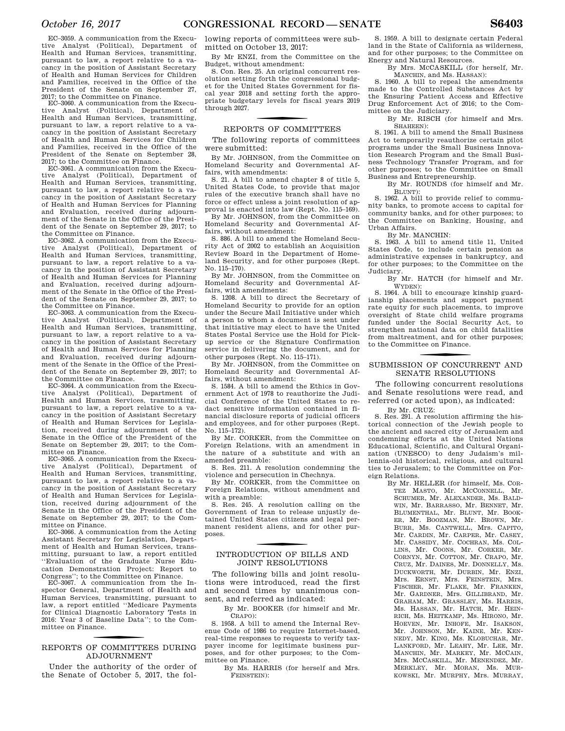EC–3059. A communication from the Executive Analyst (Political), Department of Health and Human Services, transmitting, pursuant to law, a report relative to a vacancy in the position of Assistant Secretary of Health and Human Services for Children and Families, received in the Office of the President of the Senate on September 27, 2017; to the Committee on Finance.

EC–3060. A communication from the Executive Analyst (Political), Department of Health and Human Services, transmitting, pursuant to law, a report relative to a vacancy in the position of Assistant Secretary of Health and Human Services for Children and Families, received in the Office of the President of the Senate on September 28, 2017; to the Committee on Finance.

EC–3061. A communication from the Executive Analyst (Political), Department of Health and Human Services, transmitting, pursuant to law, a report relative to a vacancy in the position of Assistant Secretary of Health and Human Services for Planning and Evaluation, received during adjournment of the Senate in the Office of the President of the Senate on September 29, 2017; to the Committee on Finance.

EC–3062. A communication from the Executive Analyst (Political), Department of Health and Human Services, transmitting, pursuant to law, a report relative to a vacancy in the position of Assistant Secretary of Health and Human Services for Planning and Evaluation, received during adjournment of the Senate in the Office of the President of the Senate on September 29, 2017; to the Committee on Finance.

EC–3063. A communication from the Executive Analyst (Political), Department of Health and Human Services, transmitting, pursuant to law, a report relative to a vacancy in the position of Assistant Secretary of Health and Human Services for Planning and Evaluation, received during adjournment of the Senate in the Office of the President of the Senate on September 29, 2017; to the Committee on Finance.

EC–3064. A communication from the Executive Analyst (Political), Department of Health and Human Services, transmitting, pursuant to law, a report relative to a vacancy in the position of Assistant Secretary of Health and Human Services for Legislation, received during adjournment of the Senate in the Office of the President of the Senate on September 29, 2017; to the Committee on Finance.

EC–3065. A communication from the Executive Analyst (Political), Department of Health and Human Services, transmitting, pursuant to law, a report relative to a vacancy in the position of Assistant Secretary of Health and Human Services for Legislation, received during adjournment of the Senate in the Office of the President of the Senate on September 29, 2017; to the Committee on Finance.

EC–3066. A communication from the Acting Assistant Secretary for Legislation, Department of Health and Human Services, transmitting, pursuant to law, a report entitled ''Evaluation of the Graduate Nurse Education Demonstration Project: Report to Congress''; to the Committee on Finance.

EC–3067. A communication from the Inspector General, Department of Health and Human Services, transmitting, pursuant to law, a report entitled ''Medicare Payments for Clinical Diagnostic Laboratory Tests in 2016: Year 3 of Baseline Data''; to the Committee on Finance.

## REPORTS OF COMMITTEES DURING ADJOURNMENT

Under the authority of the order of the Senate of October 5, 2017, the following reports of committees were submitted on October 13, 2017:

By Mr ENZI, from the Committee on the Budget, without amendment:

S. Con. Res. 25. An original concurrent resolution setting forth the congressional budget for the United States Government for fiscal year 2018 and setting forth the appropriate budgetary levels for fiscal years 2019 through 2027.

## REPORTS OF COMMITTEES

The following reports of committees were submitted:

By Mr. JOHNSON, from the Committee on Homeland Security and Governmental Affairs, with amendments:

S. 21. A bill to amend chapter 8 of title 5, United States Code, to provide that major rules of the executive branch shall have no force or effect unless a joint resolution of approval is enacted into law (Rept. No. 115–169).

By Mr. JOHNSON, from the Committee on Homeland Security and Governmental Affairs, without amendment:

S. 886. A bill to amend the Homeland Security Act of 2002 to establish an Acquisition Review Board in the Department of Homeland Security, and for other purposes (Rept. No. 115–170).

By Mr. JOHNSON, from the Committee on Homeland Security and Governmental Affairs, with amendments:

S. 1208. A bill to direct the Secretary of Homeland Security to provide for an option under the Secure Mail Initiative under which a person to whom a document is sent under that initiative may elect to have the United States Postal Service use the Hold for Pickup service or the Signature Confirmation service in delivering the document, and for other purposes (Rept. No. 115–171).

By Mr. JOHNSON, from the Committee on Homeland Security and Governmental Affairs, without amendment:

S. 1584. A bill to amend the Ethics in Government Act of 1978 to reauthorize the Judicial Conference of the United States to redact sensitive information contained in financial disclosure reports of judicial officers and employees, and for other purposes (Rept. No. 115–172).

By Mr. CORKER, from the Committee on Foreign Relations, with an amendment in the nature of a substitute and with an amended preamble:

S. Res. 211. A resolution condemning the violence and persecution in Chechnya.

By Mr. CORKER, from the Committee on Foreign Relations, without amendment and with a preamble:

S. Res. 245. A resolution calling on the Government of Iran to release unjustly detained United States citizens and legal permanent resident aliens, and for other purposes.

## INTRODUCTION OF BILLS AND JOINT RESOLUTIONS

The following bills and joint resolutions were introduced, read the first and second times by unanimous consent, and referred as indicated:

By Mr. BOOKER (for himself and Mr. CRAPO):

S. 1958. A bill to amend the Internal Revenue Code of 1986 to require Internet-based, real-time responses to requests to verify taxpayer income for legitimate business purposes, and for other purposes; to the Committee on Finance.

By Ms. HARRIS (for herself and Mrs. FEINSTEIN):

S. 1959. A bill to designate certain Federal land in the State of California as wilderness, and for other purposes; to the Committee on Energy and Natural Resources.

By Mrs. MCCASKILL (for herself, Mr. MANCHIN, and Ms. HASSAN):

S. 1960. A bill to repeal the amendments made to the Controlled Substances Act by the Ensuring Patient Access and Effective Drug Enforcement Act of 2016; to the Committee on the Judiciary.

By Mr. RISCH (for himself and Mrs. SHAHEEN):

S. 1961. A bill to amend the Small Business Act to temporarily reauthorize certain pilot programs under the Small Business Innovation Research Program and the Small Business Technology Transfer Program, and for other purposes; to the Committee on Small Business and Entrepreneurship.

By Mr. ROUNDS (for himself and Mr. BLUNT):

S. 1962. A bill to provide relief to community banks, to promote access to capital for community banks, and for other purposes; to the Committee on Banking, Housing, and Urban Affairs.

By Mr. MANCHIN:

S. 1963. A bill to amend title 11, United States Code, to include certain pension as administrative expenses in bankruptcy, and for other purposes; to the Committee on the Judiciary.

By Mr. HATCH (for himself and Mr. WYDEN):

S. 1964. A bill to encourage kinship guardianship placements and support payment rate equity for such placements, to improve oversight of State child welfare programs funded under the Social Security Act, to strengthen national data on child fatalities from maltreatment, and for other purposes; to the Committee on Finance.

## SUBMISSION OF CONCURRENT AND SENATE RESOLUTIONS

The following concurrent resolutions and Senate resolutions were read, and referred (or acted upon), as indicated:

By Mr. CRUZ:

S. Res. 291. A resolution affirming the historical connection of the Jewish people to the ancient and sacred city of Jerusalem and condemning efforts at the United Nations Educational, Scientific, and Cultural Organization (UNESCO) to deny Judaism's millennia-old historical, religious, and cultural ties to Jerusalem; to the Committee on Foreign Relations.

By Mr. HELLER (for himself, Ms. CORTEZ MASTO, Mr. MCCONNELL, Mr. SCHUMER, Mr. ALEXANDER, Ms. BALDWIN, Mr. BARRASSO, Mr. BENNET, Mr. BLUMENTHAL, Mr. BLUNT, Mr. BOOKER, Mr. BOOZMAN, Mr. BROWN, Mr. BURR, Ms. CANTWELL, Mrs. CAPITO, Mr. CARDIN, Mr. CARPER, Mr. CASEY, Mr. CASSIDY, Mr. COCHRAN, Ms. COLLINS, Mr. COONS, Mr. CORKER, Mr. CORNYN, Mr. COTTON, Mr. CRAPO, Mr. CRUZ, Mr. DAINES, Mr. DONNELLY, Ms. DUCKWORTH, Mr. DURBIN, Mr. ENZI, Mrs. ERNST, Mrs. FEINSTEIN, Mrs. FISCHER, Mr. FLAKE, Mr. FRANKEN, Mr. GARDNER, Mrs. GILLIBRAND, Mr. GRAHAM, Mr. GRASSLEY, Ms. HARRIS, Ms. HASSAN, Mr. HATCH, Mr. HEINRICH, Ms. HEITKAMP, Ms. HIRONO, Mr. HOEVEN, Mr. INHOFE, Mr. ISAKSON, Mr. JOHNSON, Mr. KAINE, Mr. KENNEDY, Mr. KING, Ms. KLOBUCHAR, Mr. LANKFORD, Mr. LEAHY, Mr. LEE, Mr. MANCHIN, Mr. MARKEY, Mr. MCCAIN, Mrs. MCCASKILL, Mr. MENENDEZ, Mr. MERKLEY, Mr. MORAN, Ms. MURKOWSKI, Mr. MURPHY, Mrs. MURRAY,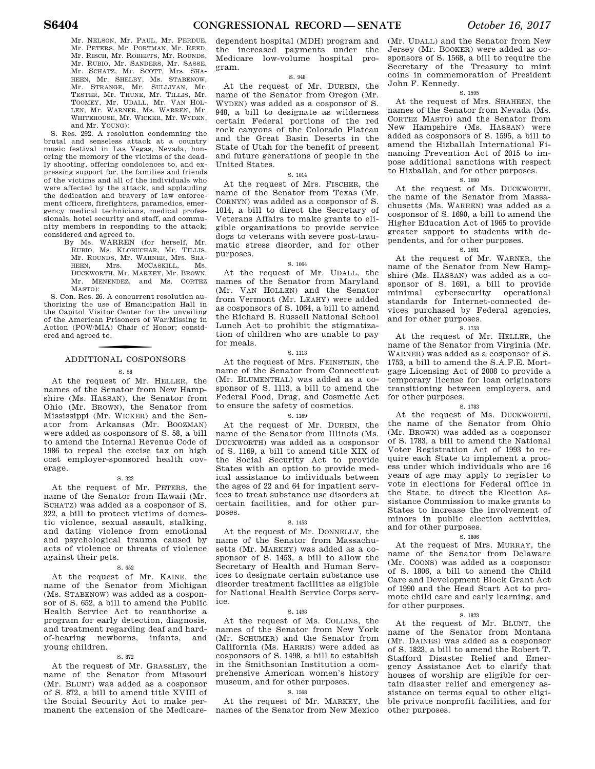Mr. NELSON, Mr. PAUL, Mr. PERDUE, Mr. PETERS, Mr. PORTMAN, Mr. REED, Mr. RISCH, Mr. ROBERTS, Mr. ROUNDS, Mr. RUBIO, Mr. SANDERS, Mr. SASSE, Mr. SCHATZ, Mr. SCOTT, Mrs. SHAHEEN, Mr. SHELBY, Ms. STABENOW, Mr. STRANGE, Mr. SULLIVAN, Mr. TESTER, Mr. THUNE, Mr. TILLIS, Mr. TOOMEY, Mr. UDALL, Mr. VAN HOLLEN, Mr. WARNER, Ms. WARREN, Mr. WHITEHOUSE, Mr. WICKER, Mr. WYDEN, and Mr. YOUNG):

S. Res. 292. A resolution condemning the brutal and senseless attack at a country music festival in Las Vegas, Nevada, honoring the memory of the victims of the deadly shooting, offering condolences to, and expressing support for, the families and friends of the victims and all of the individuals who were affected by the attack, and applauding the dedication and bravery of law enforcement officers, firefighters, paramedics, emergency medical technicians, medical professionals, hotel security and staff, and community members in responding to the attack; considered and agreed to.

By Ms. WARREN (for herself, Mr. RUBIO, Ms. KLOBUCHAR, Mr. TILLIS, Mr. ROUNDS, Mr. WARNER, Mrs. SHAHEEN, Mrs. MCCASKILL, Ms. DUCKWORTH, Mr. MARKEY, Mr. BROWN, Mr. MENENDEZ, and Ms. CORTEZ MASTO):

S. Con. Res. 26. A concurrent resolution authorizing the use of Emancipation Hall in the Capitol Visitor Center for the unveiling of the American Prisoners of War/Missing in Action (POW/MIA) Chair of Honor; considered and agreed to.

## ADDITIONAL COSPONSORS

S. 58

At the request of Mr. HELLER, the names of the Senator from New Hampshire (Ms. HASSAN), the Senator from Ohio (Mr. BROWN), the Senator from Mississippi (Mr. WICKER) and the Senator from Arkansas (Mr. BOOZMAN) were added as cosponsors of S. 58, a bill to amend the Internal Revenue Code of 1986 to repeal the excise tax on high cost employer-sponsored health coverage.

S. 322

At the request of Mr. PETERS, the name of the Senator from Hawaii (Mr. SCHATZ) was added as a cosponsor of S. 322, a bill to protect victims of domestic violence, sexual assault, stalking, and dating violence from emotional and psychological trauma caused by acts of violence or threats of violence against their pets.

S. 652

At the request of Mr. KAINE, the name of the Senator from Michigan (Ms. STABENOW) was added as a cosponsor of S. 652, a bill to amend the Public Health Service Act to reauthorize a program for early detection, diagnosis, and treatment regarding deaf and hard-of-hearing newborns, infants, and young children.

S. 872

At the request of Mr. GRASSLEY, the name of the Senator from Missouri (Mr. BLUNT) was added as a cosponsor of S. 872, a bill to amend title XVIII of the Social Security Act to make permanent the extension of the Medicare-dependent hospital (MDH) program and the increased payments under the Medicare low-volume hospital program.

S. 948

At the request of Mr. DURBIN, the name of the Senator from Oregon (Mr. WYDEN) was added as a cosponsor of S. 948, a bill to designate as wilderness certain Federal portions of the red rock canyons of the Colorado Plateau and the Great Basin Deserts in the State of Utah for the benefit of present and future generations of people in the United States.

S. 1014

At the request of Mrs. FISCHER, the name of the Senator from Texas (Mr. CORNYN) was added as a cosponsor of S. 1014, a bill to direct the Secretary of Veterans Affairs to make grants to eligible organizations to provide service dogs to veterans with severe post-traumatic stress disorder, and for other purposes.

S. 1064

At the request of Mr. UDALL, the names of the Senator from Maryland (Mr. VAN HOLLEN) and the Senator from Vermont (Mr. LEAHY) were added as cosponsors of S. 1064, a bill to amend the Richard B. Russell National School Lunch Act to prohibit the stigmatization of children who are unable to pay for meals.

S. 1113

At the request of Mrs. FEINSTEIN, the name of the Senator from Connecticut (Mr. BLUMENTHAL) was added as a cosponsor of S. 1113, a bill to amend the Federal Food, Drug, and Cosmetic Act to ensure the safety of cosmetics.

S. 1169

At the request of Mr. DURBIN, the name of the Senator from Illinois (Ms. DUCKWORTH) was added as a cosponsor of S. 1169, a bill to amend title XIX of the Social Security Act to provide States with an option to provide medical assistance to individuals between the ages of 22 and 64 for inpatient services to treat substance use disorders at certain facilities, and for other purposes.

S. 1453

At the request of Mr. DONNELLY, the name of the Senator from Massachusetts (Mr. MARKEY) was added as a cosponsor of S. 1453, a bill to allow the Secretary of Health and Human Services to designate certain substance use disorder treatment facilities as eligible for National Health Service Corps service.

S. 1498

At the request of Ms. COLLINS, the names of the Senator from New York (Mr. SCHUMER) and the Senator from California (Ms. HARRIS) were added as cosponsors of S. 1498, a bill to establish in the Smithsonian Institution a comprehensive American women's history museum, and for other purposes.

S. 1568

At the request of Mr. MARKEY, the names of the Senator from New Mexico (Mr. UDALL) and the Senator from New Jersey (Mr. BOOKER) were added as cosponsors of S. 1568, a bill to require the Secretary of the Treasury to mint coins in commemoration of President John F. Kennedy.

S. 1595

At the request of Mrs. SHAHEEN, the names of the Senator from Nevada (Ms. CORTEZ MASTO) and the Senator from New Hampshire (Ms. HASSAN) were added as cosponsors of S. 1595, a bill to amend the Hizballah International Financing Prevention Act of 2015 to impose additional sanctions with respect to Hizballah, and for other purposes.

S. 1690

At the request of Ms. DUCKWORTH, the name of the Senator from Massachusetts (Ms. WARREN) was added as a cosponsor of S. 1690, a bill to amend the Higher Education Act of 1965 to provide greater support to students with dependents, and for other purposes.

S. 1691

At the request of Mr. WARNER, the name of the Senator from New Hampshire (Ms. HASSAN) was added as a cosponsor of S. 1691, a bill to provide minimal cybersecurity operational standards for Internet-connected devices purchased by Federal agencies, and for other purposes.

S. 1753

At the request of Mr. HELLER, the name of the Senator from Virginia (Mr. WARNER) was added as a cosponsor of S. 1753, a bill to amend the S.A.F.E. Mortgage Licensing Act of 2008 to provide a temporary license for loan originators transitioning between employers, and for other purposes.

S. 1783

At the request of Ms. DUCKWORTH, the name of the Senator from Ohio (Mr. BROWN) was added as a cosponsor of S. 1783, a bill to amend the National Voter Registration Act of 1993 to require each State to implement a process under which individuals who are 16 years of age may apply to register to vote in elections for Federal office in the State, to direct the Election Assistance Commission to make grants to States to increase the involvement of minors in public election activities, and for other purposes.

S. 1806

At the request of Mrs. MURRAY, the name of the Senator from Delaware (Mr. COONS) was added as a cosponsor of S. 1806, a bill to amend the Child Care and Development Block Grant Act of 1990 and the Head Start Act to promote child care and early learning, and for other purposes.

S. 1823

At the request of Mr. BLUNT, the name of the Senator from Montana (Mr. DAINES) was added as a cosponsor of S. 1823, a bill to amend the Robert T. Stafford Disaster Relief and Emergency Assistance Act to clarify that houses of worship are eligible for certain disaster relief and emergency assistance on terms equal to other eligible private nonprofit facilities, and for other purposes.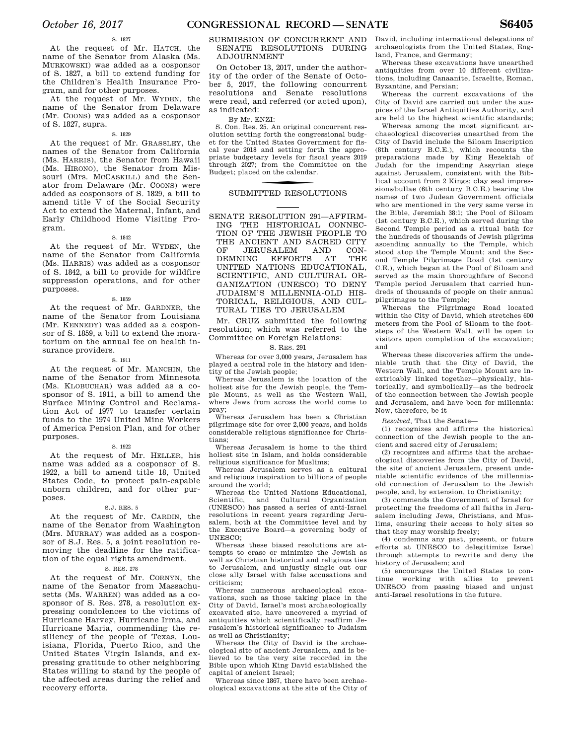S. 1827

At the request of Mr. HATCH, the name of the Senator from Alaska (Ms. MURKOWSKI) was added as a cosponsor of S. 1827, a bill to extend funding for the Children's Health Insurance Program, and for other purposes.

At the request of Mr. WYDEN, the name of the Senator from Delaware (Mr. COONS) was added as a cosponsor of S. 1827, supra.

S. 1829

At the request of Mr. GRASSLEY, the names of the Senator from California (Ms. HARRIS), the Senator from Hawaii (Ms. HIRONO), the Senator from Missouri (Mrs. MCCASKILL) and the Senator from Delaware (Mr. COONS) were added as cosponsors of S. 1829, a bill to amend title V of the Social Security Act to extend the Maternal, Infant, and Early Childhood Home Visiting Program.

S. 1842

At the request of Mr. WYDEN, the name of the Senator from California (Ms. HARRIS) was added as a cosponsor of S. 1842, a bill to provide for wildfire suppression operations, and for other purposes.

S. 1859

At the request of Mr. GARDNER, the name of the Senator from Louisiana (Mr. KENNEDY) was added as a cosponsor of S. 1859, a bill to extend the moratorium on the annual fee on health insurance providers.

S. 1911

At the request of Mr. MANCHIN, the name of the Senator from Minnesota (Ms. KLOBUCHAR) was added as a cosponsor of S. 1911, a bill to amend the Surface Mining Control and Reclamation Act of 1977 to transfer certain funds to the 1974 United Mine Workers of America Pension Plan, and for other purposes.

S. 1922

At the request of Mr. HELLER, his name was added as a cosponsor of S. 1922, a bill to amend title 18, United States Code, to protect pain-capable unborn children, and for other purposes.

S.J. RES. 5

At the request of Mr. CARDIN, the name of the Senator from Washington (Mrs. MURRAY) was added as a cosponsor of S.J. Res. 5, a joint resolution removing the deadline for the ratification of the equal rights amendment.

S. RES. 278

At the request of Mr. CORNYN, the name of the Senator from Massachusetts (Ms. WARREN) was added as a cosponsor of S. Res. 278, a resolution expressing condolences to the victims of Hurricane Harvey, Hurricane Irma, and Hurricane Maria, commending the resiliency of the people of Texas, Louisiana, Florida, Puerto Rico, and the United States Virgin Islands, and expressing gratitude to other neighboring States willing to stand by the people of the affected areas during the relief and recovery efforts.

## SUBMISSION OF CONCURRENT AND SENATE RESOLUTIONS DURING ADJOURNMENT

On October 13, 2017, under the authority of the order of the Senate of October 5, 2017, the following concurrent resolutions and Senate resolutions were read, and referred (or acted upon), as indicated:

By Mr. ENZI:

S. Con. Res. 25. An original concurrent resolution setting forth the congressional budget for the United States Government for fiscal year 2018 and setting forth the appropriate budgetary levels for fiscal years 2019 through 2027; from the Committee on the Budget; placed on the calendar.

## SUBMITTED RESOLUTIONS

### SENATE RESOLUTION 291—AFFIRMING THE HISTORICAL CONNECTION OF THE JEWISH PEOPLE TO THE ANCIENT AND SACRED CITY OF JERUSALEM AND CONDEMNING EFFORTS AT THE UNITED NATIONS EDUCATIONAL, SCIENTIFIC, AND CULTURAL ORGANIZATION (UNESCO) TO DENY JUDAISM'S MILLENNIA-OLD HISTORICAL, RELIGIOUS, AND CULTURAL TIES TO JERUSALEM

Mr. CRUZ submitted the following resolution; which was referred to the Committee on Foreign Relations:

S. RES. 291

Whereas for over 3,000 years, Jerusalem has played a central role in the history and identity of the Jewish people;

Whereas Jerusalem is the location of the holiest site for the Jewish people, the Temple Mount, as well as the Western Wall, where Jews from across the world come to pray;

Whereas Jerusalem has been a Christian pilgrimage site for over 2,000 years, and holds considerable religious significance for Christians;

Whereas Jerusalem is home to the third holiest site in Islam, and holds considerable religious significance for Muslims;

Whereas Jerusalem serves as a cultural and religious inspiration to billions of people around the world;

Whereas the United Nations Educational, Scientific, and Cultural Organization (UNESCO) has passed a series of anti-Israel resolutions in recent years regarding Jerusalem, both at the Committee level and by the Executive Board—a governing body of UNESCO;

Whereas these biased resolutions are attempts to erase or minimize the Jewish as well as Christian historical and religious ties to Jerusalem, and unjustly single out our close ally Israel with false accusations and criticism;

Whereas numerous archaeological excavations, such as those taking place in the City of David, Israel's most archaeologically excavated site, have uncovered a myriad of antiquities which scientifically reaffirm Jerusalem's historical significance to Judaism as well as Christianity;

Whereas the City of David is the archaeological site of ancient Jerusalem, and is believed to be the very site recorded in the Bible upon which King David established the capital of ancient Israel;

Whereas since 1867, there have been archaeological excavations at the site of the City of David, including international delegations of archaeologists from the United States, England, France, and Germany;

Whereas these excavations have unearthed antiquities from over 10 different civilizations, including Canaanite, Israelite, Roman, Byzantine, and Persian;

Whereas the current excavations of the City of David are carried out under the auspices of the Israel Antiquities Authority, and are held to the highest scientific standards;

Whereas among the most significant archaeological discoveries unearthed from the City of David include the Siloam Inscription (8th century B.C.E.), which recounts the preparations made by King Hezekiah of Judah for the impending Assyrian siege against Jerusalem, consistent with the Biblical account from 2 Kings; clay seal impressions/bullae (6th century B.C.E.) bearing the names of two Judean Government officials who are mentioned in the very same verse in the Bible, Jeremiah 38:1; the Pool of Siloam (1st century B.C.E.), which served during the Second Temple period as a ritual bath for the hundreds of thousands of Jewish pilgrims ascending annually to the Temple, which stood atop the Temple Mount; and the Second Temple Pilgrimage Road (1st century C.E.), which began at the Pool of Siloam and served as the main thoroughfare of Second Temple period Jerusalem that carried hundreds of thousands of people on their annual pilgrimages to the Temple;

Whereas the Pilgrimage Road located within the City of David, which stretches 600 meters from the Pool of Siloam to the footsteps of the Western Wall, will be open to visitors upon completion of the excavation; and

Whereas these discoveries affirm the undeniable truth that the City of David, the Western Wall, and the Temple Mount are inextricably linked together—physically, historically, and symbolically—as the bedrock of the connection between the Jewish people and Jerusalem, and have been for millennia: Now, therefore, be it

*Resolved*, That the Senate—

(1) recognizes and affirms the historical connection of the Jewish people to the ancient and sacred city of Jerusalem;

(2) recognizes and affirms that the archaeological discoveries from the City of David, the site of ancient Jerusalem, present undeniable scientific evidence of the millennia-old connection of Jerusalem to the Jewish people, and, by extension, to Christianity;

(3) commends the Government of Israel for protecting the freedoms of all faiths in Jerusalem including Jews, Christians, and Muslims, ensuring their access to holy sites so that they may worship freely;

(4) condemns any past, present, or future efforts at UNESCO to delegitimize Israel through attempts to rewrite and deny the history of Jerusalem; and

(5) encourages the United States to continue working with allies to prevent UNESCO from passing biased and unjust anti-Israel resolutions in the future.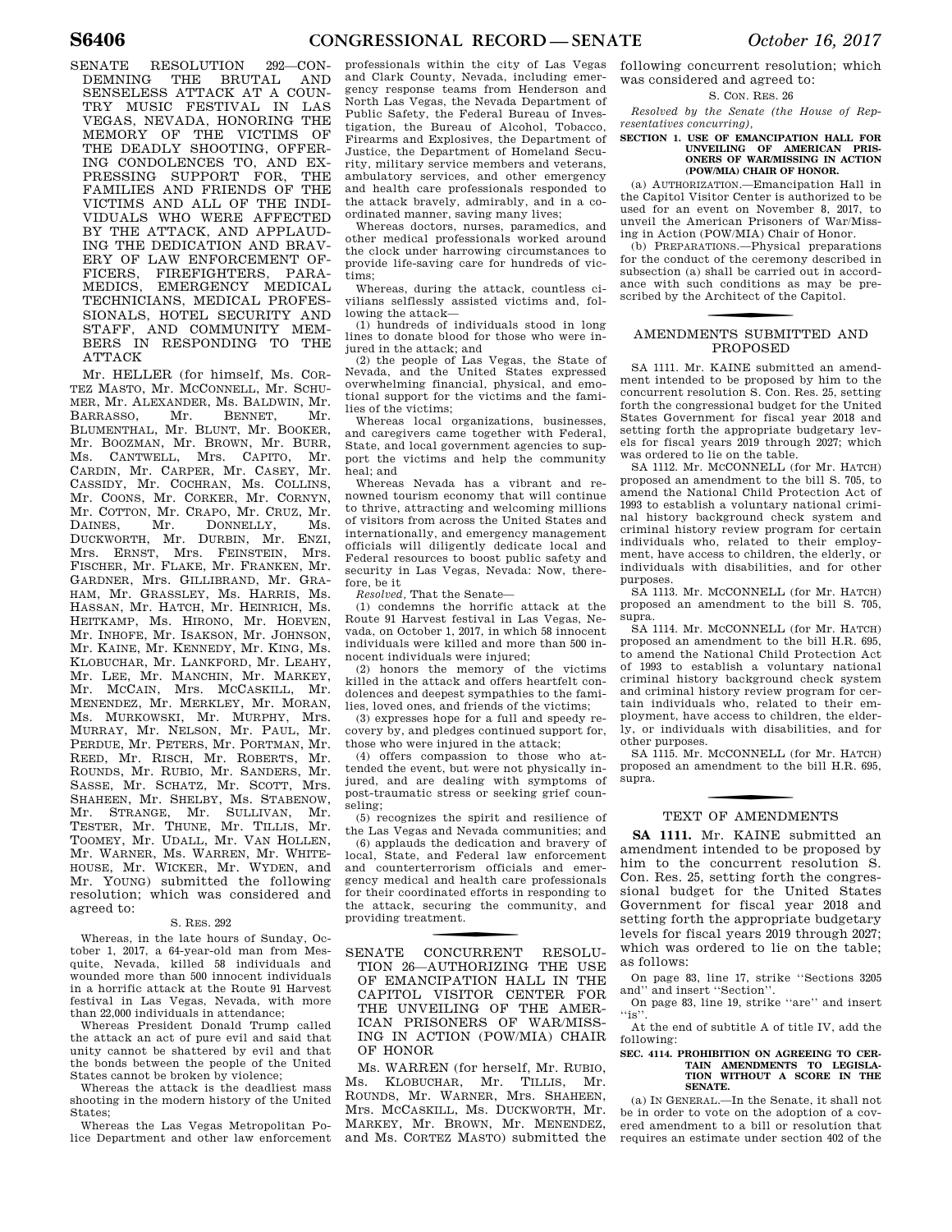## SENATE RESOLUTION 292—CONDEMNING THE BRUTAL AND SENSELESS ATTACK AT A COUNTRY MUSIC FESTIVAL IN LAS VEGAS, NEVADA, HONORING THE MEMORY OF THE VICTIMS OF THE DEADLY SHOOTING, OFFERING CONDOLENCES TO, AND EXPRESSING SUPPORT FOR, THE FAMILIES AND FRIENDS OF THE VICTIMS AND ALL OF THE INDIVIDUALS WHO WERE AFFECTED BY THE ATTACK, AND APPLAUDING THE DEDICATION AND BRAVERY OF LAW ENFORCEMENT OFFICERS, FIREFIGHTERS, PARAMEDICS, EMERGENCY MEDICAL TECHNICIANS, MEDICAL PROFESSIONALS, HOTEL SECURITY AND STAFF, AND COMMUNITY MEMBERS IN RESPONDING TO THE ATTACK

Mr. HELLER (for himself, Ms. CORTEZ MASTO, Mr. MCCONNELL, Mr. SCHUMER, Mr. ALEXANDER, Ms. BALDWIN, Mr. BARRASSO, Mr. BENNET, Mr. BLUMENTHAL, Mr. BLUNT, Mr. BOOKER, Mr. BOOZMAN, Mr. BROWN, Mr. BURR, Ms. CANTWELL, Mrs. CAPITO, Mr. CARDIN, Mr. CARPER, Mr. CASEY, Mr. CASSIDY, Mr. COCHRAN, Ms. COLLINS, Mr. COONS, Mr. CORKER, Mr. CORNYN, Mr. COTTON, Mr. CRAPO, Mr. CRUZ, Mr. DAINES, Mr. DONNELLY, Ms. DUCKWORTH, Mr. DURBIN, Mr. ENZI, Mrs. ERNST, Mrs. FEINSTEIN, Mrs. FISCHER, Mr. FLAKE, Mr. FRANKEN, Mr. GARDNER, Mrs. GILLIBRAND, Mr. GRAHAM, Mr. GRASSLEY, Ms. HARRIS, Ms. HASSAN, Mr. HATCH, Mr. HEINRICH, Ms. HEITKAMP, Ms. HIRONO, Mr. HOEVEN, Mr. INHOFE, Mr. ISAKSON, Mr. JOHNSON, Mr. KAINE, Mr. KENNEDY, Mr. KING, Ms. KLOBUCHAR, Mr. LANKFORD, Mr. LEAHY, Mr. LEE, Mr. MANCHIN, Mr. MARKEY, Mr. MCCAIN, Mrs. MCCASKILL, Mr. MENENDEZ, Mr. MERKLEY, Mr. MORAN, Ms. MURKOWSKI, Mr. MURPHY, Mrs. MURRAY, Mr. NELSON, Mr. PAUL, Mr. PERDUE, Mr. PETERS, Mr. PORTMAN, Mr. REED, Mr. RISCH, Mr. ROBERTS, Mr. ROUNDS, Mr. RUBIO, Mr. SANDERS, Mr. SASSE, Mr. SCHATZ, Mr. SCOTT, Mrs. SHAHEEN, Mr. SHELBY, Ms. STABENOW, Mr. STRANGE, Mr. SULLIVAN, Mr. TESTER, Mr. THUNE, Mr. TILLIS, Mr. TOOMEY, Mr. UDALL, Mr. VAN HOLLEN, Mr. WARNER, Ms. WARREN, Mr. WHITEHOUSE, Mr. WICKER, Mr. WYDEN, and Mr. YOUNG) submitted the following resolution; which was considered and agreed to:

S. RES. 292

Whereas, in the late hours of Sunday, October 1, 2017, a 64-year-old man from Mesquite, Nevada, killed 58 individuals and wounded more than 500 innocent individuals in a horrific attack at the Route 91 Harvest festival in Las Vegas, Nevada, with more than 22,000 individuals in attendance;

Whereas President Donald Trump called the attack an act of pure evil and said that unity cannot be shattered by evil and that the bonds between the people of the United States cannot be broken by violence;

Whereas the attack is the deadliest mass shooting in the modern history of the United States;

Whereas the Las Vegas Metropolitan Police Department and other law enforcement professionals within the city of Las Vegas and Clark County, Nevada, including emergency response teams from Henderson and North Las Vegas, the Nevada Department of Public Safety, the Federal Bureau of Investigation, the Bureau of Alcohol, Tobacco, Firearms and Explosives, the Department of Justice, the Department of Homeland Security, military service members and veterans, ambulatory services, and other emergency and health care professionals responded to the attack bravely, admirably, and in a coordinated manner, saving many lives;

Whereas doctors, nurses, paramedics, and other medical professionals worked around the clock under harrowing circumstances to provide life-saving care for hundreds of victims;

Whereas, during the attack, countless civilians selflessly assisted victims and, following the attack—

(1) hundreds of individuals stood in long lines to donate blood for those who were injured in the attack; and

(2) the people of Las Vegas, the State of Nevada, and the United States expressed overwhelming financial, physical, and emotional support for the victims and the families of the victims;

Whereas local organizations, businesses, and caregivers came together with Federal, State, and local government agencies to support the victims and help the community heal; and

Whereas Nevada has a vibrant and renowned tourism economy that will continue to thrive, attracting and welcoming millions of visitors from across the United States and internationally, and emergency management officials will diligently dedicate local and Federal resources to boost public safety and security in Las Vegas, Nevada: Now, therefore, be it

*Resolved*, That the Senate—

(1) condemns the horrific attack at the Route 91 Harvest festival in Las Vegas, Nevada, on October 1, 2017, in which 58 innocent individuals were killed and more than 500 innocent individuals were injured;

(2) honors the memory of the victims killed in the attack and offers heartfelt condolences and deepest sympathies to the families, loved ones, and friends of the victims;

(3) expresses hope for a full and speedy recovery by, and pledges continued support for, those who were injured in the attack;

(4) offers compassion to those who attended the event, but were not physically injured, and are dealing with symptoms of post-traumatic stress or seeking grief counseling;

(5) recognizes the spirit and resilience of the Las Vegas and Nevada communities; and

(6) applauds the dedication and bravery of local, State, and Federal law enforcement and counterterrorism officials and emergency medical and health care professionals for their coordinated efforts in responding to the attack, securing the community, and providing treatment.

## SENATE CONCURRENT RESOLUTION 26—AUTHORIZING THE USE OF EMANCIPATION HALL IN THE CAPITOL VISITOR CENTER FOR THE UNVEILING OF THE AMERICAN PRISONERS OF WAR/MISSING IN ACTION (POW/MIA) CHAIR OF HONOR

Ms. WARREN (for herself, Mr. RUBIO, Ms. KLOBUCHAR, Mr. TILLIS, Mr. ROUNDS, Mr. WARNER, Mrs. SHAHEEN, Mrs. MCCASKILL, Ms. DUCKWORTH, Mr. MARKEY, Mr. BROWN, Mr. MENENDEZ, and Ms. CORTEZ MASTO) submitted the following concurrent resolution; which was considered and agreed to:

S. CON. RES. 26

*Resolved by the Senate (the House of Representatives concurring)*,

**SECTION 1. USE OF EMANCIPATION HALL FOR UNVEILING OF AMERICAN PRISONERS OF WAR/MISSING IN ACTION (POW/MIA) CHAIR OF HONOR.**

(a) AUTHORIZATION.—Emancipation Hall in the Capitol Visitor Center is authorized to be used for an event on November 8, 2017, to unveil the American Prisoners of War/Missing in Action (POW/MIA) Chair of Honor.

(b) PREPARATIONS.—Physical preparations for the conduct of the ceremony described in subsection (a) shall be carried out in accordance with such conditions as may be prescribed by the Architect of the Capitol.

## AMENDMENTS SUBMITTED AND PROPOSED

SA 1111. Mr. KAINE submitted an amendment intended to be proposed by him to the concurrent resolution S. Con. Res. 25, setting forth the congressional budget for the United States Government for fiscal year 2018 and setting forth the appropriate budgetary levels for fiscal years 2019 through 2027; which was ordered to lie on the table.

SA 1112. Mr. MCCONNELL (for Mr. HATCH) proposed an amendment to the bill S. 705, to amend the National Child Protection Act of 1993 to establish a voluntary national criminal history background check system and criminal history review program for certain individuals who, related to their employment, have access to children, the elderly, or individuals with disabilities, and for other purposes.

SA 1113. Mr. MCCONNELL (for Mr. HATCH) proposed an amendment to the bill S. 705, supra.

SA 1114. Mr. MCCONNELL (for Mr. HATCH) proposed an amendment to the bill H.R. 695, to amend the National Child Protection Act of 1993 to establish a voluntary national criminal history background check system and criminal history review program for certain individuals who, related to their employment, have access to children, the elderly, or individuals with disabilities, and for other purposes.

SA 1115. Mr. MCCONNELL (for Mr. HATCH) proposed an amendment to the bill H.R. 695, supra.

## TEXT OF AMENDMENTS

**SA 1111.** Mr. KAINE submitted an amendment intended to be proposed by him to the concurrent resolution S. Con. Res. 25, setting forth the congressional budget for the United States Government for fiscal year 2018 and setting forth the appropriate budgetary levels for fiscal years 2019 through 2027; which was ordered to lie on the table; as follows:

On page 83, line 17, strike ''Sections 3205 and'' and insert ''Section''.

On page 83, line 19, strike ''are'' and insert ''is''.

At the end of subtitle A of title IV, add the following:

**SEC. 4114. PROHIBITION ON AGREEING TO CERTAIN AMENDMENTS TO LEGISLATION WITHOUT A SCORE IN THE SENATE.**

(a) IN GENERAL.—In the Senate, it shall not be in order to vote on the adoption of a covered amendment to a bill or resolution that requires an estimate under section 402 of the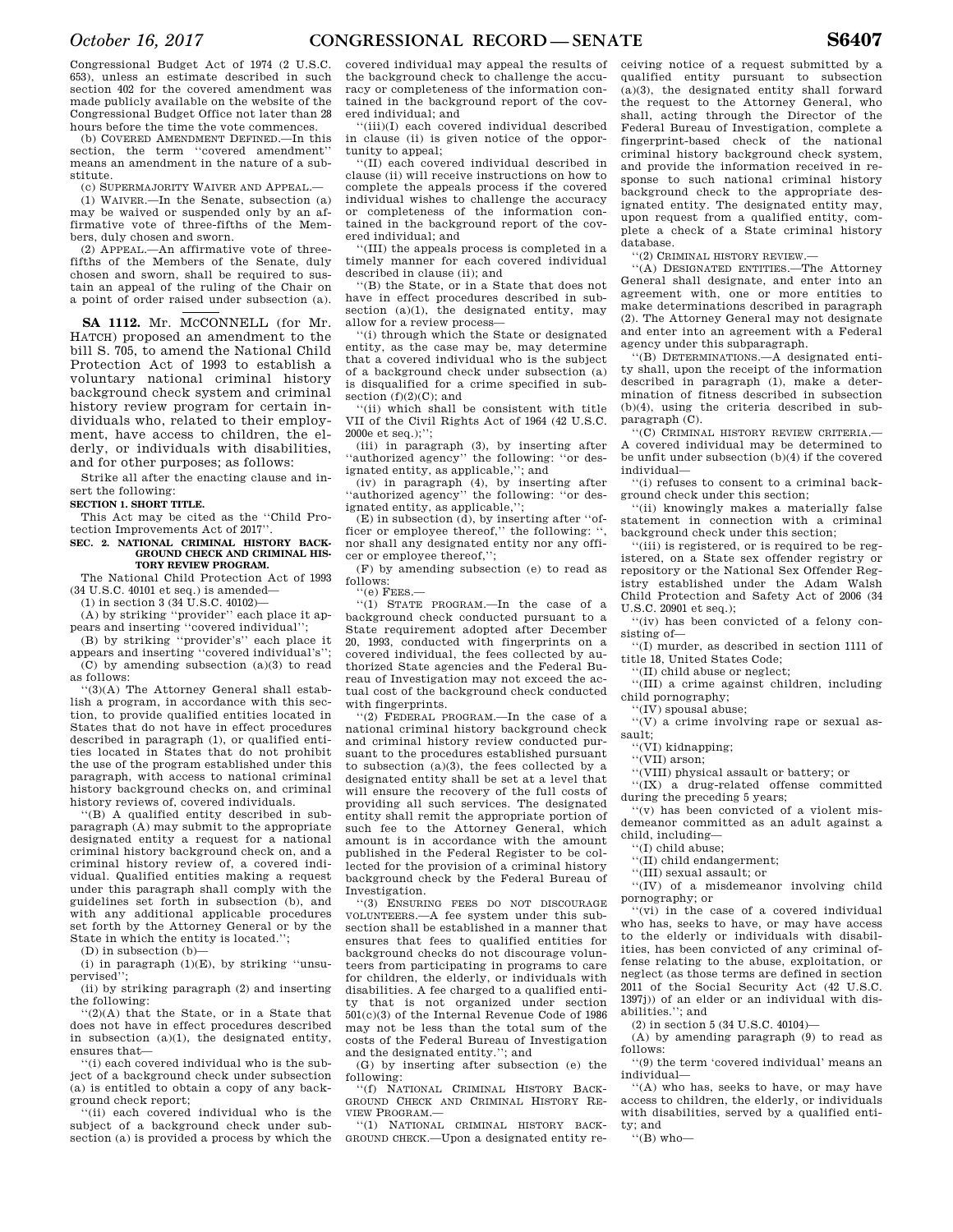Congressional Budget Act of 1974 (2 U.S.C. 653), unless an estimate described in such section 402 for the covered amendment was made publicly available on the website of the Congressional Budget Office not later than 28 hours before the time the vote commences.

(b) COVERED AMENDMENT DEFINED.—In this section, the term "covered amendment" means an amendment in the nature of a substitute.

(c) SUPERMAJORITY WAIVER AND APPEAL.—

(1) WAIVER.—In the Senate, subsection (a) may be waived or suspended only by an affirmative vote of three-fifths of the Members, duly chosen and sworn.

(2) APPEAL.—An affirmative vote of three-fifths of the Members of the Senate, duly chosen and sworn, shall be required to sustain an appeal of the ruling of the Chair on a point of order raised under subsection (a).

---

**SA 1112.** Mr. MCCONNELL (for Mr. HATCH) proposed an amendment to the bill S. 705, to amend the National Child Protection Act of 1993 to establish a voluntary national criminal history background check system and criminal history review program for certain individuals who, related to their employment, have access to children, the elderly, or individuals with disabilities, and for other purposes; as follows:

Strike all after the enacting clause and insert the following:

**SECTION 1. SHORT TITLE.**

This Act may be cited as the "Child Protection Improvements Act of 2017".

**SEC. 2. NATIONAL CRIMINAL HISTORY BACKGROUND CHECK AND CRIMINAL HISTORY REVIEW PROGRAM.**

The National Child Protection Act of 1993 (34 U.S.C. 40101 et seq.) is amended—

(1) in section 3 (34 U.S.C. 40102)—

(A) by striking "provider" each place it appears and inserting "covered individual";

(B) by striking "provider's" each place it appears and inserting "covered individual's";

(C) by amending subsection (a)(3) to read as follows:

"(3)(A) The Attorney General shall establish a program, in accordance with this section, to provide qualified entities located in States that do not have in effect procedures described in paragraph (1), or qualified entities located in States that do not prohibit the use of the program established under this paragraph, with access to national criminal history background checks on, and criminal history reviews of, covered individuals.

"(B) A qualified entity described in subparagraph (A) may submit to the appropriate designated entity a request for a national criminal history background check on, and a criminal history review of, a covered individual. Qualified entities making a request under this paragraph shall comply with the guidelines set forth in subsection (b), and with any additional applicable procedures set forth by the Attorney General or by the State in which the entity is located.";

(D) in subsection (b)—

(i) in paragraph (1)(E), by striking "unsupervised";

(ii) by striking paragraph (2) and inserting the following:

"(2)(A) that the State, or in a State that does not have in effect procedures described in subsection (a)(1), the designated entity, ensures that—

"(i) each covered individual who is the subject of a background check under subsection (a) is entitled to obtain a copy of any background check report;

"(ii) each covered individual who is the subject of a background check under subsection (a) is provided a process by which the covered individual may appeal the results of the background check to challenge the accuracy or completeness of the information contained in the background report of the covered individual; and

"(iii)(I) each covered individual described in clause (ii) is given notice of the opportunity to appeal;

"(II) each covered individual described in clause (ii) will receive instructions on how to complete the appeals process if the covered individual wishes to challenge the accuracy or completeness of the information contained in the background report of the covered individual; and

"(III) the appeals process is completed in a timely manner for each covered individual described in clause (ii); and

"(B) the State, or in a State that does not have in effect procedures described in subsection (a)(1), the designated entity, may allow for a review process—

"(i) through which the State or designated entity, as the case may be, may determine that a covered individual who is the subject of a background check under subsection (a) is disqualified for a crime specified in subsection (f)(2)(C); and

"(ii) which shall be consistent with title VII of the Civil Rights Act of 1964 (42 U.S.C. 2000e et seq.);";

(iii) in paragraph (3), by inserting after "authorized agency" the following: "or designated entity, as applicable,"; and

(iv) in paragraph (4), by inserting after "authorized agency" the following: "or designated entity, as applicable,";

(E) in subsection (d), by inserting after "officer or employee thereof," the following: ", nor shall any designated entity nor any officer or employee thereof,";

(F) by amending subsection (e) to read as follows:

"(e) FEES.—

"(1) STATE PROGRAM.—In the case of a background check conducted pursuant to a State requirement adopted after December 20, 1993, conducted with fingerprints on a covered individual, the fees collected by authorized State agencies and the Federal Bureau of Investigation may not exceed the actual cost of the background check conducted with fingerprints.

"(2) FEDERAL PROGRAM.—In the case of a national criminal history background check and criminal history review conducted pursuant to the procedures established pursuant to subsection (a)(3), the fees collected by a designated entity shall be set at a level that will ensure the recovery of the full costs of providing all such services. The designated entity shall remit the appropriate portion of such fee to the Attorney General, which amount is in accordance with the amount published in the Federal Register to be collected for the provision of a criminal history background check by the Federal Bureau of Investigation.

"(3) ENSURING FEES DO NOT DISCOURAGE VOLUNTEERS.—A fee system under this subsection shall be established in a manner that ensures that fees to qualified entities for background checks do not discourage volunteers from participating in programs to care for children, the elderly, or individuals with disabilities. A fee charged to a qualified entity that is not organized under section 501(c)(3) of the Internal Revenue Code of 1986 may not be less than the total sum of the costs of the Federal Bureau of Investigation and the designated entity."; and

(G) by inserting after subsection (e) the following:

"(f) NATIONAL CRIMINAL HISTORY BACKGROUND CHECK AND CRIMINAL HISTORY REVIEW PROGRAM.—

"(1) NATIONAL CRIMINAL HISTORY BACKGROUND CHECK.—Upon a designated entity receiving notice of a request submitted by a qualified entity pursuant to subsection (a)(3), the designated entity shall forward the request to the Attorney General, who shall, acting through the Director of the Federal Bureau of Investigation, complete a fingerprint-based check of the national criminal history background check system, and provide the information received in response to such national criminal history background check to the appropriate designated entity. The designated entity may, upon request from a qualified entity, complete a check of a State criminal history database.

"(2) CRIMINAL HISTORY REVIEW.—

"(A) DESIGNATED ENTITIES.—The Attorney General shall designate, and enter into an agreement with, one or more entities to make determinations described in paragraph (2). The Attorney General may not designate and enter into an agreement with a Federal agency under this subparagraph.

"(B) DETERMINATIONS.—A designated entity shall, upon the receipt of the information described in paragraph (1), make a determination of fitness described in subsection (b)(4), using the criteria described in subparagraph (C).

"(C) CRIMINAL HISTORY REVIEW CRITERIA.—A covered individual may be determined to be unfit under subsection (b)(4) if the covered individual—

"(i) refuses to consent to a criminal background check under this section;

"(ii) knowingly makes a materially false statement in connection with a criminal background check under this section;

"(iii) is registered, or is required to be registered, on a State sex offender registry or repository or the National Sex Offender Registry established under the Adam Walsh Child Protection and Safety Act of 2006 (34 U.S.C. 20901 et seq.);

"(iv) has been convicted of a felony consisting of—

"(I) murder, as described in section 1111 of title 18, United States Code;

"(II) child abuse or neglect;

"(III) a crime against children, including child pornography;

"(IV) spousal abuse;

"(V) a crime involving rape or sexual assault;

"(VI) kidnapping;

"(VII) arson;

"(VIII) physical assault or battery; or

"(IX) a drug-related offense committed during the preceding 5 years;

"(v) has been convicted of a violent misdemeanor committed as an adult against a child, including—

"(I) child abuse;

"(II) child endangerment;

"(III) sexual assault; or

"(IV) of a misdemeanor involving child pornography; or

"(vi) in the case of a covered individual who has, seeks to have, or may have access to the elderly or individuals with disabilities, has been convicted of any criminal offense relating to the abuse, exploitation, or neglect (as those terms are defined in section 2011 of the Social Security Act (42 U.S.C. 1397j)) of an elder or an individual with disabilities."; and

(2) in section 5 (34 U.S.C. 40104)—

(A) by amending paragraph (9) to read as follows:

"(9) the term 'covered individual' means an individual—

"(A) who has, seeks to have, or may have access to children, the elderly, or individuals with disabilities, served by a qualified entity; and

"(B) who—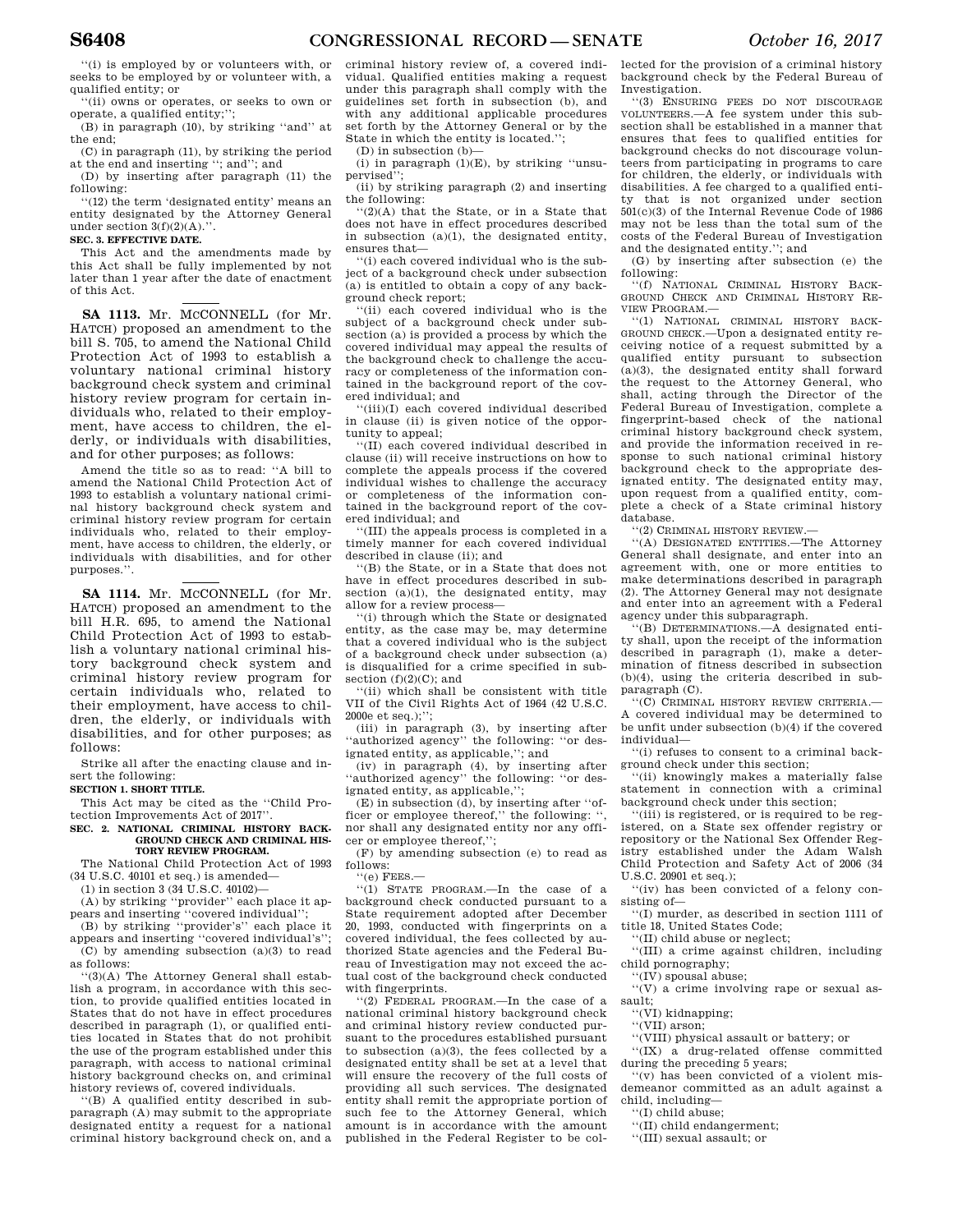''(i) is employed by or volunteers with, or seeks to be employed by or volunteer with, a qualified entity; or

''(ii) owns or operates, or seeks to own or operate, a qualified entity;'';

(B) in paragraph (10), by striking ''and'' at the end;

(C) in paragraph (11), by striking the period at the end and inserting ''; and''; and

(D) by inserting after paragraph (11) the following:

''(12) the term 'designated entity' means an entity designated by the Attorney General under section 3(f)(2)(A).''.

**SEC. 3. EFFECTIVE DATE.**

This Act and the amendments made by this Act shall be fully implemented by not later than 1 year after the date of enactment of this Act.

---

**SA 1113.** Mr. MCCONNELL (for Mr. HATCH) proposed an amendment to the bill S. 705, to amend the National Child Protection Act of 1993 to establish a voluntary national criminal history background check system and criminal history review program for certain individuals who, related to their employment, have access to children, the elderly, or individuals with disabilities, and for other purposes; as follows:

Amend the title so as to read: ''A bill to amend the National Child Protection Act of 1993 to establish a voluntary national criminal history background check system and criminal history review program for certain individuals who, related to their employment, have access to children, the elderly, or individuals with disabilities, and for other purposes.''.

---

**SA 1114.** Mr. MCCONNELL (for Mr. HATCH) proposed an amendment to the bill H.R. 695, to amend the National Child Protection Act of 1993 to establish a voluntary national criminal history background check system and criminal history review program for certain individuals who, related to their employment, have access to children, the elderly, or individuals with disabilities, and for other purposes; as follows:

Strike all after the enacting clause and insert the following:

**SECTION 1. SHORT TITLE.**

This Act may be cited as the ''Child Protection Improvements Act of 2017''.

**SEC. 2. NATIONAL CRIMINAL HISTORY BACKGROUND CHECK AND CRIMINAL HISTORY REVIEW PROGRAM.**

The National Child Protection Act of 1993 (34 U.S.C. 40101 et seq.) is amended—

(1) in section 3 (34 U.S.C. 40102)—

(A) by striking ''provider'' each place it appears and inserting ''covered individual'';

(B) by striking ''provider's'' each place it appears and inserting ''covered individual's'';

(C) by amending subsection (a)(3) to read as follows:

''(3)(A) The Attorney General shall establish a program, in accordance with this section, to provide qualified entities located in States that do not have in effect procedures described in paragraph (1), or qualified entities located in States that do not prohibit the use of the program established under this paragraph, with access to national criminal history background checks on, and criminal history reviews of, covered individuals.

''(B) A qualified entity described in subparagraph (A) may submit to the appropriate designated entity a request for a national criminal history background check on, and a criminal history review of, a covered individual. Qualified entities making a request under this paragraph shall comply with the guidelines set forth in subsection (b), and with any additional applicable procedures set forth by the Attorney General or by the State in which the entity is located.'';

(D) in subsection (b)—

(i) in paragraph (1)(E), by striking ''unsupervised'';

(ii) by striking paragraph (2) and inserting the following:

''(2)(A) that the State, or in a State that does not have in effect procedures described in subsection (a)(1), the designated entity, ensures that—

''(i) each covered individual who is the subject of a background check under subsection (a) is entitled to obtain a copy of any background check report;

''(ii) each covered individual who is the subject of a background check under subsection (a) is provided a process by which the covered individual may appeal the results of the background check to challenge the accuracy or completeness of the information contained in the background report of the covered individual; and

''(iii)(I) each covered individual described in clause (ii) is given notice of the opportunity to appeal;

''(II) each covered individual described in clause (ii) will receive instructions on how to complete the appeals process if the covered individual wishes to challenge the accuracy or completeness of the information contained in the background report of the covered individual; and

''(III) the appeals process is completed in a timely manner for each covered individual described in clause (ii); and

''(B) the State, or in a State that does not have in effect procedures described in subsection (a)(1), the designated entity, may allow for a review process—

''(i) through which the State or designated entity, as the case may be, may determine that a covered individual who is the subject of a background check under subsection (a) is disqualified for a crime specified in subsection (f)(2)(C); and

''(ii) which shall be consistent with title VII of the Civil Rights Act of 1964 (42 U.S.C. 2000e et seq.);'';

(iii) in paragraph (3), by inserting after ''authorized agency'' the following: ''or designated entity, as applicable,''; and

(iv) in paragraph (4), by inserting after ''authorized agency'' the following: ''or designated entity, as applicable,'';

(E) in subsection (d), by inserting after ''officer or employee thereof,'' the following: '', nor shall any designated entity nor any officer or employee thereof,'';

(F) by amending subsection (e) to read as follows:

''(e) FEES.—

''(1) STATE PROGRAM.—In the case of a background check conducted pursuant to a State requirement adopted after December 20, 1993, conducted with fingerprints on a covered individual, the fees collected by authorized State agencies and the Federal Bureau of Investigation may not exceed the actual cost of the background check conducted with fingerprints.

''(2) FEDERAL PROGRAM.—In the case of a national criminal history background check and criminal history review conducted pursuant to the procedures established pursuant to subsection (a)(3), the fees collected by a designated entity shall be set at a level that will ensure the recovery of the full costs of providing all such services. The designated entity shall remit the appropriate portion of such fee to the Attorney General, which amount is in accordance with the amount published in the Federal Register to be collected for the provision of a criminal history background check by the Federal Bureau of Investigation.

''(3) ENSURING FEES DO NOT DISCOURAGE VOLUNTEERS.—A fee system under this subsection shall be established in a manner that ensures that fees to qualified entities for background checks do not discourage volunteers from participating in programs to care for children, the elderly, or individuals with disabilities. A fee charged to a qualified entity that is not organized under section 501(c)(3) of the Internal Revenue Code of 1986 may not be less than the total sum of the costs of the Federal Bureau of Investigation and the designated entity.''; and

(G) by inserting after subsection (e) the following:

''(f) NATIONAL CRIMINAL HISTORY BACKGROUND CHECK AND CRIMINAL HISTORY REVIEW PROGRAM.—

''(1) NATIONAL CRIMINAL HISTORY BACKGROUND CHECK.—Upon a designated entity receiving notice of a request submitted by a qualified entity pursuant to subsection (a)(3), the designated entity shall forward the request to the Attorney General, who shall, acting through the Director of the Federal Bureau of Investigation, complete a fingerprint-based check of the national criminal history background check system, and provide the information received in response to such national criminal history background check to the appropriate designated entity. The designated entity may, upon request from a qualified entity, complete a check of a State criminal history database.

''(2) CRIMINAL HISTORY REVIEW.—

''(A) DESIGNATED ENTITIES.—The Attorney General shall designate, and enter into an agreement with, one or more entities to make determinations described in paragraph (2). The Attorney General may not designate and enter into an agreement with a Federal agency under this subparagraph.

''(B) DETERMINATIONS.—A designated entity shall, upon the receipt of the information described in paragraph (1), make a determination of fitness described in subsection (b)(4), using the criteria described in subparagraph (C).

''(C) CRIMINAL HISTORY REVIEW CRITERIA.—A covered individual may be determined to be unfit under subsection (b)(4) if the covered individual—

''(i) refuses to consent to a criminal background check under this section;

''(ii) knowingly makes a materially false statement in connection with a criminal background check under this section;

''(iii) is registered, or is required to be registered, on a State sex offender registry or repository or the National Sex Offender Registry established under the Adam Walsh Child Protection and Safety Act of 2006 (34 U.S.C. 20901 et seq.);

''(iv) has been convicted of a felony consisting of—

''(I) murder, as described in section 1111 of title 18, United States Code;

''(II) child abuse or neglect;

''(III) a crime against children, including child pornography;

''(IV) spousal abuse;

''(V) a crime involving rape or sexual assault;

''(VI) kidnapping;

''(VII) arson;

''(VIII) physical assault or battery; or

''(IX) a drug-related offense committed during the preceding 5 years;

''(v) has been convicted of a violent misdemeanor committed as an adult against a child, including—

''(I) child abuse;

''(II) child endangerment;

''(III) sexual assault; or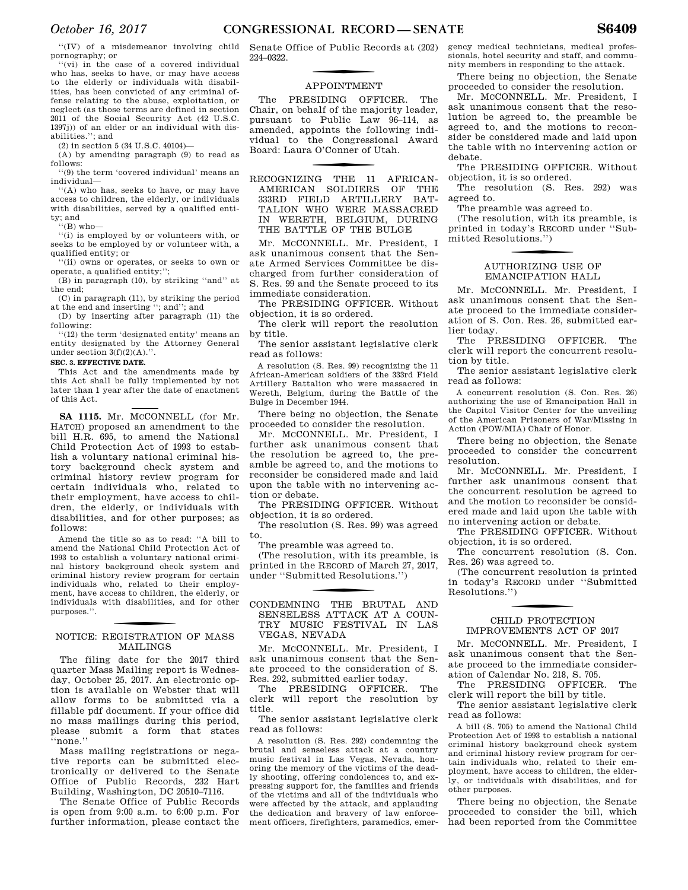"(IV) of a misdemeanor involving child pornography; or

"(vi) in the case of a covered individual who has, seeks to have, or may have access to the elderly or individuals with disabilities, has been convicted of any criminal offense relating to the abuse, exploitation, or neglect (as those terms are defined in section 2011 of the Social Security Act (42 U.S.C. 1397j)) of an elder or an individual with disabilities."; and

(2) in section 5 (34 U.S.C. 40104)—

(A) by amending paragraph (9) to read as follows:

"(9) the term 'covered individual' means an individual—

"(A) who has, seeks to have, or may have access to children, the elderly, or individuals with disabilities, served by a qualified entity; and

"(B) who—

"(i) is employed by or volunteers with, or seeks to be employed by or volunteer with, a qualified entity; or

"(ii) owns or operates, or seeks to own or operate, a qualified entity;";

(B) in paragraph (10), by striking "and" at the end;

(C) in paragraph (11), by striking the period at the end and inserting "; and"; and

(D) by inserting after paragraph (11) the following:

"(12) the term 'designated entity' means an entity designated by the Attorney General under section 3(f)(2)(A).".

**SEC. 3. EFFECTIVE DATE.**

This Act and the amendments made by this Act shall be fully implemented by not later than 1 year after the date of enactment of this Act.

**SA 1115.** Mr. McCONNELL (for Mr. HATCH) proposed an amendment to the bill H.R. 695, to amend the National Child Protection Act of 1993 to establish a voluntary national criminal history background check system and criminal history review program for certain individuals who, related to their employment, have access to children, the elderly, or individuals with disabilities, and for other purposes; as follows:

Amend the title so as to read: "A bill to amend the National Child Protection Act of 1993 to establish a voluntary national criminal history background check system and criminal history review program for certain individuals who, related to their employment, have access to children, the elderly, or individuals with disabilities, and for other purposes.".

## NOTICE: REGISTRATION OF MASS MAILINGS

The filing date for the 2017 third quarter Mass Mailing report is Wednesday, October 25, 2017. An electronic option is available on Webster that will allow forms to be submitted via a fillable pdf document. If your office did no mass mailings during this period, please submit a form that states "none."

Mass mailing registrations or negative reports can be submitted electronically or delivered to the Senate Office of Public Records, 232 Hart Building, Washington, DC 20510–7116.

The Senate Office of Public Records is open from 9:00 a.m. to 6:00 p.m. For further information, please contact the Senate Office of Public Records at (202) 224–0322.

## APPOINTMENT

The PRESIDING OFFICER. The Chair, on behalf of the majority leader, pursuant to Public Law 96–114, as amended, appoints the following individual to the Congressional Award Board: Laura O'Conner of Utah.

## RECOGNIZING THE 11 AFRICAN-AMERICAN SOLDIERS OF THE 333RD FIELD ARTILLERY BATTALION WHO WERE MASSACRED IN WERETH, BELGIUM, DURING THE BATTLE OF THE BULGE

Mr. McCONNELL. Mr. President, I ask unanimous consent that the Senate Armed Services Committee be discharged from further consideration of S. Res. 99 and the Senate proceed to its immediate consideration.

The PRESIDING OFFICER. Without objection, it is so ordered.

The clerk will report the resolution by title.

The senior assistant legislative clerk read as follows:

A resolution (S. Res. 99) recognizing the 11 African-American soldiers of the 333rd Field Artillery Battalion who were massacred in Wereth, Belgium, during the Battle of the Bulge in December 1944.

There being no objection, the Senate proceeded to consider the resolution.

Mr. McCONNELL. Mr. President, I further ask unanimous consent that the resolution be agreed to, the preamble be agreed to, and the motions to reconsider be considered made and laid upon the table with no intervening action or debate.

The PRESIDING OFFICER. Without objection, it is so ordered.

The resolution (S. Res. 99) was agreed to.

The preamble was agreed to.

(The resolution, with its preamble, is printed in the RECORD of March 27, 2017, under "Submitted Resolutions.")

## CONDEMNING THE BRUTAL AND SENSELESS ATTACK AT A COUNTRY MUSIC FESTIVAL IN LAS VEGAS, NEVADA

Mr. McCONNELL. Mr. President, I ask unanimous consent that the Senate proceed to the consideration of S. Res. 292, submitted earlier today.

The PRESIDING OFFICER. The clerk will report the resolution by title.

The senior assistant legislative clerk read as follows:

A resolution (S. Res. 292) condemning the brutal and senseless attack at a country music festival in Las Vegas, Nevada, honoring the memory of the victims of the deadly shooting, offering condolences to, and expressing support for, the families and friends of the victims and all of the individuals who were affected by the attack, and applauding the dedication and bravery of law enforcement officers, firefighters, paramedics, emergency medical technicians, medical professionals, hotel security and staff, and community members in responding to the attack.

There being no objection, the Senate proceeded to consider the resolution.

Mr. McCONNELL. Mr. President, I ask unanimous consent that the resolution be agreed to, the preamble be agreed to, and the motions to reconsider be considered made and laid upon the table with no intervening action or debate.

The PRESIDING OFFICER. Without objection, it is so ordered.

The resolution (S. Res. 292) was agreed to.

The preamble was agreed to.

(The resolution, with its preamble, is printed in today's RECORD under "Submitted Resolutions.")

## AUTHORIZING USE OF EMANCIPATION HALL

Mr. McCONNELL. Mr. President, I ask unanimous consent that the Senate proceed to the immediate consideration of S. Con. Res. 26, submitted earlier today.

The PRESIDING OFFICER. The clerk will report the concurrent resolution by title.

The senior assistant legislative clerk read as follows:

A concurrent resolution (S. Con. Res. 26) authorizing the use of Emancipation Hall in the Capitol Visitor Center for the unveiling of the American Prisoners of War/Missing in Action (POW/MIA) Chair of Honor.

There being no objection, the Senate proceeded to consider the concurrent resolution.

Mr. McCONNELL. Mr. President, I further ask unanimous consent that the concurrent resolution be agreed to and the motion to reconsider be considered made and laid upon the table with no intervening action or debate.

The PRESIDING OFFICER. Without objection, it is so ordered.

The concurrent resolution (S. Con. Res. 26) was agreed to.

(The concurrent resolution is printed in today's RECORD under "Submitted Resolutions.")

## CHILD PROTECTION IMPROVEMENTS ACT OF 2017

Mr. McCONNELL. Mr. President, I ask unanimous consent that the Senate proceed to the immediate consideration of Calendar No. 218, S. 705.

The PRESIDING OFFICER. The clerk will report the bill by title.

The senior assistant legislative clerk read as follows:

A bill (S. 705) to amend the National Child Protection Act of 1993 to establish a national criminal history background check system and criminal history review program for certain individuals who, related to their employment, have access to children, the elderly, or individuals with disabilities, and for other purposes.

There being no objection, the Senate proceeded to consider the bill, which had been reported from the Committee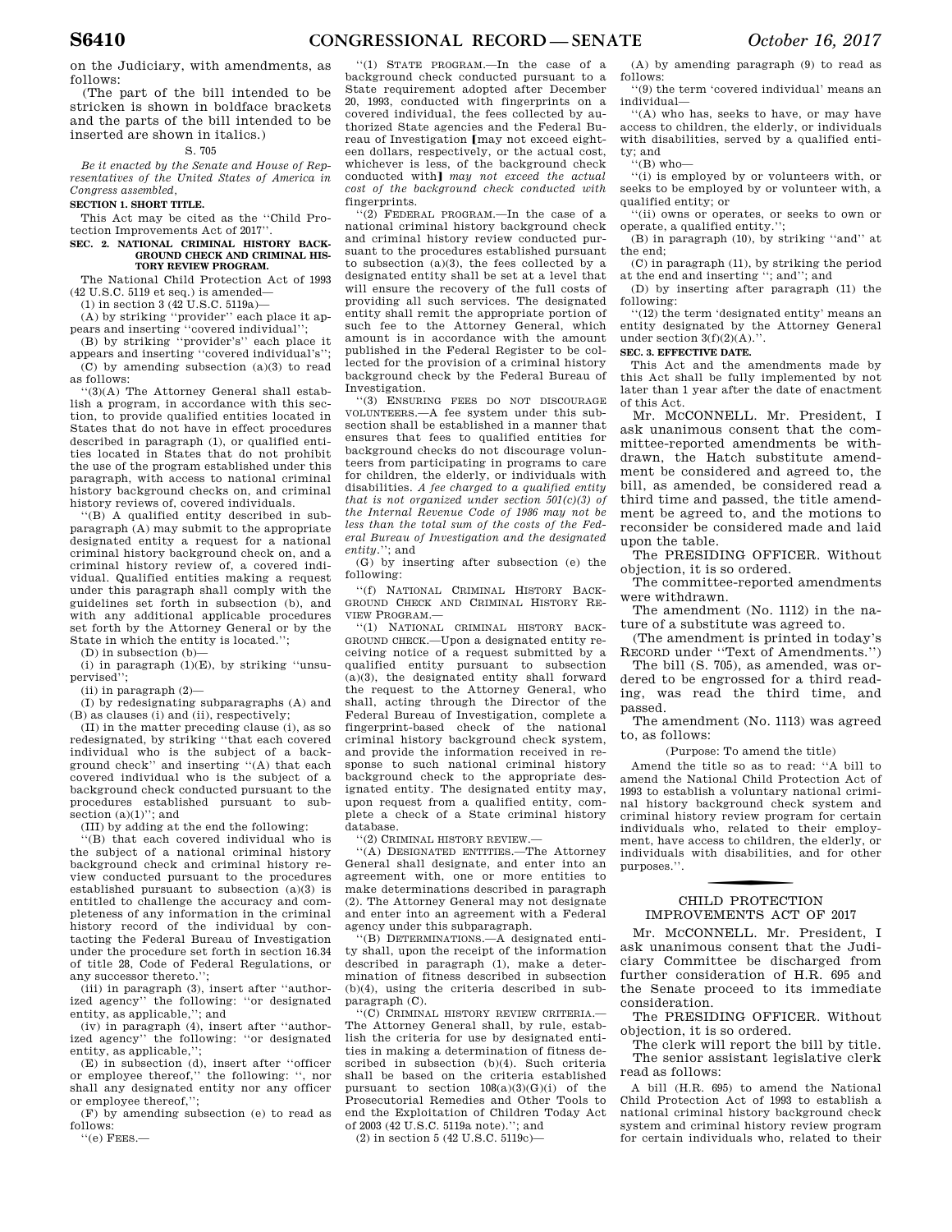on the Judiciary, with amendments, as follows:

(The part of the bill intended to be stricken is shown in boldface brackets and the parts of the bill intended to be inserted are shown in italics.)

S. 705

*Be it enacted by the Senate and House of Representatives of the United States of America in Congress assembled,*

**SECTION 1. SHORT TITLE.**

This Act may be cited as the "Child Protection Improvements Act of 2017".

**SEC. 2. NATIONAL CRIMINAL HISTORY BACKGROUND CHECK AND CRIMINAL HISTORY REVIEW PROGRAM.**

The National Child Protection Act of 1993 (42 U.S.C. 5119 et seq.) is amended—

(1) in section 3 (42 U.S.C. 5119a)—

(A) by striking "provider" each place it appears and inserting "covered individual";

(B) by striking "provider's" each place it appears and inserting "covered individual's";

(C) by amending subsection (a)(3) to read as follows:

"(3)(A) The Attorney General shall establish a program, in accordance with this section, to provide qualified entities located in States that do not have in effect procedures described in paragraph (1), or qualified entities located in States that do not prohibit the use of the program established under this paragraph, with access to national criminal history background checks on, and criminal history reviews of, covered individuals.

"(B) A qualified entity described in subparagraph (A) may submit to the appropriate designated entity a request for a national criminal history background check on, and a criminal history review of, a covered individual. Qualified entities making a request under this paragraph shall comply with the guidelines set forth in subsection (b), and with any additional applicable procedures set forth by the Attorney General or by the State in which the entity is located.";

(D) in subsection (b)—

(i) in paragraph (1)(E), by striking "unsupervised";

(ii) in paragraph (2)—

(I) by redesignating subparagraphs (A) and (B) as clauses (i) and (ii), respectively;

(II) in the matter preceding clause (i), as so redesignated, by striking "that each covered individual who is the subject of a background check" and inserting "(A) that each covered individual who is the subject of a background check conducted pursuant to the procedures established pursuant to subsection (a)(1)"; and

(III) by adding at the end the following:

"(B) that each covered individual who is the subject of a national criminal history background check and criminal history review conducted pursuant to the procedures established pursuant to subsection (a)(3) is entitled to challenge the accuracy and completeness of any information in the criminal history record of the individual by contacting the Federal Bureau of Investigation under the procedure set forth in section 16.34 of title 28, Code of Federal Regulations, or any successor thereto.";

(iii) in paragraph (3), insert after "authorized agency" the following: "or designated entity, as applicable,"; and

(iv) in paragraph (4), insert after "authorized agency" the following: "or designated entity, as applicable,";

(E) in subsection (d), insert after "officer or employee thereof," the following: ", nor shall any designated entity nor any officer or employee thereof,";

(F) by amending subsection (e) to read as follows:

"(e) FEES.—

"(1) STATE PROGRAM.—In the case of a background check conducted pursuant to a State requirement adopted after December 20, 1993, conducted with fingerprints on a covered individual, the fees collected by authorized State agencies and the Federal Bureau of Investigation **[may not exceed eighteen dollars, respectively, or the actual cost, whichever is less, of the background check conducted with]** *may not exceed the actual cost of the background check conducted with* fingerprints.

"(2) FEDERAL PROGRAM.—In the case of a national criminal history background check and criminal history review conducted pursuant to the procedures established pursuant to subsection (a)(3), the fees collected by a designated entity shall be set at a level that will ensure the recovery of the full costs of providing all such services. The designated entity shall remit the appropriate portion of such fee to the Attorney General, which amount is in accordance with the amount published in the Federal Register to be collected for the provision of a criminal history background check by the Federal Bureau of Investigation.

"(3) ENSURING FEES DO NOT DISCOURAGE VOLUNTEERS.—A fee system under this subsection shall be established in a manner that ensures that fees to qualified entities for background checks do not discourage volunteers from participating in programs to care for children, the elderly, or individuals with disabilities. *A fee charged to a qualified entity that is not organized under section 501(c)(3) of the Internal Revenue Code of 1986 may not be less than the total sum of the costs of the Federal Bureau of Investigation and the designated entity.*"; and

(G) by inserting after subsection (e) the following:

"(f) NATIONAL CRIMINAL HISTORY BACKGROUND CHECK AND CRIMINAL HISTORY REVIEW PROGRAM.—

"(1) NATIONAL CRIMINAL HISTORY BACKGROUND CHECK.—Upon a designated entity receiving notice of a request submitted by a qualified entity pursuant to subsection (a)(3), the designated entity shall forward the request to the Attorney General, who shall, acting through the Director of the Federal Bureau of Investigation, complete a fingerprint-based check of the national criminal history background check system, and provide the information received in response to such national criminal history background check to the appropriate designated entity. The designated entity may, upon request from a qualified entity, complete a check of a State criminal history database.

"(2) CRIMINAL HISTORY REVIEW.—

"(A) DESIGNATED ENTITIES.—The Attorney General shall designate, and enter into an agreement with, one or more entities to make determinations described in paragraph (2). The Attorney General may not designate and enter into an agreement with a Federal agency under this subparagraph.

"(B) DETERMINATIONS.—A designated entity shall, upon the receipt of the information described in paragraph (1), make a determination of fitness described in subsection (b)(4), using the criteria described in subparagraph (C).

"(C) CRIMINAL HISTORY REVIEW CRITERIA.—The Attorney General shall, by rule, establish the criteria for use by designated entities in making a determination of fitness described in subsection (b)(4). Such criteria shall be based on the criteria established pursuant to section 108(a)(3)(G)(i) of the Prosecutorial Remedies and Other Tools to end the Exploitation of Children Today Act of 2003 (42 U.S.C. 5119a note)."; and

(2) in section 5 (42 U.S.C. 5119c)—

(A) by amending paragraph (9) to read as follows:

"(9) the term 'covered individual' means an individual—

"(A) who has, seeks to have, or may have access to children, the elderly, or individuals with disabilities, served by a qualified entity; and

"(B) who—

"(i) is employed by or volunteers with, or seeks to be employed by or volunteer with, a qualified entity; or

"(ii) owns or operates, or seeks to own or operate, a qualified entity.";

(B) in paragraph (10), by striking "and" at the end;

(C) in paragraph (11), by striking the period at the end and inserting "; and"; and

(D) by inserting after paragraph (11) the following:

"(12) the term 'designated entity' means an entity designated by the Attorney General under section 3(f)(2)(A).".

**SEC. 3. EFFECTIVE DATE.**

This Act and the amendments made by this Act shall be fully implemented by not later than 1 year after the date of enactment of this Act.

Mr. MCCONNELL. Mr. President, I ask unanimous consent that the committee-reported amendments be withdrawn, the Hatch substitute amendment be considered and agreed to, the bill, as amended, be considered read a third time and passed, the title amendment be agreed to, and the motions to reconsider be considered made and laid upon the table.

The PRESIDING OFFICER. Without objection, it is so ordered.

The committee-reported amendments were withdrawn.

The amendment (No. 1112) in the nature of a substitute was agreed to.

(The amendment is printed in today's RECORD under "Text of Amendments.")

The bill (S. 705), as amended, was ordered to be engrossed for a third reading, was read the third time, and passed.

The amendment (No. 1113) was agreed to, as follows:

(Purpose: To amend the title)

Amend the title so as to read: "A bill to amend the National Child Protection Act of 1993 to establish a voluntary national criminal history background check system and criminal history review program for certain individuals who, related to their employment, have access to children, the elderly, or individuals with disabilities, and for other purposes.".

## CHILD PROTECTION IMPROVEMENTS ACT OF 2017

Mr. MCCONNELL. Mr. President, I ask unanimous consent that the Judiciary Committee be discharged from further consideration of H.R. 695 and the Senate proceed to its immediate consideration.

The PRESIDING OFFICER. Without objection, it is so ordered.

The clerk will report the bill by title.

The senior assistant legislative clerk read as follows:

A bill (H.R. 695) to amend the National Child Protection Act of 1993 to establish a national criminal history background check system and criminal history review program for certain individuals who, related to their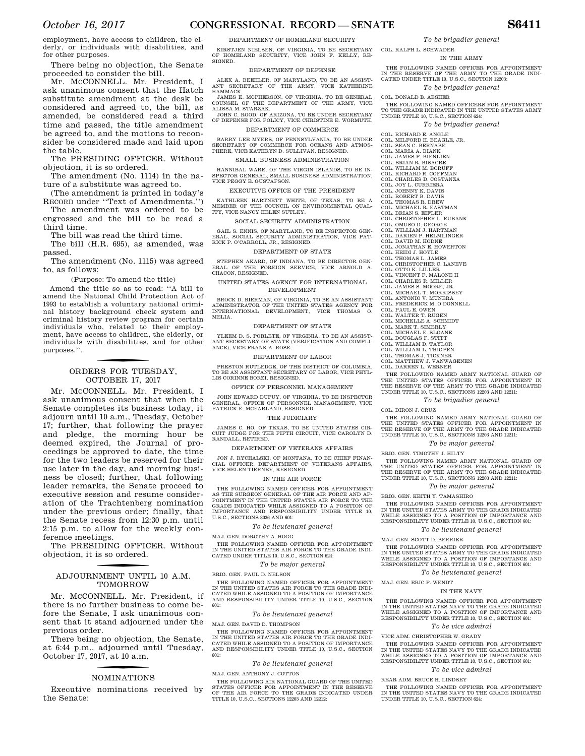employment, have access to children, the elderly, or individuals with disabilities, and for other purposes.

There being no objection, the Senate proceeded to consider the bill.

Mr. MCCONNELL. Mr. President, I ask unanimous consent that the Hatch substitute amendment at the desk be considered and agreed to, the bill, as amended, be considered read a third time and passed, the title amendment be agreed to, and the motions to reconsider be considered made and laid upon the table.

The PRESIDING OFFICER. Without objection, it is so ordered.

The amendment (No. 1114) in the nature of a substitute was agreed to.

(The amendment is printed in today's RECORD under ''Text of Amendments.'')

The amendment was ordered to be engrossed and the bill to be read a third time.

The bill was read the third time.

The bill (H.R. 695), as amended, was passed.

The amendment (No. 1115) was agreed to, as follows:

(Purpose: To amend the title)

Amend the title so as to read: ''A bill to amend the National Child Protection Act of 1993 to establish a voluntary national criminal history background check system and criminal history review program for certain individuals who, related to their employment, have access to children, the elderly, or individuals with disabilities, and for other purposes.''.

## ORDERS FOR TUESDAY, OCTOBER 17, 2017

Mr. MCCONNELL. Mr. President, I ask unanimous consent that when the Senate completes its business today, it adjourn until 10 a.m., Tuesday, October 17; further, that following the prayer and pledge, the morning hour be deemed expired, the Journal of proceedings be approved to date, the time for the two leaders be reserved for their use later in the day, and morning business be closed; further, that following leader remarks, the Senate proceed to executive session and resume consideration of the Trachtenberg nomination under the previous order; finally, that the Senate recess from 12:30 p.m. until 2:15 p.m. to allow for the weekly conference meetings.

The PRESIDING OFFICER. Without objection, it is so ordered.

## ADJOURNMENT UNTIL 10 A.M. TOMORROW

Mr. MCCONNELL. Mr. President, if there is no further business to come before the Senate, I ask unanimous consent that it stand adjourned under the previous order.

There being no objection, the Senate, at 6:44 p.m., adjourned until Tuesday, October 17, 2017, at 10 a.m.

## NOMINATIONS

Executive nominations received by the Senate:

DEPARTMENT OF HOMELAND SECURITY

KIRSTJEN NIELSEN, OF VIRGINIA, TO BE SECRETARY OF HOMELAND SECURITY, VICE JOHN F. KELLY, RESIGNED.

DEPARTMENT OF DEFENSE

ALEX A. BEEHLER, OF MARYLAND, TO BE AN ASSISTANT SECRETARY OF THE ARMY, VICE KATHERINE HAMMACK.

JAMES E. MCPHERSON, OF VIRGINIA, TO BE GENERAL COUNSEL OF THE DEPARTMENT OF THE ARMY, VICE ALISSA M. STARZAK.

JOHN C. ROOD, OF ARIZONA, TO BE UNDER SECRETARY OF DEFENSE FOR POLICY, VICE CHRISTINE E. WORMUTH.

DEPARTMENT OF COMMERCE

BARRY LEE MYERS, OF PENNSYLVANIA, TO BE UNDER SECRETARY OF COMMERCE FOR OCEANS AND ATMOSPHERE, VICE KATHRYN D. SULLIVAN, RESIGNED.

SMALL BUSINESS ADMINISTRATION

HANNIBAL WARE, OF THE VIRGIN ISLANDS, TO BE INSPECTOR GENERAL, SMALL BUSINESS ADMINISTRATION, VICE PEGGY E. GUSTAFSON.

EXECUTIVE OFFICE OF THE PRESIDENT

KATHLEEN HARTNETT WHITE, OF TEXAS, TO BE A MEMBER OF THE COUNCIL ON ENVIRONMENTAL QUALITY, VICE NANCY HELEN SUTLEY.

SOCIAL SECURITY ADMINISTRATION

GAIL S. ENNIS, OF MARYLAND, TO BE INSPECTOR GENERAL, SOCIAL SECURITY ADMINISTRATION, VICE PATRICK P. O'CARROLL, JR., RESIGNED.

DEPARTMENT OF STATE

STEPHEN AKARD, OF INDIANA, TO BE DIRECTOR GENERAL OF THE FOREIGN SERVICE, VICE ARNOLD A. CHACON, RESIGNED.

UNITED STATES AGENCY FOR INTERNATIONAL DEVELOPMENT

BROCK D. BIERMAN, OF VIRGINIA, TO BE AN ASSISTANT ADMINISTRATOR OF THE UNITED STATES AGENCY FOR INTERNATIONAL DEVELOPMENT, VICE THOMAS O. MELIA.

DEPARTMENT OF STATE

YLEEM D. S. POBLETE, OF VIRGINIA, TO BE AN ASSISTANT SECRETARY OF STATE (VERIFICATION AND COMPLIANCE), VICE FRANK A. ROSE.

DEPARTMENT OF LABOR

PRESTON RUTLEDGE, OF THE DISTRICT OF COLUMBIA, TO BE AN ASSISTANT SECRETARY OF LABOR, VICE PHYLLIS CORINNE BORZI, RESIGNED.

OFFICE OF PERSONNEL MANAGEMENT

JOHN EDWARD DUPUY, OF VIRGINIA, TO BE INSPECTOR GENERAL, OFFICE OF PERSONNEL MANAGEMENT, VICE PATRICK E. MCFARLAND, RESIGNED.

THE JUDICIARY

JAMES C. HO, OF TEXAS, TO BE UNITED STATES CIRCUIT JUDGE FOR THE FIFTH CIRCUIT, VICE CAROLYN D. RANDALL, RETIRED.

DEPARTMENT OF VETERANS AFFAIRS

JON J. RYCHALSKI, OF MONTANA, TO BE CHIEF FINANCIAL OFFICER, DEPARTMENT OF VETERANS AFFAIRS, VICE HELEN TIERNEY, RESIGNED.

IN THE AIR FORCE

THE FOLLOWING NAMED OFFICER FOR APPOINTMENT AS THE SURGEON GENERAL OF THE AIR FORCE AND APPOINTMENT IN THE UNITED STATES AIR FORCE TO THE GRADE INDICATED WHILE ASSIGNED TO A POSITION OF IMPORTANCE AND RESPONSIBILITY UNDER TITLE 10, U.S.C., SECTIONS 8036 AND 601:

*To be lieutenant general*

MAJ. GEN. DOROTHY A. HOGG

THE FOLLOWING NAMED OFFICER FOR APPOINTMENT IN THE UNITED STATES AIR FORCE TO THE GRADE INDICATED UNDER TITLE 10, U.S.C., SECTION 624:

*To be major general*

BRIG. GEN. PAUL D. NELSON

THE FOLLOWING NAMED OFFICER FOR APPOINTMENT IN THE UNITED STATES AIR FORCE TO THE GRADE INDICATED WHILE ASSIGNED TO A POSITION OF IMPORTANCE AND RESPONSIBILITY UNDER TITLE 10, U.S.C., SECTION 601:

*To be lieutenant general*

MAJ. GEN. DAVID D. THOMPSON

THE FOLLOWING NAMED OFFICER FOR APPOINTMENT IN THE UNITED STATES AIR FORCE TO THE GRADE INDICATED WHILE ASSIGNED TO A POSITION OF IMPORTANCE AND RESPONSIBILITY UNDER TITLE 10, U.S.C., SECTION 601:

*To be lieutenant general*

MAJ. GEN. ANTHONY J. COTTON

THE FOLLOWING AIR NATIONAL GUARD OF THE UNITED STATES OFFICER FOR APPOINTMENT IN THE RESERVE OF THE AIR FORCE TO THE GRADE INDICATED UNDER TITLE 10, U.S.C., SECTIONS 12203 AND 12212:

*To be brigadier general*

COL. RALPH L. SCHWADER

IN THE ARMY

THE FOLLOWING NAMED OFFICER FOR APPOINTMENT IN THE RESERVE OF THE ARMY TO THE GRADE INDICATED UNDER TITLE 10, U.S.C., SECTION 12203:

*To be brigadier general*

COL. DONALD B. ABSHER

THE FOLLOWING NAMED OFFICERS FOR APPOINTMENT TO THE GRADE INDICATED IN THE UNITED STATES ARMY UNDER TITLE 10, U.S.C., SECTION 624:

*To be brigadier general*

COL. RICHARD E. ANGLE
COL. MILFORD H. BEAGLE, JR.
COL. SEAN C. BERNABE
COL. MARIA A. BIANK
COL. JAMES P. BIENLIEN
COL. BRIAN R. BISACRE
COL. WILLIAM M. BORUFF
COL. RICHARD R. COFFMAN
COL. CHARLES D. COSTANZA
COL. JOY L. CURRIERA
COL. JOHNNY K. DAVIS
COL. ROBERT B. DAVIS
COL. THOMAS R. DREW
COL. MICHAEL R. EASTMAN
COL. BRIAN S. EIFLER
COL. CHRISTOPHER L. EUBANK
COL. OMUSO D. GEORGE
COL. WILLIAM J. HARTMAN
COL. DARIEN P. HELMLINGER
COL. DAVID M. HODNE
COL. JONATHAN E. HOWERTON
COL. HEIDI J. HOYLE
COL. THOMAS L. JAMES
COL. CHRISTOPHER C. LANEVE
COL. OTTO K. LILLER
COL. VINCENT F. MALONE II
COL. CHARLES R. MILLER
COL. JAMES S. MOORE, JR.
COL. MICHAEL T. MORRISSEY
COL. ANTONIO V. MUNERA
COL. FREDERICK M. O'DONNELL
COL. PAUL E. OWEN
COL. WALTER T. RUGEN
COL. MICHELLE A. SCHMIDT
COL. MARK T. SIMERLY
COL. MICHAEL E. SLOANE
COL. DOUGLAS F. STITT
COL. WILLIAM D. TAYLOR
COL. WILLIAM L. THIGPEN
COL. THOMAS J. TICKNER
COL. MATTHEW J. VANWAGENEN
COL. DARREN L. WERNER

THE FOLLOWING NAMED ARMY NATIONAL GUARD OF THE UNITED STATES OFFICER FOR APPOINTMENT IN THE RESERVE OF THE ARMY TO THE GRADE INDICATED UNDER TITLE 10, U.S.C., SECTIONS 12203 AND 12211:

*To be brigadier general*

COL. DIRON J. CRUZ

THE FOLLOWING NAMED ARMY NATIONAL GUARD OF THE UNITED STATES OFFICER FOR APPOINTMENT IN THE RESERVE OF THE ARMY TO THE GRADE INDICATED UNDER TITLE 10, U.S.C., SECTIONS 12203 AND 12211:

*To be major general*

BRIG. GEN. TIMOTHY J. HILTY

THE FOLLOWING NAMED ARMY NATIONAL GUARD OF THE UNITED STATES OFFICER FOR APPOINTMENT IN THE RESERVE OF THE ARMY TO THE GRADE INDICATED UNDER TITLE 10, U.S.C., SECTIONS 12203 AND 12211:

*To be major general*

BRIG. GEN. KEITH Y. TAMASHIRO

THE FOLLOWING NAMED OFFICER FOR APPOINTMENT IN THE UNITED STATES ARMY TO THE GRADE INDICATED WHILE ASSIGNED TO A POSITION OF IMPORTANCE AND RESPONSIBILITY UNDER TITLE 10, U.S.C., SECTION 601:

*To be lieutenant general*

MAJ. GEN. SCOTT D. BERRIER

THE FOLLOWING NAMED OFFICER FOR APPOINTMENT IN THE UNITED STATES ARMY TO THE GRADE INDICATED WHILE ASSIGNED TO A POSITION OF IMPORTANCE AND RESPONSIBILITY UNDER TITLE 10, U.S.C., SECTION 601:

*To be lieutenant general*

MAJ. GEN. ERIC P. WENDT

IN THE NAVY

THE FOLLOWING NAMED OFFICER FOR APPOINTMENT IN THE UNITED STATES NAVY TO THE GRADE INDICATED WHILE ASSIGNED TO A POSITION OF IMPORTANCE AND RESPONSIBILITY UNDER TITLE 10, U.S.C., SECTION 601:

*To be vice admiral*

VICE ADM. CHRISTOPHER W. GRADY

THE FOLLOWING NAMED OFFICER FOR APPOINTMENT IN THE UNITED STATES NAVY TO THE GRADE INDICATED WHILE ASSIGNED TO A POSITION OF IMPORTANCE AND RESPONSIBILITY UNDER TITLE 10, U.S.C., SECTION 601:

*To be vice admiral*

REAR ADM. BRUCE H. LINDSEY

THE FOLLOWING NAMED OFFICER FOR APPOINTMENT IN THE UNITED STATES NAVY TO THE GRADE INDICATED UNDER TITLE 10, U.S.C., SECTION 624: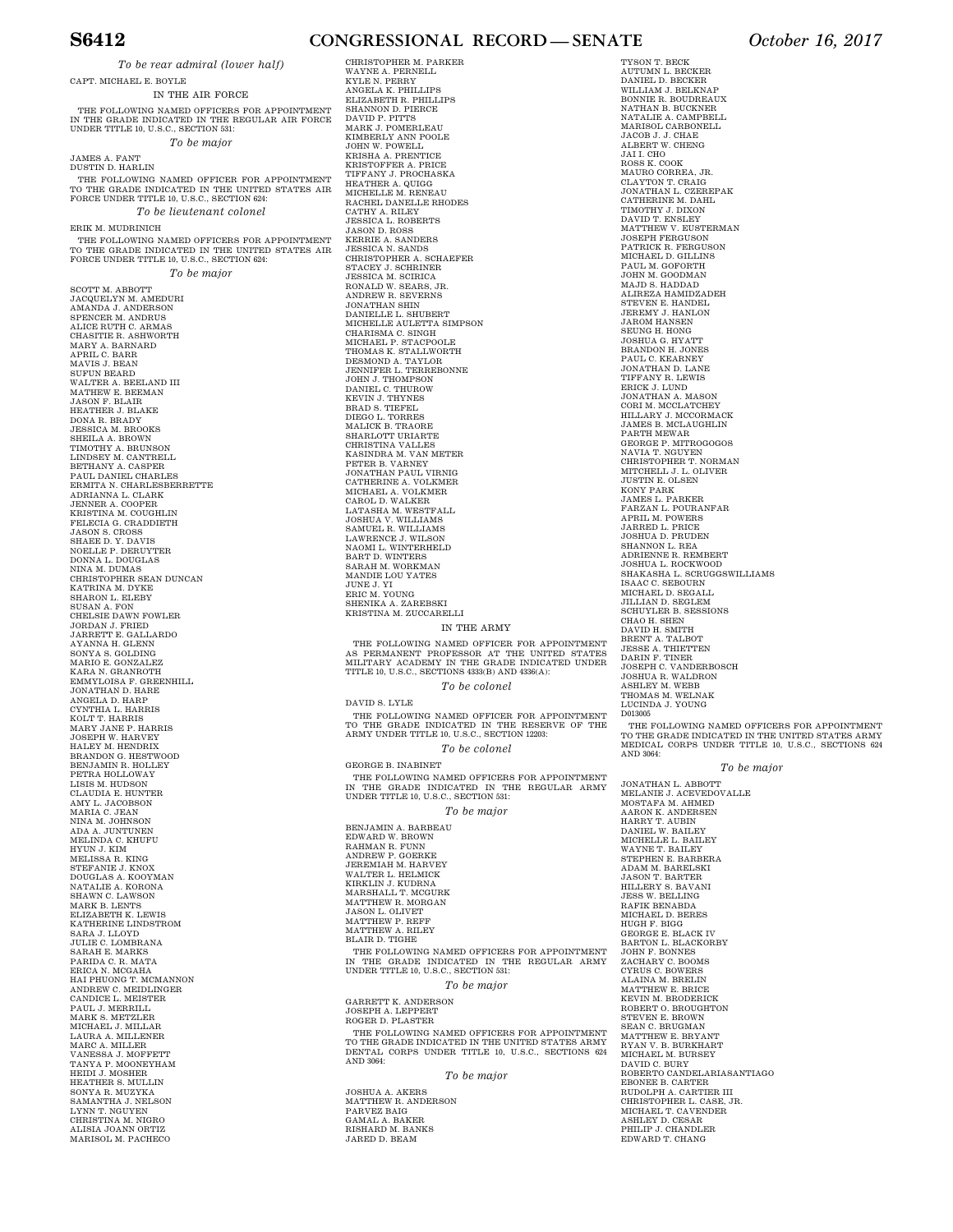*To be rear admiral (lower half)*

CAPT. MICHAEL E. BOYLE

IN THE AIR FORCE

THE FOLLOWING NAMED OFFICERS FOR APPOINTMENT IN THE GRADE INDICATED IN THE REGULAR AIR FORCE UNDER TITLE 10, U.S.C., SECTION 531:

*To be major*

JAMES A. FANT
DUSTIN D. HARLIN

THE FOLLOWING NAMED OFFICER FOR APPOINTMENT TO THE GRADE INDICATED IN THE UNITED STATES AIR FORCE UNDER TITLE 10, U.S.C., SECTION 624:

*To be lieutenant colonel*

ERIK M. MUDRINICH

THE FOLLOWING NAMED OFFICERS FOR APPOINTMENT TO THE GRADE INDICATED IN THE UNITED STATES AIR FORCE UNDER TITLE 10, U.S.C., SECTION 624:

*To be major*

SCOTT M. ABBOTT
JACQUELYN M. AMEDURI
AMANDA J. ANDERSON
SPENCER M. ANDRUS
ALICE RUTH C. ARMAS
CHASITIE R. ASHWORTH
MARY A. BARNARD
APRIL C. BARR
MAVIS J. BEAN
SUFUN BEARD
WALTER A. BEELAND III
MATHEW E. BEEMAN
JASON F. BLAIR
HEATHER J. BLAKE
DONA R. BRADY
JESSICA M. BROOKS
SHEILA A. BROWN
TIMOTHY A. BRUNSON
LINDSEY M. CANTRELL
BETHANY A. CASPER
PAUL DANIEL CHARLES
ERMITA N. CHARLESBERRETTE
ADRIANNA L. CLARK
JENNER A. COOPER
KRISTINA M. COUGHLIN
FELECIA G. CRADDIETH
JASON S. CROSS
SHAEE D. Y. DAVIS
NOELLE P. DERUYTER
DONNA L. DOUGLAS
NINA M. DUMAS
CHRISTOPHER SEAN DUNCAN
KATRINA M. DYKE
SHARON L. ELEBY
SUSAN A. FON
CHELSIE DAWN FOWLER
JORDAN J. FRIED
JARRETT E. GALLARDO
AYANNA H. GLENN
SONYA S. GOLDING
MARIO E. GONZALEZ
KARA N. GRANROTH
EMMYLOISA F. GREENHILL
JONATHAN D. HARE
ANGELA D. HARP
CYNTHIA L. HARRIS
KOLT T. HARRIS
MARY JANE P. HARRIS
JOSEPH W. HARVEY
HALEY M. HENDRIX
BRANDON G. HESTWOOD
BENJAMIN R. HOLLEY
PETRA HOLLOWAY
LISIS M. HUDSON
CLAUDIA E. HUNTER
AMY L. JACOBSON
MARIA C. JEAN
NINA M. JOHNSON
ADA A. JUNTUNEN
MELINDA C. KHUFU
HYUN J. KIM
MELISSA R. KING
STEFANIE J. KNOX
DOUGLAS A. KOOYMAN
NATALIE A. KORONA
SHAWN C. LAWSON
MARK B. LENTS
ELIZABETH K. LEWIS
KATHERINE LINDSTROM
SARA J. LLOYD
JULIE C. LOMBRANA
SARAH E. MARKS
PARIDA C. R. MATA
ERICA N. MCGAHA
HAI PHUONG T. MCMANNON
ANDREW C. MEIDLINGER
CANDICE L. MEISTER
PAUL J. MERRILL
MARK S. METZLER
MICHAEL J. MILLAR
LAURA A. MILLENER
MARC A. MILLER
VANESSA J. MOFFETT
TANYA P. MOONEYHAM
HEIDI J. MOSHER
HEATHER S. MULLIN
SONYA R. MUZYKA
SAMANTHA J. NELSON
LYNN T. NGUYEN
CHRISTINA M. NIGRO
ALISIA JOANN ORTIZ
MARISOL M. PACHECO
CHRISTOPHER M. PARKER
WAYNE A. PERNELL
KYLE N. PERRY
ANGELA K. PHILLIPS
ELIZABETH R. PHILLIPS
SHANNON D. PIERCE
DAVID P. PITTS
MARK J. POMERLEAU
KIMBERLY ANN POOLE
JOHN W. POWELL
KRISHA A. PRENTICE
KRISTOFFER A. PRICE
TIFFANY J. PROCHASKA
HEATHER A. QUIGG
MICHELLE M. RENEAU
RACHEL DANELLE RHODES
CATHY A. RILEY
JESSICA L. ROBERTS
JASON D. ROSS
KERRIE A. SANDERS
JESSICA N. SANDS
CHRISTOPHER A. SCHAEFER
STACEY J. SCHRINER
JESSICA M. SCIRICA
RONALD W. SEARS, JR.
ANDREW R. SEVERNS
JONATHAN SHIN
DANIELLE L. SHUBERT
MICHELLE AULETTA SIMPSON
CHARISMA C. SINGH
MICHAEL P. STACPOOLE
THOMAS K. STALLWORTH
DESMOND A. TAYLOR
JENNIFER L. TERREBONNE
JOHN J. THOMPSON
DANIEL C. THUROW
KEVIN J. THYNES
BRAD S. TIEFEL
DIEGO L. TORRES
MALICK B. TRAORE
SHARLOTT URIARTE
CHRISTINA VALLES
KASINDRA M. VAN METER
PETER B. VARNEY
JONATHAN PAUL VIRNIG
CATHERINE A. VOLKMER
MICHAEL A. VOLKMER
CAROL D. WALKER
LATASHA M. WESTFALL
JOSHUA V. WILLIAMS
SAMUEL R. WILLIAMS
LAWRENCE J. WILSON
NAOMI L. WINTERHELD
BART D. WINTERS
SARAH M. WORKMAN
MANDIE LOU YATES
JUNE J. YI
ERIC M. YOUNG
SHENIKA A. ZAREBSKI
KRISTINA M. ZUCCARELLI

IN THE ARMY

THE FOLLOWING NAMED OFFICER FOR APPOINTMENT AS PERMANENT PROFESSOR AT THE UNITED STATES MILITARY ACADEMY IN THE GRADE INDICATED UNDER TITLE 10, U.S.C., SECTIONS 4333(B) AND 4336(A):

*To be colonel*

DAVID S. LYLE

THE FOLLOWING NAMED OFFICER FOR APPOINTMENT TO THE GRADE INDICATED IN THE RESERVE OF THE ARMY UNDER TITLE 10, U.S.C., SECTION 12203:

*To be colonel*

GEORGE B. INABINET

THE FOLLOWING NAMED OFFICERS FOR APPOINTMENT IN THE GRADE INDICATED IN THE REGULAR ARMY UNDER TITLE 10, U.S.C., SECTION 531:

*To be major*

BENJAMIN A. BARBEAU
EDWARD W. BROWN
RAHMAN R. FUNN
ANDREW P. GOERKE
JEREMIAH M. HARVEY
WALTER L. HELMICK
KIRKLIN J. KUDRNA
MARSHALL T. MCGURK
MATTHEW R. MORGAN
JASON L. OLIVET
MATTHEW P. REFF
MATTHEW A. RILEY
BLAIR D. TIGHE

THE FOLLOWING NAMED OFFICERS FOR APPOINTMENT IN THE GRADE INDICATED IN THE REGULAR ARMY UNDER TITLE 10, U.S.C., SECTION 531:

*To be major*

GARRETT K. ANDERSON
JOSEPH A. LEPPERT
ROGER D. PLASTER

THE FOLLOWING NAMED OFFICERS FOR APPOINTMENT TO THE GRADE INDICATED IN THE UNITED STATES ARMY DENTAL CORPS UNDER TITLE 10, U.S.C., SECTIONS 624 AND 3064:

*To be major*

JOSHUA A. AKERS
MATTHEW R. ANDERSON
PARVEZ BAIG
GAMAL A. BAKER
RISHARD M. BANKS
JARED D. BEAM
TYSON T. BECK
AUTUMN L. BECKER
DANIEL D. BECKER
WILLIAM J. BELKNAP
BONNIE R. BOUDREAUX
NATHAN B. BUCKNER
NATALIE A. CAMPBELL
MARISOL CARBONELL
JACOB J. J. CHAE
ALBERT W. CHENG
JAI I. CHO
ROSS K. COOK
MAURO CORREA, JR.
CLAYTON T. CRAIG
JONATHAN L. CZEREPAK
CATHERINE M. DAHL
TIMOTHY J. DIXON
DAVID T. ENSLEY
MATTHEW V. EUSTERMAN
JOSEPH FERGUSON
PATRICK R. FERGUSON
MICHAEL D. GILLINS
PAUL M. GOFORTH
JOHN M. GOODMAN
MAJD S. HADDAD
ALIREZA HAMIDZADEH
STEVEN E. HANDEL
JEREMY J. HANLON
JAROM HANSEN
SEUNG H. HONG
JOSHUA G. HYATT
BRANDON H. JONES
PAUL C. KEARNEY
JONATHAN D. LANE
TIFFANY R. LEWIS
ERICK J. LUND
JONATHAN A. MASON
CORI M. MCCLATCHEY
HILLARY J. MCCORMACK
JAMES B. MCLAUGHLIN
PARTH MEWAR
GEORGE P. MITROGOGOS
NAVIA T. NGUYEN
CHRISTOPHER T. NORMAN
MITCHELL J. L. OLIVER
JUSTIN E. OLSEN
KONY PARK
JAMES L. PARKER
FARZAN L. POURANFAR
APRIL M. POWERS
JARRED L. PRICE
JOSHUA D. PRUDEN
SHANNON L. REA
ADRIENNE R. REMBERT
JOSHUA L. ROCKWOOD
SHAKASHA L. SCRUGGSWILLIAMS
ISAAC C. SEBOURN
MICHAEL D. SEGALL
JILLIAN D. SEGLEM
SCHUYLER B. SESSIONS
CHAO H. SHEN
DAVID H. SMITH
BRENT A. TALBOT
JESSE A. THIETTEN
DARIN F. TINER
JOSEPH C. VANDERBOSCH
JOSHUA R. WALDRON
ASHLEY M. WEBB
THOMAS M. WELNAK
LUCINDA J. YOUNG
D013005

THE FOLLOWING NAMED OFFICERS FOR APPOINTMENT TO THE GRADE INDICATED IN THE UNITED STATES ARMY MEDICAL CORPS UNDER TITLE 10, U.S.C., SECTIONS 624 AND 3064:

*To be major*

JONATHAN L. ABBOTT
MELANIE J. ACEVEDOVALLE
MOSTAFA M. AHMED
AARON K. ANDERSEN
HARRY T. AUBIN
DANIEL W. BAILEY
MICHELLE L. BAILEY
WAYNE T. BAILEY
STEPHEN E. BARBERA
ADAM M. BARELSKI
JASON T. BARTER
HILLERY S. BAVANI
JESS W. BELLING
RAFIK BENABDA
MICHAEL D. BERES
HUGH F. BIGG
GEORGE E. BLACK IV
BARTON L. BLACKORBY
JOHN F. BONNES
ZACHARY C. BOOMS
CYRUS C. BOWERS
ALAINA M. BRELIN
MATTHEW E. BRICE
KEVIN M. BRODERICK
ROBERT O. BROUGHTON
STEVEN E. BROWN
SEAN C. BRUGMAN
MATTHEW E. BRYANT
RYAN V. B. BURKHART
MICHAEL M. BURSEY
DAVID C. BURY
ROBERTO CANDELARIASANTIAGO
EBONEE B. CARTER
RUDOLPH A. CARTIER III
CHRISTOPHER L. CASE, JR.
MICHAEL T. CAVENDER
ASHLEY D. CESAR
PHILIP J. CHANDLER
EDWARD T. CHANG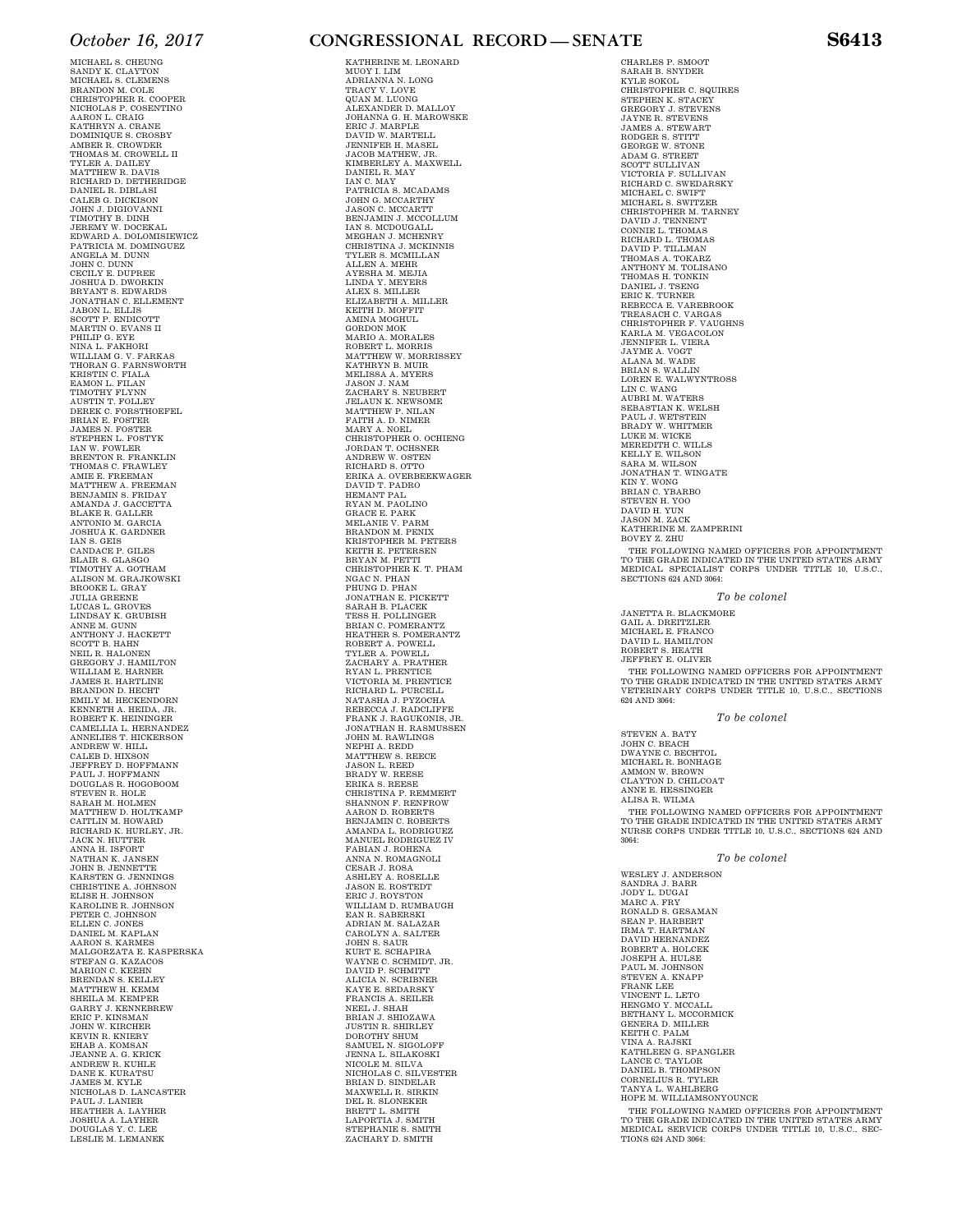MICHAEL S. CHEUNG
SANDY K. CLAYTON
MICHAEL S. CLEMENS
BRANDON M. COLE
CHRISTOPHER R. COOPER
NICHOLAS P. COSENTINO
AARON L. CRAIG
KATHRYN A. CRANE
DOMINIQUE S. CROSBY
AMBER R. CROWDER
THOMAS M. CROWELL II
TYLER A. DAILEY
MATTHEW R. DAVIS
RICHARD D. DETHERIDGE
DANIEL R. DIBLASI
CALEB G. DICKISON
JOHN J. DIGIOVANNI
TIMOTHY B. DINH
JEREMY W. DOCEKAL
EDWARD A. DOLOMISIEWICZ
PATRICIA M. DOMINGUEZ
ANGELA M. DUNN
JOHN C. DUNN
CECILY E. DUPREE
JOSHUA D. DWORKIN
BRYANT S. EDWARDS
JONATHAN C. ELLEMENT
JABON L. ELLIS
SCOTT P. ENDICOTT
MARTIN O. EVANS II
PHILIP G. EYE
NINA L. FAKHORI
WILLIAM G. V. FARKAS
THORAN G. FARNSWORTH
KRISTIN C. FIALA
EAMON L. FILAN
TIMOTHY FLYNN
AUSTIN T. FOLLEY
DEREK C. FORSTHOEFEL
BRIAN E. FOSTER
JAMES N. FOSTER
STEPHEN L. FOSTYK
IAN W. FOWLER
BRENTON R. FRANKLIN
THOMAS C. FRAWLEY
AMIE E. FREEMAN
MATTHEW A. FREEMAN
BENJAMIN S. FRIDAY
AMANDA J. GACCETTA
BLAKE R. GALLER
ANTONIO M. GARCIA
JOSHUA K. GARDNER
IAN S. GEIS
CANDACE P. GILES
BLAIR S. GLASGO
TIMOTHY A. GOTHAM
ALISON M. GRAJKOWSKI
BROOKE L. GRAY
JULIA GREENE
LUCAS L. GROVES
LINDSAY K. GRUBISH
ANNE M. GUNN
ANTHONY J. HACKETT
SCOTT B. HAHN
NEIL R. HALONEN
GREGORY J. HAMILTON
WILLIAM E. HARNER
JAMES R. HARTLINE
BRANDON D. HECHT
EMILY M. HECKENDORN
KENNETH A. HEIDA, JR.
ROBERT K. HEININGER
CAMELLIA L. HERNANDEZ
ANNELIES T. HICKERSON
ANDREW W. HILL
CALEB D. HIXSON
JEFFREY D. HOFFMANN
PAUL J. HOFFMANN
DOUGLAS R. HOGOBOOM
STEVEN R. HOLE
SARAH M. HOLMEN
MATTHEW D. HOLTKAMP
CAITLIN M. HOWARD
RICHARD K. HURLEY, JR.
JACK N. HUTTER
ANNA H. ISFORT
NATHAN K. JANSEN
JOHN B. JENNETTE
KARSTEN G. JENNINGS
CHRISTINE A. JOHNSON
ELISE H. JOHNSON
KAROLINE R. JOHNSON
PETER C. JOHNSON
ELLEN C. JONES
DANIEL M. KAPLAN
AARON S. KARMES
MALGORZATA E. KASPERSKA
STEFAN G. KAZACOS
MARION C. KEEHN
BRENDAN S. KELLEY
MATTHEW H. KEMM
SHEILA M. KEMPER
GARRY J. KENNEBREW
ERIC P. KINSMAN
JOHN W. KIRCHER
KEVIN R. KNIERY
EHAB A. KOMSAN
JEANNE A. G. KRICK
ANDREW R. KUHLE
DANE K. KURATSU
JAMES M. KYLE
NICHOLAS D. LANCASTER
PAUL J. LANIER
HEATHER A. LAYHER
JOSHUA A. LAYHER
DOUGLAS Y. C. LEE
LESLIE M. LEMANEK
KATHERINE M. LEONARD
MUOY I. LIM
ADRIANNA N. LONG
TRACY V. LOVE
QUAN M. LUONG
ALEXANDER D. MALLOY
JOHANNA G. H. MAROWSKE
ERIC J. MARPLE
DAVID W. MARTELL
JENNIFER H. MASEL
JACOB MATHEW, JR.
KIMBERLEY A. MAXWELL
DANIEL R. MAY
IAN C. MAY
PATRICIA S. MCADAMS
JOHN G. MCCARTHY
JASON C. MCCARTT
BENJAMIN J. MCCOLLUM
IAN S. MCDOUGALL
MEGHAN J. MCHENRY
CHRISTINA J. MCKINNIS
TYLER S. MCMILLAN
ALLEN A. MEHR
AYESHA M. MEJIA
LINDA Y. MEYERS
ALEX S. MILLER
ELIZABETH A. MILLER
KEITH D. MOFFIT
AMINA MOGHUL
GORDON MOK
MARIO A. MORALES
ROBERT L. MORRIS
MATTHEW W. MORRISSEY
KATHRYN B. MUIR
MELISSA A. MYERS
JASON J. NAM
ZACHARY S. NEUBERT
JELAUN K. NEWSOME
MATTHEW P. NILAN
FAITH A. D. NIMER
MARY A. NOEL
CHRISTOPHER O. OCHIENG
JORDAN T. OCHSNER
ANDREW W. OSTEN
RICHARD S. OTTO
ERIKA A. OVERBEEKWAGER
DAVID T. PADRO
HEMANT PAL
RYAN M. PAOLINO
GRACE E. PARK
MELANIE V. PARM
BRANDON M. PENIX
KRISTOPHER M. PETERS
KEITH E. PETERSEN
BRYAN M. PETTI
CHRISTOPHER K. T. PHAM
NGAC N. PHAN
PHUNG D. PHAN
JONATHAN E. PICKETT
SARAH B. PLACEK
TESS H. POLLINGER
BRIAN C. POMERANTZ
HEATHER S. POMERANTZ
ROBERT A. POWELL
TYLER A. POWELL
ZACHARY A. PRATHER
RYAN L. PRENTICE
VICTORIA M. PRENTICE
RICHARD L. PURCELL
NATASHA J. PYZOCHA
REBECCA J. RADCLIFFE
FRANK J. RAGUKONIS, JR.
JONATHAN H. RASMUSSEN
JOHN M. RAWLINGS
NEPHI A. REDD
MATTHEW S. REECE
JASON L. REED
BRADY W. REESE
ERIKA S. REESE
CHRISTINA P. REMMERT
SHANNON F. RENFROW
AARON D. ROBERTS
BENJAMIN C. ROBERTS
AMANDA L. RODRIGUEZ
MANUEL RODRIGUEZ IV
FABIAN J. ROHENA
ANNA N. ROMAGNOLI
CESAR J. ROSA
ASHLEY A. ROSELLE
JASON E. ROSTEDT
ERIC J. ROYSTON
WILLIAM D. RUMBAUGH
EAN R. SABERSKI
ADRIAN M. SALAZAR
CAROLYN A. SALTER
JOHN S. SAUR
KURT E. SCHAPIRA
WAYNE C. SCHMIDT, JR.
DAVID P. SCHMITT
ALICIA N. SCRIBNER
KAYE E. SEDARSKY
FRANCIS A. SEILER
NEEL J. SHAH
BRIAN J. SHIOZAWA
JUSTIN R. SHIRLEY
DOROTHY SHUM
SAMUEL N. SIGOLOFF
JENNA L. SILAKOSKI
NICOLE M. SILVA
NICHOLAS C. SILVESTER
BRIAN D. SINDELAR
MAXWELL R. SIRKIN
DEL R. SLONEKER
BRETT L. SMITH
LAPORTIA J. SMITH
STEPHANIE S. SMITH
ZACHARY D. SMITH
CHARLES P. SMOOT
SARAH B. SNYDER
KYLE SOKOL
CHRISTOPHER C. SQUIRES
STEPHEN K. STACEY
GREGORY J. STEVENS
JAYNE R. STEVENS
JAMES A. STEWART
RODGER S. STITT
GEORGE W. STONE
ADAM G. STREET
SCOTT SULLIVAN
VICTORIA F. SULLIVAN
RICHARD C. SWEDARSKY
MICHAEL C. SWIFT
MICHAEL S. SWITZER
CHRISTOPHER M. TARNEY
DAVID J. TENNENT
CONNIE L. THOMAS
RICHARD L. THOMAS
DAVID P. TILLMAN
THOMAS A. TOKARZ
ANTHONY M. TOLISANO
THOMAS H. TONKIN
DANIEL J. TSENG
ERIC K. TURNER
REBECCA E. VAREBROOK
TREASACH C. VARGAS
CHRISTOPHER F. VAUGHNS
KARLA M. VEGACOLON
JENNIFER L. VIERA
JAYME A. VOGT
ALANA M. WADE
BRIAN S. WALLIN
LOREN E. WALWYNTROSS
LIN C. WANG
AUBRI M. WATERS
SEBASTIAN K. WELSH
PAUL J. WETSTEIN
BRADY W. WHITMER
LUKE M. WICKE
MEREDITH C. WILLS
KELLY E. WILSON
SARA M. WILSON
JONATHAN T. WINGATE
KIN Y. WONG
BRIAN C. YBARBO
STEVEN H. YOO
DAVID H. YUN
JASON M. ZACK
KATHERINE M. ZAMPERINI
BOVEY Z. ZHU

THE FOLLOWING NAMED OFFICERS FOR APPOINTMENT TO THE GRADE INDICATED IN THE UNITED STATES ARMY MEDICAL SPECIALIST CORPS UNDER TITLE 10, U.S.C., SECTIONS 624 AND 3064:

*To be colonel*

JANETTA R. BLACKMORE
GAIL A. DREITZLER
MICHAEL E. FRANCO
DAVID L. HAMILTON
ROBERT S. HEATH
JEFFREY E. OLIVER

THE FOLLOWING NAMED OFFICERS FOR APPOINTMENT TO THE GRADE INDICATED IN THE UNITED STATES ARMY VETERINARY CORPS UNDER TITLE 10, U.S.C., SECTIONS 624 AND 3064:

*To be colonel*

STEVEN A. BATY
JOHN C. BEACH
DWAYNE C. BECHTOL
MICHAEL R. BONHAGE
AMMON W. BROWN
CLAYTON D. CHILCOAT
ANNE E. HESSINGER
ALISA R. WILMA

THE FOLLOWING NAMED OFFICERS FOR APPOINTMENT TO THE GRADE INDICATED IN THE UNITED STATES ARMY NURSE CORPS UNDER TITLE 10, U.S.C., SECTIONS 624 AND 3064:

*To be colonel*

WESLEY J. ANDERSON
SANDRA J. BARR
JODY L. DUGAI
MARC A. FRY
RONALD S. GESAMAN
SEAN P. HARBERT
IRMA T. HARTMAN
DAVID HERNANDEZ
ROBERT A. HOLCEK
JOSEPH A. HULSE
PAUL M. JOHNSON
STEVEN A. KNAPP
FRANK LEE
VINCENT L. LETO
HENGMO Y. MCCALL
BETHANY L. MCCORMICK
GENERA D. MILLER
KEITH C. PALM
VINA A. RAJSKI
KATHLEEN G. SPANGLER
LANCE C. TAYLOR
DANIEL B. THOMPSON
CORNELIUS R. TYLER
TANYA L. WAHLBERG
HOPE M. WILLIAMSONYOUNCE

THE FOLLOWING NAMED OFFICERS FOR APPOINTMENT TO THE GRADE INDICATED IN THE UNITED STATES ARMY MEDICAL SERVICE CORPS UNDER TITLE 10, U.S.C., SECTIONS 624 AND 3064: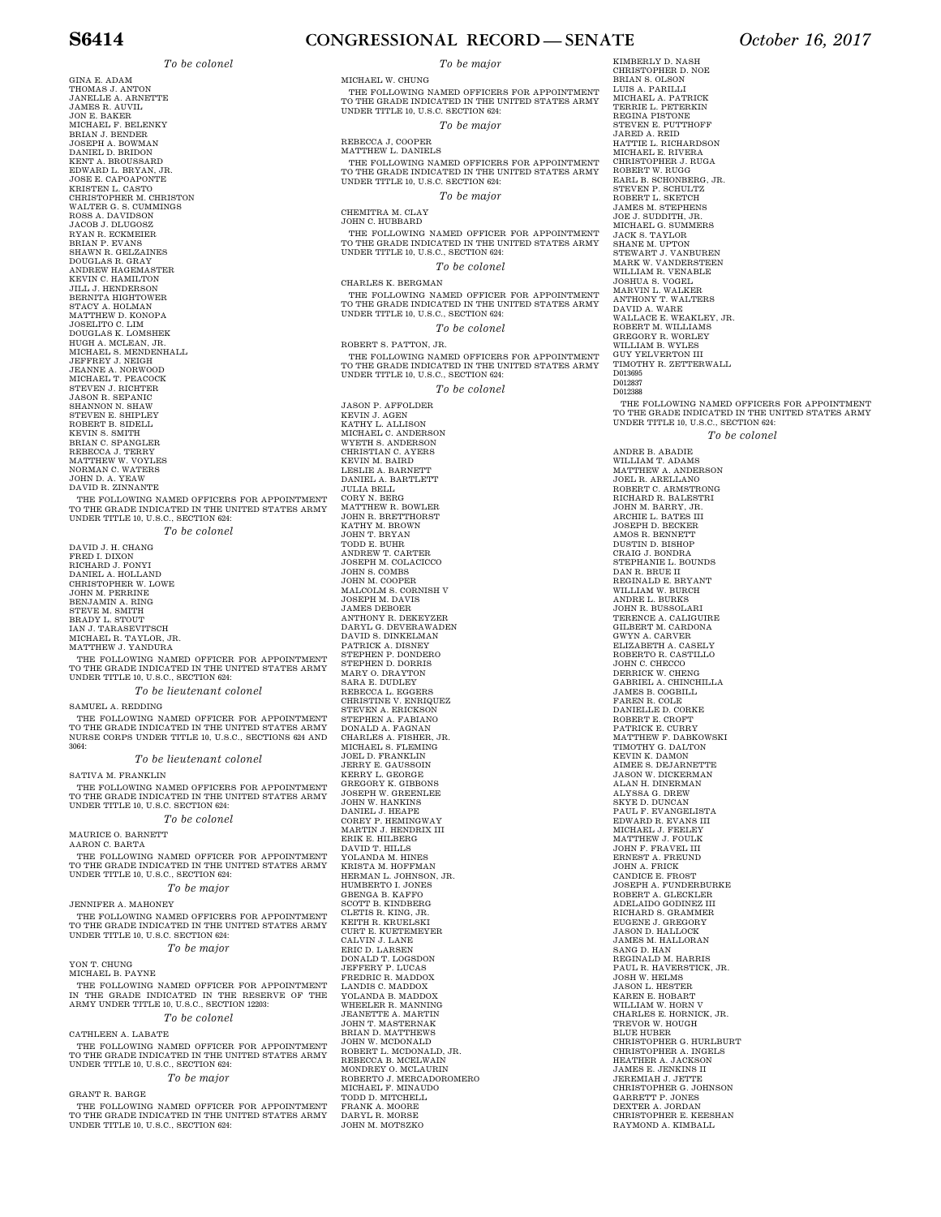*To be colonel*

GINA E. ADAM
THOMAS J. ANTON
JANELLE A. ARNETTE
JAMES R. AUVIL
JON E. BAKER
MICHAEL F. BELENKY
BRIAN J. BENDER
JOSEPH A. BOWMAN
DANIEL D. BRIDON
KENT A. BROUSSARD
EDWARD L. BRYAN, JR.
JOSE E. CAPOAPONTE
KRISTEN L. CASTO
CHRISTOPHER M. CHRISTON
WALTER G. S. CUMMINGS
ROSS A. DAVIDSON
JACOB J. DLUGOSZ
RYAN R. ECKMEIER
BRIAN P. EVANS
SHAWN R. GELZAINES
DOUGLAS R. GRAY
ANDREW HAGEMASTER
KEVIN C. HAMILTON
JILL J. HENDERSON
BERNITA HIGHTOWER
STACY A. HOLMAN
MATTHEW D. KONOPA
JOSELITO C. LIM
DOUGLAS K. LOMSHEK
HUGH A. MCLEAN, JR.
MICHAEL S. MENDENHALL
JEFFREY J. NEIGH
JEANNE A. NORWOOD
MICHAEL T. PEACOCK
STEVEN J. RICHTER
JASON R. SEPANIC
SHANNON N. SHAW
STEVEN E. SHIPLEY
ROBERT B. SIDELL
KEVIN S. SMITH
BRIAN C. SPANGLER
REBECCA J. TERRY
MATTHEW W. VOYLES
NORMAN C. WATERS
JOHN D. A. YEAW
DAVID R. ZINNANTE

THE FOLLOWING NAMED OFFICERS FOR APPOINTMENT TO THE GRADE INDICATED IN THE UNITED STATES ARMY UNDER TITLE 10, U.S.C., SECTION 624:

*To be colonel*

DAVID J. H. CHANG
FRED I. DIXON
RICHARD J. FONYI
DANIEL A. HOLLAND
CHRISTOPHER W. LOWE
JOHN M. PERRINE
BENJAMIN A. RING
STEVE M. SMITH
BRADY L. STOUT
IAN J. TARASEVITSCH
MICHAEL R. TAYLOR, JR.
MATTHEW J. YANDURA

THE FOLLOWING NAMED OFFICER FOR APPOINTMENT TO THE GRADE INDICATED IN THE UNITED STATES ARMY UNDER TITLE 10, U.S.C., SECTION 624:

*To be lieutenant colonel*

SAMUEL A. REDDING

THE FOLLOWING NAMED OFFICER FOR APPOINTMENT TO THE GRADE INDICATED IN THE UNITED STATES ARMY NURSE CORPS UNDER TITLE 10, U.S.C., SECTIONS 624 AND 3064:

*To be lieutenant colonel*

SATIVA M. FRANKLIN

THE FOLLOWING NAMED OFFICERS FOR APPOINTMENT TO THE GRADE INDICATED IN THE UNITED STATES ARMY UNDER TITLE 10, U.S.C. SECTION 624:

*To be colonel*

MAURICE O. BARNETT
AARON C. BARTA

THE FOLLOWING NAMED OFFICER FOR APPOINTMENT TO THE GRADE INDICATED IN THE UNITED STATES ARMY UNDER TITLE 10, U.S.C., SECTION 624:

*To be major*

JENNIFER A. MAHONEY

THE FOLLOWING NAMED OFFICERS FOR APPOINTMENT TO THE GRADE INDICATED IN THE UNITED STATES ARMY UNDER TITLE 10, U.S.C. SECTION 624:

*To be major*

YON T. CHUNG
MICHAEL B. PAYNE

THE FOLLOWING NAMED OFFICER FOR APPOINTMENT IN THE GRADE INDICATED IN THE RESERVE OF THE ARMY UNDER TITLE 10, U.S.C., SECTION 12203:

*To be colonel*

CATHLEEN A. LABATE

THE FOLLOWING NAMED OFFICER FOR APPOINTMENT TO THE GRADE INDICATED IN THE UNITED STATES ARMY UNDER TITLE 10, U.S.C., SECTION 624:

*To be major*

GRANT R. BARGE

THE FOLLOWING NAMED OFFICER FOR APPOINTMENT TO THE GRADE INDICATED IN THE UNITED STATES ARMY UNDER TITLE 10, U.S.C., SECTION 624:

*To be major*

MICHAEL W. CHUNG

THE FOLLOWING NAMED OFFICERS FOR APPOINTMENT TO THE GRADE INDICATED IN THE UNITED STATES ARMY UNDER TITLE 10, U.S.C., SECTION 624:

*To be major*

REBECCA J. COOPER
MATTHEW L. DANIELS

THE FOLLOWING NAMED OFFICERS FOR APPOINTMENT TO THE GRADE INDICATED IN THE UNITED STATES ARMY UNDER TITLE 10, U.S.C., SECTION 624:

*To be major*

CHEMITRA M. CLAY
JOHN C. HUBBARD

THE FOLLOWING NAMED OFFICER FOR APPOINTMENT TO THE GRADE INDICATED IN THE UNITED STATES ARMY UNDER TITLE 10, U.S.C., SECTION 624:

*To be colonel*

CHARLES K. BERGMAN

THE FOLLOWING NAMED OFFICER FOR APPOINTMENT TO THE GRADE INDICATED IN THE UNITED STATES ARMY UNDER TITLE 10, U.S.C., SECTION 624:

*To be colonel*

ROBERT S. PATTON, JR.

THE FOLLOWING NAMED OFFICERS FOR APPOINTMENT TO THE GRADE INDICATED IN THE UNITED STATES ARMY UNDER TITLE 10, U.S.C., SECTION 624:

*To be colonel*

JASON P. AFFOLDER
KEVIN J. AGEN
KATHY L. ALLISON
MICHAEL C. ANDERSON
WYETH S. ANDERSON
CHRISTIAN C. AYERS
KEVIN M. BAIRD
LESLIE A. BARNETT
DANIEL A. BARTLETT
JULIA BELL
CORY N. BERG
MATTHEW R. BOWLER
JOHN R. BRETTHORST
KATHY M. BROWN
JOHN T. BRYAN
TODD E. BUHR
ANDREW T. CARTER
JOSEPH M. COLACICCO
JOHN S. COMBS
JOHN M. COOPER
MALCOLM S. CORNISH V
JOSEPH M. DAVIS
JAMES DEBOER
ANTHONY R. DEKEYZER
DARYL G. DEVERAWADEN
DAVID S. DINKELMAN
PATRICK A. DISNEY
STEPHEN P. DONDERO
STEPHEN D. DORRIS
MARY O. DRAYTON
SARA E. DUDLEY
REBECCA L. EGGERS
CHRISTINE V. ENRIQUEZ
STEVEN A. ERICKSON
STEPHEN A. FABIANO
DONALD A. FAGNAN
CHARLES A. FISHER, JR.
MICHAEL S. FLEMING
JOEL D. FRANKLIN
JERRY E. GAUSSOIN
KERRY L. GEORGE
GREGORY K. GIBBONS
JOSEPH W. GREENLEE
JOHN W. HANKINS
DANIEL J. HEAPE
COREY P. HEMINGWAY
MARTIN J. HENDRIX III
ERIK E. HILBERG
DAVID T. HILLS
YOLANDA M. HINES
KRISTA M. HOFFMAN
HERMAN L. JOHNSON, JR.
HUMBERTO I. JONES
GBENGA B. KAFFO
SCOTT B. KINDBERG
CLETIS R. KING, JR.
KEITH R. KRUELSKI
CURT E. KUETEMEYER
CALVIN J. LANE
ERIC D. LARSEN
DONALD T. LOGSDON
JEFFERY P. LUCAS
FREDRIC R. MADDOX
LANDIS C. MADDOX
YOLANDA B. MADDOX
WHEELER R. MANNING
JEANETTE A. MARTIN
JOHN T. MASTERNAK
BRIAN D. MATTHEWS
JOHN W. MCDONALD
ROBERT L. MCDONALD, JR.
REBECCA B. MCELWAIN
MONDREY O. MCLAURIN
ROBERTO J. MERCADOROMERO
MICHAEL F. MINAUDO
TODD D. MITCHELL
FRANK A. MOORE
DARYL R. MORSE
JOHN M. MOTSZKO
KIMBERLY D. NASH
CHRISTOPHER D. NOE
BRIAN S. OLSON
LUIS A. PARILLI
MICHAEL A. PATRICK
TERRIE L. PETERKIN
REGINA PISTONE
STEVEN E. PUTTHOFF
JARED A. REID
HATTIE L. RICHARDSON
MICHAEL E. RIVERA
CHRISTOPHER J. RUGA
ROBERT W. RUGG
EARL B. SCHONBERG, JR.
STEVEN P. SCHULTZ
ROBERT L. SKETCH
JAMES M. STEPHENS
JOE J. SUDDITH, JR.
MICHAEL G. SUMMERS
JACK S. TAYLOR
SHANE M. UPTON
STEWART J. VANBUREN
MARK W. VANDERSTEEN
WILLIAM R. VENABLE
JOSHUA S. VOGEL
MARVIN L. WALKER
ANTHONY T. WALTERS
DAVID A. WARE
WALLACE E. WEAKLEY, JR.
ROBERT M. WILLIAMS
GREGORY R. WORLEY
WILLIAM B. WYLES
GUY YELVERTON III
TIMOTHY R. ZETTERWALL
D013695
D012837
D012388

THE FOLLOWING NAMED OFFICERS FOR APPOINTMENT TO THE GRADE INDICATED IN THE UNITED STATES ARMY UNDER TITLE 10, U.S.C., SECTION 624:

*To be colonel*

ANDRE B. ABADIE
WILLIAM T. ADAMS
MATTHEW A. ANDERSON
JOEL R. ARELLANO
ROBERT C. ARMSTRONG
RICHARD R. BALESTRI
JOHN M. BARRY, JR.
ARCHIE L. BATES III
JOSEPH D. BECKER
AMOS R. BENNETT
DUSTIN D. BISHOP
CRAIG J. BONDRA
STEPHANIE L. BOUNDS
DAN R. BRUE II
REGINALD E. BRYANT
WILLIAM W. BURCH
ANDRE L. BURKS
JOHN R. BUSSOLARI
TERENCE A. CALIGUIRE
GILBERT M. CARDONA
GWYN A. CARVER
ELIZABETH A. CASELY
ROBERTO R. CASTILLO
JOHN C. CHECCO
DERRICK W. CHENG
GABRIEL A. CHINCHILLA
JAMES B. COGBILL
FAREN R. COLE
DANIELLE D. CORKE
ROBERT E. CROFT
PATRICK E. CURRY
MATTHEW F. DABKOWSKI
TIMOTHY G. DALTON
KEVIN K. DAMON
AIMEE S. DEJARNETTE
JASON W. DICKERMAN
ALAN H. DINERMAN
ALYSSA G. DREW
SKYE D. DUNCAN
PAUL F. EVANGELISTA
EDWARD R. EVANS III
MICHAEL J. FEELEY
MATTHEW J. FOULK
JOHN F. FRAVEL III
ERNEST A. FREUND
JOHN A. FRICK
CANDICE E. FROST
JOSEPH A. FUNDERBURKE
ROBERT A. GLECKLER
ADELAIDO GODINEZ III
RICHARD S. GRAMMER
EUGENE J. GREGORY
JASON D. HALLOCK
JAMES M. HALLORAN
SANG D. HAN
REGINALD M. HARRIS
PAUL R. HAVERSTICK, JR.
JOSH W. HELMS
JASON L. HESTER
KAREN E. HOBART
WILLIAM W. HORN V
CHARLES E. HORNICK, JR.
TREVOR W. HOUGH
BLUE HUBER
CHRISTOPHER G. HURLBURT
CHRISTOPHER A. INGELS
HEATHER A. JACKSON
JAMES E. JENKINS II
JEREMIAH J. JETTE
CHRISTOPHER G. JOHNSON
GARRETT P. JONES
DEXTER A. JORDAN
CHRISTOPHER E. KEESHAN
RAYMOND A. KIMBALL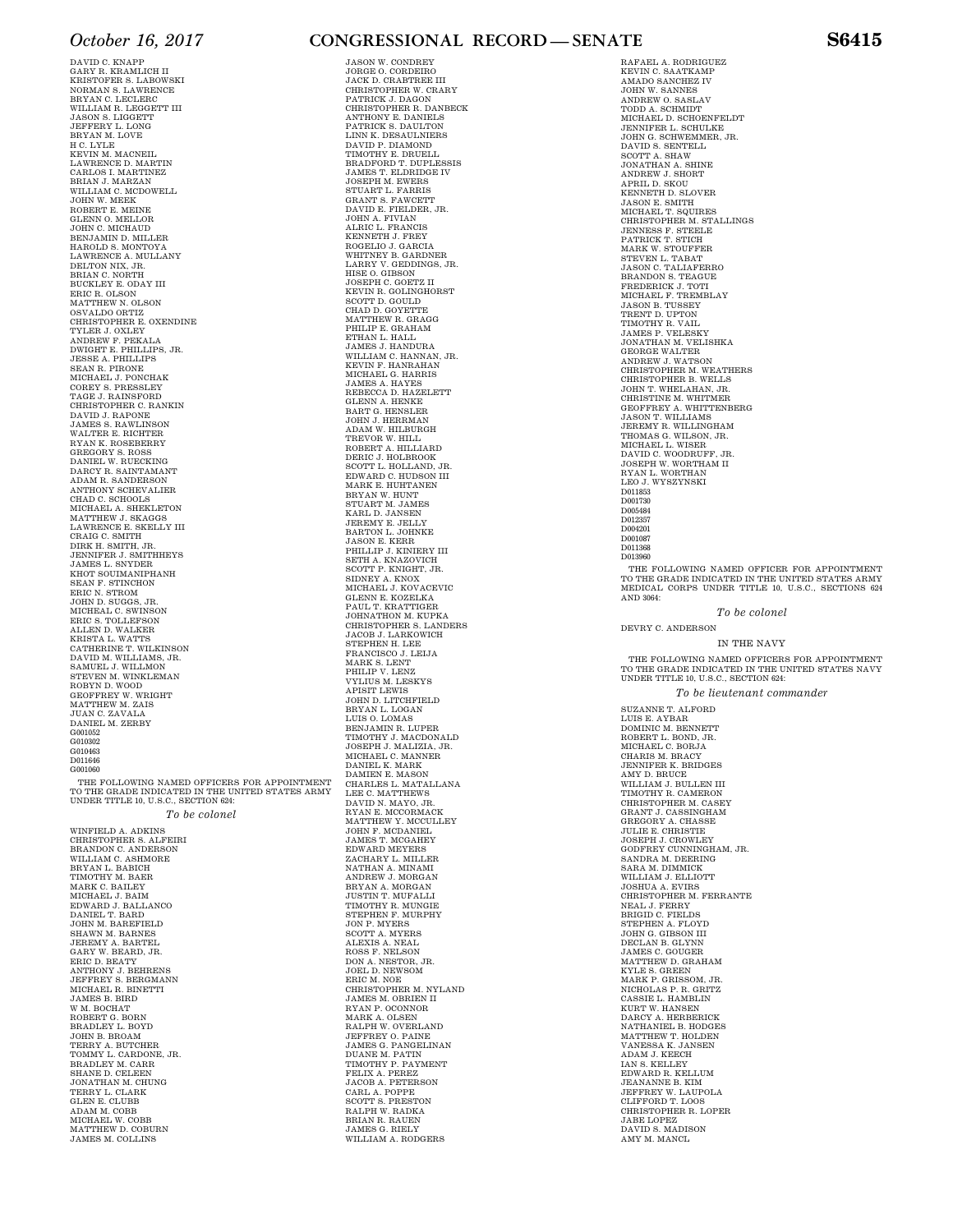DAVID C. KNAPP
GARY R. KRAMLICH II
KRISTOFER S. LABOWSKI
NORMAN S. LAWRENCE
BRYAN C. LECLERC
WILLIAM R. LEGGETT III
JASON S. LIGGETT
JEFFERY L. LONG
BRYAN M. LOVE
H C. LYLE
KEVIN M. MACNEIL
LAWRENCE D. MARTIN
CARLOS I. MARTINEZ
BRIAN J. MARZAN
WILLIAM C. MCDOWELL
JOHN W. MEEK
ROBERT E. MEINE
GLENN O. MELLOR
JOHN C. MICHAUD
BENJAMIN D. MILLER
HAROLD S. MONTOYA
LAWRENCE A. MULLANY
DELTON NIX, JR.
BRIAN C. NORTH
BUCKLEY E. ODAY III
ERIC R. OLSON
MATTHEW N. OLSON
OSVALDO ORTIZ
CHRISTOPHER E. OXENDINE
TYLER J. OXLEY
ANDREW F. PEKALA
DWIGHT E. PHILLIPS, JR.
JESSE A. PHILLIPS
SEAN R. PIRONE
MICHAEL J. PONCHAK
COREY S. PRESSLEY
TAGE J. RAINSFORD
CHRISTOPHER C. RANKIN
DAVID J. RAPONE
JAMES S. RAWLINSON
WALTER E. RICHTER
RYAN K. ROSEBERRY
GREGORY S. ROSS
DANIEL W. RUECKING
DARCY R. SAINTAMANT
ADAM R. SANDERSON
ANTHONY SCHEVALIER
CHAD C. SCHOOLS
MICHAEL A. SHEKLETON
MATTHEW J. SKAGGS
LAWRENCE E. SKELLY III
CRAIG C. SMITH
DIRK H. SMITH, JR.
JENNIFER J. SMITHHEYS
JAMES L. SNYDER
KHOT SOUIMANIPHANH
SEAN F. STINCHON
ERIC N. STROM
JOHN D. SUGGS, JR.
MICHEAL C. SWINSON
ERIC S. TOLLEFSON
ALLEN D. WALKER
KRISTA L. WATTS
CATHERINE T. WILKINSON
DAVID M. WILLIAMS, JR.
SAMUEL J. WILLMON
STEVEN M. WINKLEMAN
ROBYN D. WOOD
GEOFFREY W. WRIGHT
MATTHEW M. ZAIS
JUAN C. ZAVALA
DANIEL M. ZERBY
G001052
G010302
G010463
D011646
G001060

THE FOLLOWING NAMED OFFICERS FOR APPOINTMENT TO THE GRADE INDICATED IN THE UNITED STATES ARMY UNDER TITLE 10, U.S.C., SECTION 624:

*To be colonel*

WINFIELD A. ADKINS
CHRISTOPHER S. ALFEIRI
BRANDON C. ANDERSON
WILLIAM C. ASHMORE
BRYAN L. BABICH
TIMOTHY M. BAER
MARK C. BAILEY
MICHAEL J. BAIM
EDWARD J. BALLANCO
DANIEL T. BARD
JOHN M. BAREFIELD
SHAWN M. BARNES
JEREMY A. BARTEL
GARY W. BEARD, JR.
ERIC D. BEATY
ANTHONY J. BEHRENS
JEFFREY S. BERGMANN
MICHAEL R. BINETTI
JAMES B. BIRD
W M. BOCHAT
ROBERT G. BORN
BRADLEY L. BOYD
JOHN B. BROAM
TERRY A. BUTCHER
TOMMY L. CARDONE, JR.
BRADLEY M. CARR
SHANE D. CELEEN
JONATHAN M. CHUNG
TERRY L. CLARK
GLEN E. CLUBB
ADAM M. COBB
MICHAEL W. COBB
MATTHEW D. COBURN
JAMES M. COLLINS
JASON W. CONDREY
JORGE O. CORDEIRO
JACK D. CRABTREE III
CHRISTOPHER W. CRARY
PATRICK J. DAGON
CHRISTOPHER R. DANBECK
ANTHONY E. DANIELS
PATRICK S. DAULTON
LINN K. DESAULNIERS
DAVID P. DIAMOND
TIMOTHY E. DRUELL
BRADFORD T. DUPLESSIS
JAMES T. ELDRIDGE IV
JOSEPH M. EWERS
STUART L. FARRIS
GRANT S. FAWCETT
DAVID E. FIELDER, JR.
JOHN A. FIVIAN
ALRIC L. FRANCIS
KENNETH J. FREY
ROGELIO J. GARCIA
WHITNEY B. GARDNER
LARRY V. GEDDINGS, JR.
HISE O. GIBSON
JOSEPH C. GOETZ II
KEVIN R. GOLINGHORST
SCOTT D. GOULD
CHAD D. GOYETTE
MATTHEW R. GRAGG
PHILIP E. GRAHAM
ETHAN L. HALL
JAMES J. HANDURA
WILLIAM C. HANNAN, JR.
KEVIN F. HANRAHAN
MICHAEL G. HARRIS
JAMES A. HAYES
REBECCA D. HAZELETT
GLENN A. HENKE
BART G. HENSLER
JOHN J. HERRMAN
ADAM W. HILBURGH
TREVOR W. HILL
ROBERT A. HILLIARD
DERIC J. HOLBROOK
SCOTT L. HOLLAND, JR.
EDWARD C. HUDSON III
MARK E. HUHTANEN
BRYAN W. HUNT
STUART M. JAMES
KARL D. JANSEN
JEREMY E. JELLY
BARTON L. JOHNKE
JASON E. KERR
PHILLIP J. KINIERY III
SETH A. KNAZOVICH
SCOTT P. KNIGHT, JR.
SIDNEY A. KNOX
MICHAEL J. KOVACEVIC
GLENN E. KOZELKA
PAUL T. KRATTIGER
JOHNATHON M. KUPKA
CHRISTOPHER S. LANDERS
JACOB J. LARKOWICH
STEPHEN H. LEE
FRANCISCO J. LEIJA
MARK S. LENT
PHILIP V. LENZ
VYLIUS M. LESKYS
APISIT LEWIS
JOHN D. LITCHFIELD
BRYAN L. LOGAN
LUIS O. LOMAS
BENJAMIN R. LUPER
TIMOTHY J. MACDONALD
JOSEPH J. MALIZIA, JR.
MICHAEL C. MANNER
DANIEL K. MARK
DAMIEN E. MASON
CHARLES L. MATALLANA
LEE C. MATTHEWS
DAVID N. MAYO, JR.
RYAN E. MCCORMACK
MATTHEW Y. MCCULLEY
JOHN F. MCDANIEL
JAMES T. MCGAHEY
EDWARD MEYERS
ZACHARY L. MILLER
NATHAN A. MINAMI
ANDREW J. MORGAN
BRYAN A. MORGAN
JUSTIN T. MUFALLI
TIMOTHY R. MUNGIE
STEPHEN F. MURPHY
JON P. MYERS
SCOTT A. MYERS
ALEXIS A. NEAL
ROSS F. NELSON
DON A. NESTOR, JR.
JOEL D. NEWSOM
ERIC M. NOE
CHRISTOPHER M. NYLAND
JAMES M. OBRIEN II
RYAN P. OCONNOR
MARK A. OLSEN
RALPH W. OVERLAND
JEFFREY O. PAINE
JAMES G. PANGELINAN
DUANE M. PATIN
TIMOTHY P. PAYMENT
FELIX A. PEREZ
JACOB A. PETERSON
CARL A. POPPE
SCOTT S. PRESTON
RALPH W. RADKA
BRIAN R. RAUEN
JAMES G. RIELY
WILLIAM A. RODGERS
RAFAEL A. RODRIGUEZ
KEVIN C. SAATKAMP
AMADO SANCHEZ IV
JOHN W. SANNES
ANDREW O. SASLAV
TODD A. SCHMIDT
MICHAEL D. SCHOENFELDT
JENNIFER L. SCHULKE
JOHN G. SCHWEMMER, JR.
DAVID S. SENTELL
SCOTT A. SHAW
JONATHAN A. SHINE
ANDREW J. SHORT
APRIL D. SKOU
KENNETH D. SLOVER
JASON E. SMITH
MICHAEL T. SQUIRES
CHRISTOPHER M. STALLINGS
JENNESS F. STEELE
PATRICK T. STICH
MARK W. STOUFFER
STEVEN L. TABAT
JASON C. TALIAFERRO
BRANDON S. TEAGUE
FREDERICK J. TOTI
MICHAEL F. TREMBLAY
JASON B. TUSSEY
TRENT D. UPTON
TIMOTHY R. VAIL
JAMES P. VELESKY
JONATHAN M. VELISHKA
GEORGE WALTER
ANDREW J. WATSON
CHRISTOPHER M. WEATHERS
CHRISTOPHER B. WELLS
JOHN T. WHELAHAN, JR.
CHRISTINE M. WHITMER
GEOFFREY A. WHITTENBERG
JASON T. WILLIAMS
JEREMY R. WILLINGHAM
THOMAS G. WILSON, JR.
MICHAEL L. WISER
DAVID C. WOODRUFF, JR.
JOSEPH W. WORTHAM II
RYAN L. WORTHAN
LEO J. WYSZYNSKI
D011853
D001730
D005484
D012357
D004201
D001087
D011368
D013960

THE FOLLOWING NAMED OFFICER FOR APPOINTMENT TO THE GRADE INDICATED IN THE UNITED STATES ARMY MEDICAL CORPS UNDER TITLE 10, U.S.C., SECTIONS 624 AND 3064:

*To be colonel*

DEVRY C. ANDERSON

IN THE NAVY

THE FOLLOWING NAMED OFFICERS FOR APPOINTMENT TO THE GRADE INDICATED IN THE UNITED STATES NAVY UNDER TITLE 10, U.S.C., SECTION 624:

*To be lieutenant commander*

SUZANNE T. ALFORD
LUIS E. AYBAR
DOMINIC M. BENNETT
ROBERT L. BOND, JR.
MICHAEL C. BORJA
CHARIS M. BRACY
JENNIFER K. BRIDGES
AMY D. BRUCE
WILLIAM J. BULLEN III
TIMOTHY R. CAMERON
CHRISTOPHER M. CASEY
GRANT J. CASSINGHAM
GREGORY A. CHASSE
JULIE E. CHRISTIE
JOSEPH J. CROWLEY
GODFREY CUNNINGHAM, JR.
SANDRA M. DEERING
SARA M. DIMMICK
WILLIAM J. ELLIOTT
JOSHUA A. EVIRS
CHRISTOPHER M. FERRANTE
NEAL J. FERRY
BRIGID C. FIELDS
STEPHEN A. FLOYD
JOHN G. GIBSON III
DECLAN B. GLYNN
JAMES C. GOUGER
MATTHEW D. GRAHAM
KYLE S. GREEN
MARK P. GRISSOM, JR.
NICHOLAS P. R. GRITZ
CASSIE L. HAMBLIN
KURT W. HANSEN
DARCY A. HERBERICK
NATHANIEL B. HODGES
MATTHEW T. HOLDEN
VANESSA K. JANSEN
ADAM J. KEECH
IAN S. KELLEY
EDWARD R. KELLUM
JEANANNE B. KIM
JEFFREY W. LAUPOLA
CLIFFORD T. LOOS
CHRISTOPHER R. LOPER
JABE LOPEZ
DAVID S. MADISON
AMY M. MANCL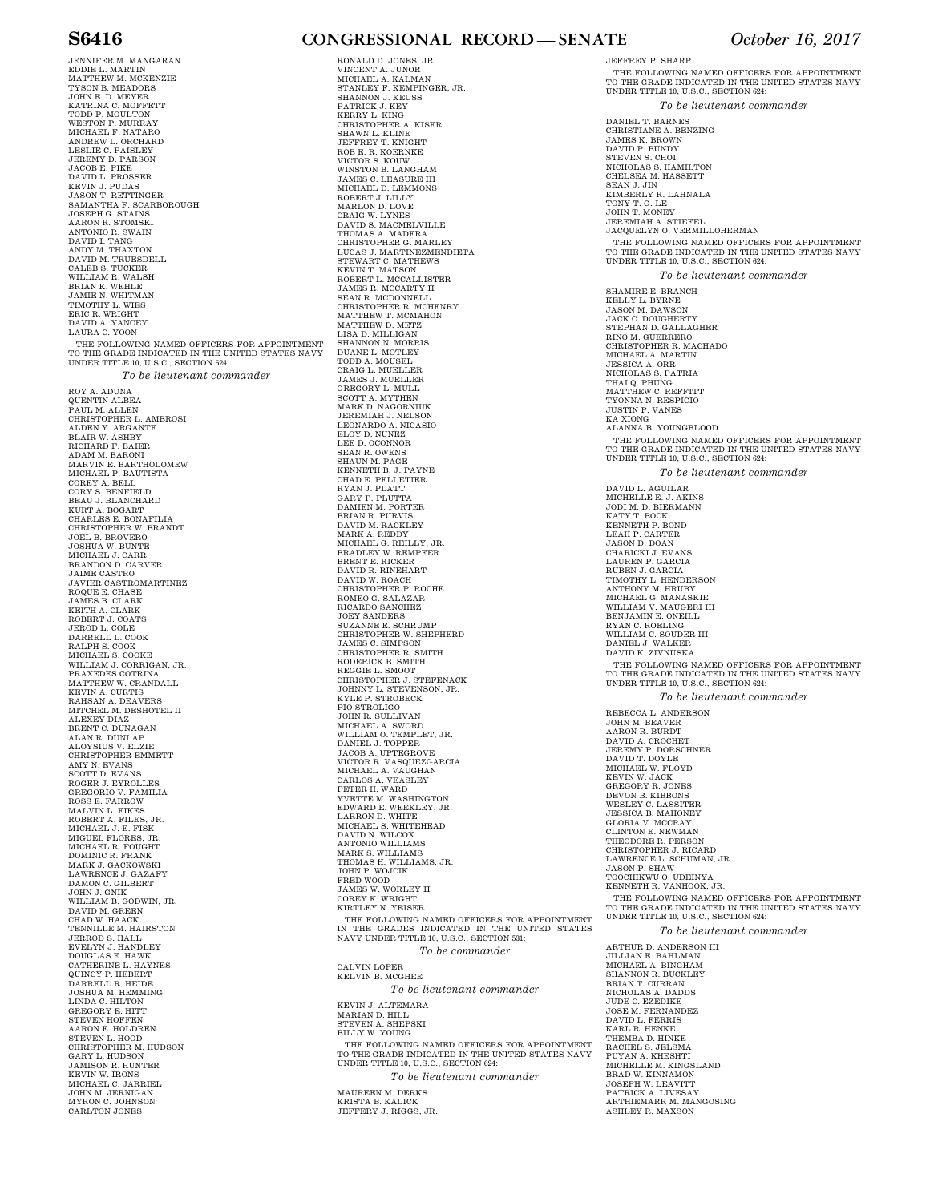JENNIFER M. MANGARAN
EDDIE L. MARTIN
MATTHEW M. MCKENZIE
TYSON B. MEADORS
JOHN E. D. MEYER
KATRINA C. MOFFETT
TODD P. MOULTON
WESTON P. MURRAY
MICHAEL F. NATARO
ANDREW L. ORCHARD
LESLIE C. PAISLEY
JEREMY D. PARSON
JACOB E. PIKE
DAVID L. PROSSER
KEVIN J. PUDAS
JASON T. RETTINGER
SAMANTHA F. SCARBOROUGH
JOSEPH G. STAINS
AARON R. STOMSKI
ANTONIO R. SWAIN
DAVID I. TANG
ANDY M. THAXTON
DAVID M. TRUESDELL
CALEB S. TUCKER
WILLIAM R. WALSH
BRIAN K. WEHLE
JAMIE N. WHITMAN
TIMOTHY L. WIES
ERIC R. WRIGHT
DAVID A. YANCEY
LAURA C. YOON

THE FOLLOWING NAMED OFFICERS FOR APPOINTMENT TO THE GRADE INDICATED IN THE UNITED STATES NAVY UNDER TITLE 10, U.S.C., SECTION 624:

*To be lieutenant commander*

ROY A. ADUNA
QUENTIN ALBEA
PAUL M. ALLEN
CHRISTOPHER L. AMBROSI
ALDEN Y. ARGANTE
BLAIR W. ASHBY
RICHARD F. BAIER
ADAM M. BARONI
MARVIN E. BARTHOLOMEW
MICHAEL P. BAUTISTA
COREY A. BELL
CORY S. BENFIELD
BEAU J. BLANCHARD
KURT A. BOGART
CHARLES E. BONAFILIA
CHRISTOPHER W. BRANDT
JOEL B. BROVERO
JOSHUA W. BUNTE
MICHAEL J. CARR
BRANDON D. CARVER
JAIME CASTRO
JAVIER CASTROMARTINEZ
ROQUE E. CHASE
JAMES B. CLARK
KEITH A. CLARK
ROBERT J. COATS
JEROD L. COLE
DARRELL L. COOK
RALPH S. COOK
MICHAEL S. COOKE
WILLIAM J. CORRIGAN, JR.
PRAXEDES COTRINA
MATTHEW W. CRANDALL
KEVIN A. CURTIS
RAHSAN A. DEAVERS
MITCHEL M. DESHOTEL II
ALEXEY DIAZ
BRENT C. DUNAGAN
ALAN R. DUNLAP
ALOYSIUS V. ELZIE
CHRISTOPHER EMMETT
AMY N. EVANS
SCOTT D. EVANS
ROGER J. EYROLLES
GREGORIO V. FAMILIA
ROSS E. FARROW
MALVIN L. FIKES
ROBERT A. FILES, JR.
MICHAEL J. E. FISK
MIGUEL FLORES, JR.
MICHAEL R. FOUGHT
DOMINIC R. FRANK
MARK J. GACKOWSKI
LAWRENCE J. GAZAFY
DAMON C. GILBERT
JOHN J. GNIK
WILLIAM B. GODWIN, JR.
DAVID M. GREEN
CHAD W. HAACK
TENNILLE M. HAIRSTON
JERROD S. HALL
EVELYN J. HANDLEY
DOUGLAS E. HAWK
CATHERINE L. HAYNES
QUINCY P. HEBERT
DARRELL R. HEIDE
JOSHUA M. HEMMING
LINDA C. HILTON
GREGORY E. HITT
STEVEN HOFFEN
AARON E. HOLDREN
STEVEN L. HOOD
CHRISTOPHER M. HUDSON
GARY L. HUDSON
JAMISON R. HUNTER
KEVIN W. IRONS
MICHAEL C. JARRIEL
JOHN M. JERNIGAN
MYRON C. JOHNSON
CARLTON JONES
RONALD D. JONES, JR.
VINCENT A. JUNOR
MICHAEL A. KALMAN
STANLEY F. KEMPINGER, JR.
SHANNON J. KEUSS
PATRICK J. KEY
KERRY L. KING
CHRISTOPHER A. KISER
SHAWN L. KLINE
JEFFREY T. KNIGHT
ROB E. R. KOERNKE
VICTOR S. KOUW
WINSTON B. LANGHAM
JAMES C. LEASURE III
MICHAEL D. LEMMONS
ROBERT J. LILLY
MARLON D. LOVE
CRAIG W. LYNES
DAVID S. MACMELVILLE
THOMAS A. MADERA
CHRISTOPHER G. MARLEY
LUCAS J. MARTINEZMENDIETA
STEWART C. MATHEWS
KEVIN T. MATSON
ROBERT L. MCCALLISTER
JAMES R. MCCARTY II
SEAN R. MCDONNELL
CHRISTOPHER R. MCHENRY
MATTHEW T. MCMAHON
MATTHEW D. METZ
LISA D. MILLIGAN
SHANNON N. MORRIS
DUANE L. MOTLEY
TODD A. MOUSEL
CRAIG L. MUELLER
JAMES J. MUELLER
GREGORY L. MULL
SCOTT A. MYTHEN
MARK D. NAGORNIUK
JEREMIAH J. NELSON
LEONARDO A. NICASIO
ELOY D. NUNEZ
LEE D. OCONNOR
SEAN R. OWENS
SHAUN M. PAGE
KENNETH B. J. PAYNE
CHAD E. PELLETIER
RYAN J. PLATT
GARY P. PLUTTA
DAMIEN M. PORTER
BRIAN R. PURVIS
DAVID M. RACKLEY
MARK A. REDDY
MICHAEL G. REILLY, JR.
BRADLEY W. REMPFER
BRENT E. RICKER
DAVID R. RINEHART
DAVID W. ROACH
CHRISTOPHER P. ROCHE
ROMEO G. SALAZAR
RICARDO SANCHEZ
JOEY SANDERS
SUZANNE E. SCHRUMP
CHRISTOPHER W. SHEPHERD
JAMES C. SIMPSON
CHRISTOPHER R. SMITH
RODERICK B. SMITH
REGGIE L. SMOOT
CHRISTOPHER J. STEFENACK
JOHNNY L. STEVENSON, JR.
KYLE P. STROBECK
PIO STROLIGO
JOHN R. SULLIVAN
MICHAEL A. SWORD
WILLIAM O. TEMPLET, JR.
DANIEL J. TOPPER
JACOB A. UPTEGROVE
VICTOR R. VASQUEZGARCIA
MICHAEL A. VAUGHAN
CARLOS A. VEASLEY
PETER H. WARD
YVETTE M. WASHINGTON
EDWARD E. WEEKLEY, JR.
LARRON D. WHITE
MICHAEL S. WHITEHEAD
DAVID N. WILCOX
ANTONIO WILLIAMS
MARK S. WILLIAMS
THOMAS H. WILLIAMS, JR.
JOHN P. WOJCIK
FRED WOOD
JAMES W. WORLEY II
COREY K. WRIGHT
KIRTLEY N. YEISER

THE FOLLOWING NAMED OFFICERS FOR APPOINTMENT IN THE GRADES INDICATED IN THE UNITED STATES NAVY UNDER TITLE 10, U.S.C., SECTION 531:

*To be commander*

CALVIN LOPER
KELVIN B. MCGHEE

*To be lieutenant commander*

KEVIN J. ALTEMARA
MARIAN D. HILL
STEVEN A. SHEPSKI
BILLY W. YOUNG

THE FOLLOWING NAMED OFFICERS FOR APPOINTMENT TO THE GRADE INDICATED IN THE UNITED STATES NAVY UNDER TITLE 10, U.S.C., SECTION 624:

*To be lieutenant commander*

MAUREEN M. DERKS
KRISTA B. KALICK
JEFFERY J. RIGGS, JR.
JEFFREY P. SHARP

THE FOLLOWING NAMED OFFICERS FOR APPOINTMENT TO THE GRADE INDICATED IN THE UNITED STATES NAVY UNDER TITLE 10, U.S.C., SECTION 624:

*To be lieutenant commander*

DANIEL T. BARNES
CHRISTIANE A. BENZING
JAMES K. BROWN
DAVID P. BUNDY
STEVEN S. CHOI
NICHOLAS S. HAMILTON
CHELSEA M. HASSETT
SEAN J. JIN
KIMBERLY R. LAHNALA
TONY T. G. LE
JOHN T. MONEY
JEREMIAH A. STIEFEL
JACQUELYN O. VERMILLOHERMAN

THE FOLLOWING NAMED OFFICERS FOR APPOINTMENT TO THE GRADE INDICATED IN THE UNITED STATES NAVY UNDER TITLE 10, U.S.C., SECTION 624:

*To be lieutenant commander*

SHAMIRE E. BRANCH
KELLY L. BYRNE
JASON M. DAWSON
JACK C. DOUGHERTY
STEPHAN D. GALLAGHER
RINO M. GUERRERO
CHRISTOPHER R. MACHADO
MICHAEL A. MARTIN
JESSICA A. ORR
NICHOLAS S. PATRIA
THAI Q. PHUNG
MATTHEW C. REFFITT
TYONNA N. RESPICIO
JUSTIN P. VANES
KA XIONG
ALANNA B. YOUNGBLOOD

THE FOLLOWING NAMED OFFICERS FOR APPOINTMENT TO THE GRADE INDICATED IN THE UNITED STATES NAVY UNDER TITLE 10, U.S.C., SECTION 624:

*To be lieutenant commander*

DAVID L. AGUILAR
MICHELLE E. J. AKINS
JODI M. D. BIERMANN
KATY T. BOCK
KENNETH P. BOND
LEAH P. CARTER
JASON D. DOAN
CHARICKI J. EVANS
LAUREN P. GARCIA
RUBEN J. GARCIA
TIMOTHY L. HENDERSON
ANTHONY M. HRUBY
MICHAEL G. MANASKIE
WILLIAM V. MAUGERI III
BENJAMIN E. ONEILL
RYAN C. ROELING
WILLIAM C. SOUDER III
DANIEL J. WALKER
DAVID K. ZIVNUSKA

THE FOLLOWING NAMED OFFICERS FOR APPOINTMENT TO THE GRADE INDICATED IN THE UNITED STATES NAVY UNDER TITLE 10, U.S.C., SECTION 624:

*To be lieutenant commander*

REBECCA L. ANDERSON
JOHN M. BEAVER
AARON R. BURDT
DAVID A. CROCHET
JEREMY P. DORSCHNER
DAVID T. DOYLE
MICHAEL W. FLOYD
KEVIN W. JACK
GREGORY R. JONES
DEVON B. KIBBONS
WESLEY C. LASSITER
JESSICA B. MAHONEY
GLORIA V. MCCRAY
CLINTON E. NEWMAN
THEODORE R. PERSON
CHRISTOPHER J. RICARD
LAWRENCE L. SCHUMAN, JR.
JASON P. SHAW
TOOCHIKWU O. UDEINYA
KENNETH R. VANHOOK, JR.

THE FOLLOWING NAMED OFFICERS FOR APPOINTMENT TO THE GRADE INDICATED IN THE UNITED STATES NAVY UNDER TITLE 10, U.S.C., SECTION 624:

*To be lieutenant commander*

ARTHUR D. ANDERSON III
JILLIAN E. BAHLMAN
MICHAEL A. BINGHAM
SHANNON R. BUCKLEY
BRIAN T. CURRAN
NICHOLAS A. DADDS
JUDE C. EZEDIKE
JOSE M. FERNANDEZ
DAVID L. FERRIS
KARL R. HENKE
THEMBA D. HINKE
RACHEL S. JELSMA
PUYAN A. KHESHTI
MICHELLE M. KINGSLAND
BRAD W. KINNAMON
JOSEPH W. LEAVITT
PATRICK A. LIVESAY
ARTHIEMARR M. MANGOSING
ASHLEY R. MAXSON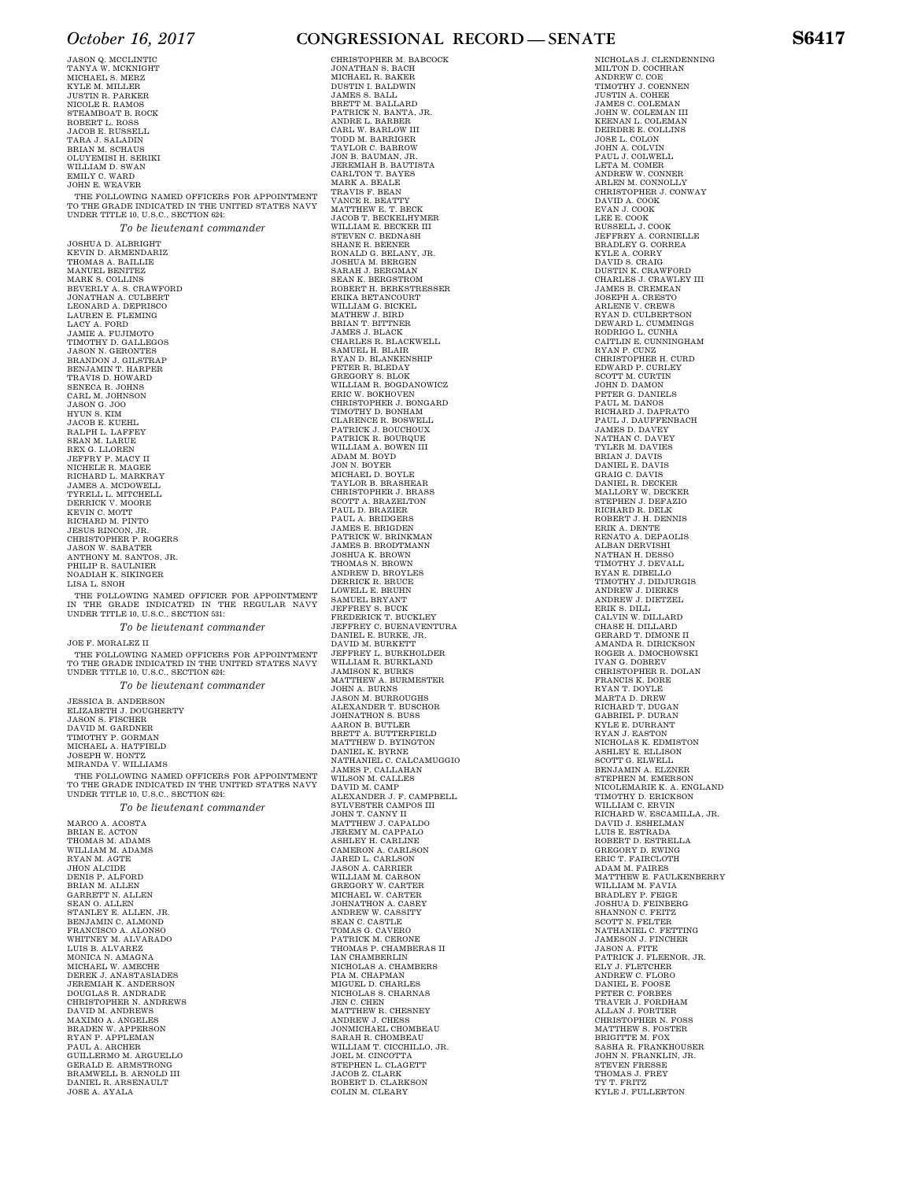JASON Q. MCCLINTIC
TANYA W. MCKNIGHT
MICHAEL S. MERZ
KYLE M. MILLER
JUSTIN R. PARKER
NICOLE R. RAMOS
STEAMBOAT B. ROCK
ROBERT L. ROSS
JACOB E. RUSSELL
TARA J. SALADIN
BRIAN M. SCHAUS
OLUYEMISI H. SERIKI
WILLIAM D. SWAN
EMILY C. WARD
JOHN E. WEAVER

THE FOLLOWING NAMED OFFICERS FOR APPOINTMENT TO THE GRADE INDICATED IN THE UNITED STATES NAVY UNDER TITLE 10, U.S.C., SECTION 624:

*To be lieutenant commander*

JOSHUA D. ALBRIGHT
KEVIN D. ARMENDARIZ
THOMAS A. BAILLIE
MANUEL BENITEZ
MARK S. COLLINS
BEVERLY A. S. CRAWFORD
JONATHAN A. CULBERT
LEONARD A. DEPRISCO
LAUREN E. FLEMING
LACY A. FORD
JAMIE A. FUJIMOTO
TIMOTHY D. GALLEGOS
JASON N. GERONTES
BRANDON J. GILSTRAP
BENJAMIN T. HARPER
TRAVIS D. HOWARD
SENECA R. JOHNS
CARL M. JOHNSON
JASON G. JOO
HYUN S. KIM
JACOB E. KUEHL
RALPH L. LAFFEY
SEAN M. LARUE
REX G. LLOREN
JEFFRY P. MACY II
NICHELE R. MAGEE
RICHARD L. MARKRAY
JAMES A. MCDOWELL
TYRELL L. MITCHELL
DERRICK V. MOORE
KEVIN C. MOTT
RICHARD M. PINTO
JESUS RINCON, JR.
CHRISTOPHER P. ROGERS
JASON W. SABATER
ANTHONY M. SANTOS, JR.
PHILIP R. SAULNIER
NOADIAH K. SIKINGER
LISA L. SNOH

THE FOLLOWING NAMED OFFICER FOR APPOINTMENT IN THE GRADE INDICATED IN THE REGULAR NAVY UNDER TITLE 10, U.S.C., SECTION 531:

*To be lieutenant commander*

JOE F. MORALEZ II

THE FOLLOWING NAMED OFFICERS FOR APPOINTMENT TO THE GRADE INDICATED IN THE UNITED STATES NAVY UNDER TITLE 10, U.S.C., SECTION 624:

*To be lieutenant commander*

JESSICA B. ANDERSON
ELIZABETH J. DOUGHERTY
JASON S. FISCHER
DAVID M. GARDNER
TIMOTHY P. GORMAN
MICHAEL A. HATFIELD
JOSEPH W. HONTZ
MIRANDA V. WILLIAMS

THE FOLLOWING NAMED OFFICERS FOR APPOINTMENT TO THE GRADE INDICATED IN THE UNITED STATES NAVY UNDER TITLE 10, U.S.C., SECTION 624:

*To be lieutenant commander*

MARCO A. ACOSTA
BRIAN E. ACTON
THOMAS M. ADAMS
WILLIAM M. ADAMS
RYAN M. AGTE
JHON ALCIDE
DENIS P. ALFORD
BRIAN M. ALLEN
GARRETT N. ALLEN
SEAN O. ALLEN
STANLEY E. ALLEN, JR.
BENJAMIN C. ALMOND
FRANCISCO A. ALONSO
WHITNEY M. ALVARADO
LUIS B. ALVAREZ
MONICA N. AMAGNA
MICHAEL W. AMECHE
DEREK J. ANASTASIADES
JEREMIAH K. ANDERSON
DOUGLAS R. ANDRADE
CHRISTOPHER N. ANDREWS
DAVID M. ANDREWS
MAXIMO A. ANGELES
BRADEN W. APPERSON
RYAN P. APPLEMAN
PAUL A. ARCHER
GUILLERMO M. ARGUELLO
GERALD E. ARMSTRONG
BRAMWELL B. ARNOLD III
DANIEL R. ARSENAULT
JOSE A. AYALA
CHRISTOPHER M. BABCOCK
JONATHAN S. BACH
MICHAEL R. BAKER
DUSTIN I. BALDWIN
JAMES S. BALL
BRETT M. BALLARD
PATRICK N. BANTA, JR.
ANDRE L. BARBER
CARL W. BARLOW III
TODD M. BARRIGER
TAYLOR C. BARROW
JON B. BAUMAN, JR.
JEREMIAH B. BAUTISTA
CARLTON T. BAYES
MARK A. BEALE
TRAVIS F. BEAN
VANCE R. BEATTY
MATTHEW E. T. BECK
JACOB T. BECKELHYMER
WILLIAM E. BECKER III
STEVEN C. BEDNASH
SHANE R. BEENER
RONALD G. BELANY, JR.
JOSHUA M. BERGEN
SARAH J. BERGMAN
SEAN K. BERGSTROM
ROBERT H. BERKSTRESSER
ERIKA BETANCOURT
WILLIAM G. BICKEL
MATHEW J. BIRD
BRIAN T. BITTNER
JAMES J. BLACK
CHARLES R. BLACKWELL
SAMUEL H. BLAIR
RYAN D. BLANKENSHIP
PETER R. BLEDAY
GREGORY S. BLOK
WILLIAM R. BOGDANOWICZ
ERIC W. BOKHOVEN
CHRISTOPHER J. BONGARD
TIMOTHY D. BONHAM
CLARENCE R. BOSWELL
PATRICK J. BOUCHOUX
PATRICK R. BOURQUE
WILLIAM A. BOWEN III
ADAM M. BOYD
JON N. BOYER
MICHAEL D. BOYLE
TAYLOR B. BRASHEAR
CHRISTOPHER J. BRASS
SCOTT A. BRAZELTON
PAUL D. BRAZIER
PAUL A. BRIDGERS
JAMES E. BRIGDEN
PATRICK W. BRINKMAN
JAMES B. BRODTMANN
JOSHUA K. BROWN
THOMAS N. BROWN
ANDREW D. BROYLES
DERRICK R. BRUCE
LOWELL E. BRUHN
SAMUEL BRYANT
JEFFREY S. BUCK
FREDERICK T. BUCKLEY
JEFFREY C. BUENAVENTURA
DANIEL E. BURKE, JR.
DAVID M. BURKETT
JEFFREY L. BURKHOLDER
WILLIAM R. BURKLAND
JAMISON K. BURKS
MATTHEW A. BURMESTER
JOHN A. BURNS
JASON M. BURROUGHS
ALEXANDER T. BUSCHOR
JOHNATHON S. BUSS
AARON B. BUTLER
BRETT A. BUTTERFIELD
MATTHEW D. BYINGTON
DANIEL K. BYRNE
NATHANIEL C. CALCAMUGGIO
JAMES P. CALLAHAN
WILSON M. CALLES
DAVID M. CAMP
ALEXANDER J. F. CAMPBELL
SYLVESTER CAMPOS III
JOHN T. CANNY II
MATTHEW J. CAPALDO
JEREMY M. CAPPALO
ASHLEY H. CARLINE
CAMERON A. CARLSON
JARED L. CARLSON
JASON A. CARRIER
WILLIAM M. CARSON
GREGORY W. CARTER
MICHAEL W. CARTER
JOHNATHON A. CASEY
ANDREW W. CASSITY
SEAN C. CASTLE
TOMAS G. CAVERO
PATRICK M. CERONE
THOMAS P. CHAMBERAS II
IAN CHAMBERLIN
NICHOLAS A. CHAMBERS
PIA M. CHAPMAN
MIGUEL D. CHARLES
NICHOLAS S. CHARNAS
JEN C. CHEN
MATTHEW R. CHESNEY
ANDREW J. CHESS
JONMICHAEL CHOMBEAU
SARAH R. CHOMBEAU
WILLIAM T. CICCHILLO, JR.
JOEL M. CINCOTTA
STEPHEN L. CLAGETT
JACOB Z. CLARK
ROBERT D. CLARKSON
COLIN M. CLEARY
NICHOLAS J. CLENDENNING
MILTON D. COCHRAN
ANDREW C. COE
TIMOTHY J. COENNEN
JUSTIN A. COHEE
JAMES C. COLEMAN
JOHN W. COLEMAN III
KEENAN L. COLEMAN
DEIRDRE E. COLLINS
JOSE L. COLON
JOHN A. COLVIN
PAUL J. COLWELL
LETA M. COMER
ANDREW W. CONNER
ARLEN M. CONNOLLY
CHRISTOPHER J. CONWAY
DAVID A. COOK
EVAN J. COOK
LEE E. COOK
RUSSELL J. COOK
JEFFREY A. CORNIELLE
BRADLEY G. CORREA
KYLE A. CORRY
DAVID S. CRAIG
DUSTIN K. CRAWFORD
CHARLES J. CRAWLEY III
JAMES B. CREMEAN
JOSEPH A. CRESTO
ARLENE V. CREWS
RYAN D. CULBERTSON
DEWARD L. CUMMINGS
RODRIGO L. CUNHA
CAITLIN E. CUNNINGHAM
RYAN P. CUNZ
CHRISTOPHER H. CURD
EDWARD P. CURLEY
SCOTT M. CURTIN
JOHN D. DAMON
PETER G. DANIELS
PAUL M. DANOS
RICHARD J. DAPRATO
PAUL J. DAUFFENBACH
JAMES D. DAVEY
NATHAN C. DAVEY
TYLER M. DAVIES
BRIAN J. DAVIS
DANIEL E. DAVIS
GRAIG C. DAVIS
DANIEL R. DECKER
MALLORY W. DECKER
STEPHEN J. DEFAZIO
RICHARD R. DELK
ROBERT J. H. DENNIS
ERIK A. DENTE
RENATO A. DEPAOLIS
ALBAN DERVISHI
NATHAN H. DESSO
TIMOTHY J. DEVALL
RYAN E. DIBELLO
TIMOTHY J. DIDJURGIS
ANDREW J. DIERKS
ANDREW J. DIETZEL
ERIK S. DILL
CALVIN W. DILLARD
CHASE H. DILLARD
GERARD T. DIMONE II
AMANDA R. DIRICKSON
ROGER A. DMOCHOWSKI
IVAN G. DOBREV
CHRISTOPHER R. DOLAN
FRANCIS K. DORE
RYAN T. DOYLE
MARTA D. DREW
RICHARD T. DUGAN
GABRIEL P. DURAN
KYLE E. DURRANT
RYAN J. EASTON
NICHOLAS K. EDMISTON
ASHLEY E. ELLISON
SCOTT G. ELWELL
BENJAMIN A. ELZNER
STEPHEN M. EMERSON
NICOLEMARIE K. A. ENGLAND
TIMOTHY D. ERICKSON
WILLIAM C. ERVIN
RICHARD W. ESCAMILLA, JR.
DAVID J. ESHELMAN
LUIS E. ESTRADA
ROBERT D. ESTRELLA
GREGORY D. EWING
ERIC T. FAIRCLOTH
ADAM M. FAIRES
MATTHEW E. FAULKENBERRY
WILLIAM M. FAVIA
BRADLEY P. FEIGE
JOSHUA D. FEINBERG
SHANNON C. FEITZ
SCOTT N. FELTER
NATHANIEL C. FETTING
JAMESON J. FINCHER
JASON A. FITE
PATRICK J. FLEENOR, JR.
ELY J. FLETCHER
ANDREW C. FLORO
DANIEL E. FOOSE
PETER C. FORBES
TRAVER J. FORDHAM
ALLAN J. FORTIER
CHRISTOPHER N. FOSS
MATTHEW S. FOSTER
BRIGITTE M. FOX
SASHA R. FRANKHOUSER
JOHN N. FRANKLIN, JR.
STEVEN FRESSE
THOMAS J. FREY
TY T. FRITZ
KYLE J. FULLERTON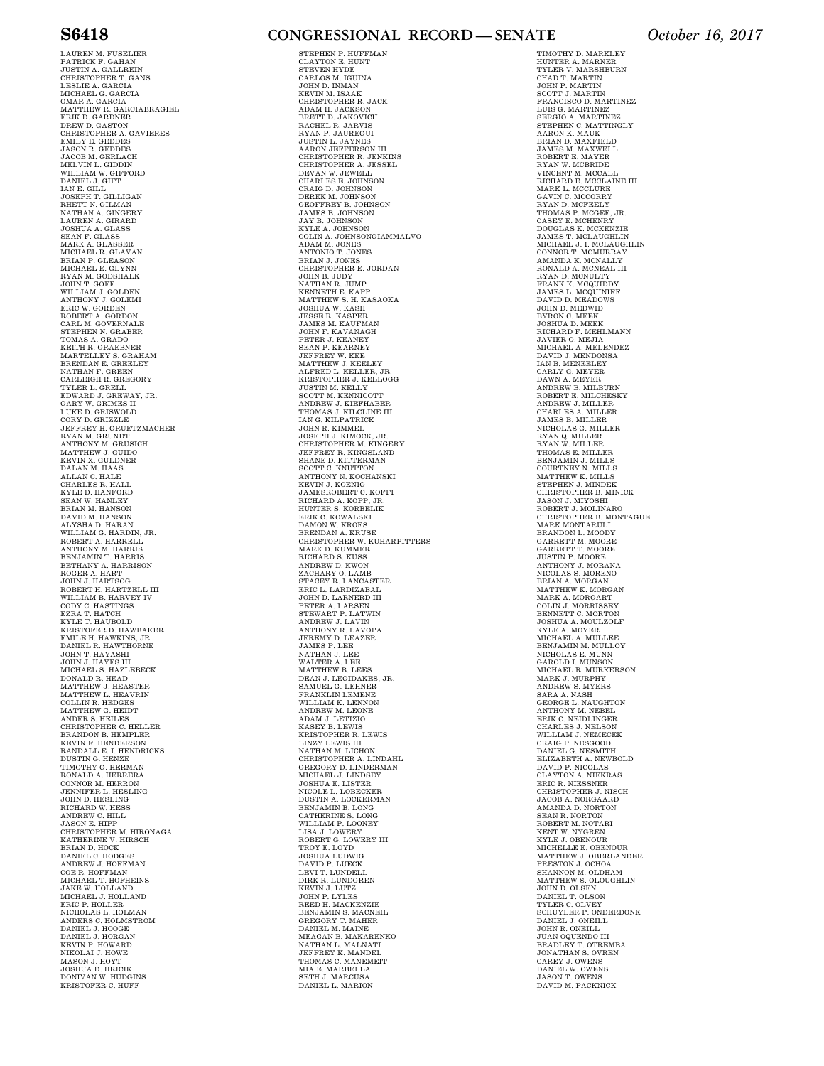LAUREN M. FUSELIER
PATRICK F. GAHAN
JUSTIN A. GALLREIN
CHRISTOPHER T. GANS
LESLIE A. GARCIA
MICHAEL G. GARCIA
OMAR A. GARCIA
MATTHEW R. GARCIABRAGIEL
ERIK D. GARDNER
DREW D. GASTON
CHRISTOPHER A. GAVIERES
EMILY E. GEDDES
JASON R. GEDDES
JACOB M. GERLACH
MELVIN L. GIDDIN
WILLIAM W. GIFFORD
DANIEL J. GIFT
IAN E. GILL
JOSEPH T. GILLIGAN
RHETT N. GILMAN
NATHAN A. GINGERY
LAUREN A. GIRARD
JOSHUA A. GLASS
SEAN F. GLASS
MARK A. GLASSER
MICHAEL R. GLAVAN
BRIAN P. GLEASON
MICHAEL E. GLYNN
RYAN M. GODSHALK
JOHN T. GOFF
WILLIAM J. GOLDEN
ANTHONY J. GOLEMI
ERIC W. GORDEN
ROBERT A. GORDON
CARL M. GOVERNALE
STEPHEN N. GRABER
TOMAS A. GRADO
KEITH R. GRAEBNER
MARTELLEY S. GRAHAM
BRENDAN E. GREELEY
NATHAN F. GREEN
CARLEIGH R. GREGORY
TYLER L. GRELL
EDWARD J. GREWAY, JR.
GARY W. GRIMES II
LUKE D. GRISWOLD
CORY D. GRIZZLE
JEFFREY H. GRUETZMACHER
RYAN M. GRUNDT
ANTHONY M. GRUSICH
MATTHEW J. GUIDO
KEVIN X. GULDNER
DALAN M. HAAS
ALLAN C. HALE
CHARLES R. HALL
KYLE D. HANFORD
SEAN W. HANLEY
BRIAN M. HANSON
DAVID M. HANSON
ALYSHA D. HARAN
WILLIAM G. HARDIN, JR.
ROBERT A. HARRELL
ANTHONY M. HARRIS
BENJAMIN T. HARRIS
BETHANY A. HARRISON
ROGER A. HART
JOHN J. HARTSOG
ROBERT H. HARTZELL III
WILLIAM B. HARVEY IV
CODY C. HASTINGS
EZRA T. HATCH
KYLE T. HAUBOLD
KRISTOFER D. HAWBAKER
EMILE H. HAWKINS, JR.
DANIEL R. HAWTHORNE
JOHN T. HAYASHI
JOHN J. HAYES III
MICHAEL S. HAZLEBECK
DONALD R. HEAD
MATTHEW J. HEASTER
MATTHEW L. HEAVRIN
COLLIN R. HEDGES
MATTHEW G. HEIDT
ANDER S. HEILES
CHRISTOPHER C. HELLER
BRANDON B. HEMPLER
KEVIN F. HENDERSON
RANDALL E. I. HENDRICKS
DUSTIN G. HENZE
TIMOTHY G. HERMAN
RONALD A. HERRERA
CONNOR M. HERRON
JENNIFER L. HESLING
JOHN D. HESLING
RICHARD W. HESS
ANDREW C. HILL
JASON E. HIPP
CHRISTOPHER M. HIRONAGA
KATHERINE V. HIRSCH
BRIAN D. HOCK
DANIEL C. HODGES
ANDREW J. HOFFMAN
COE R. HOFFMAN
MICHAEL T. HOFHEINS
JAKE W. HOLLAND
MICHAEL J. HOLLAND
ERIC P. HOLLER
NICHOLAS L. HOLMAN
ANDERS C. HOLMSTROM
DANIEL J. HOOGE
DANIEL J. HORGAN
KEVIN P. HOWARD
NIKOLAI J. HOWE
MASON J. HOYT
JOSHUA D. HRICIK
DONIVAN W. HUDGINS
KRISTOFER C. HUFF
STEPHEN P. HUFFMAN
CLAYTON E. HUNT
STEVEN HYDE
CARLOS M. IGUINA
JOHN D. INMAN
KEVIN M. ISAAK
CHRISTOPHER R. JACK
ADAM H. JACKSON
BRETT D. JAKOVICH
RACHEL R. JARVIS
RYAN P. JAUREGUI
JUSTIN L. JAYNES
AARON JEFFERSON III
CHRISTOPHER R. JENKINS
CHRISTOPHER A. JESSEL
DEVAN W. JEWELL
CHARLES E. JOHNSON
CRAIG D. JOHNSON
DEREK M. JOHNSON
GEOFFREY B. JOHNSON
JAMES B. JOHNSON
JAY B. JOHNSON
KYLE A. JOHNSON
COLIN A. JOHNSONGIAMMALVO
ADAM M. JONES
ANTONIO T. JONES
BRIAN J. JONES
CHRISTOPHER E. JORDAN
JOHN B. JUDY
NATHAN R. JUMP
KENNETH E. KAPP
MATTHEW S. H. KASAOKA
JOSHUA W. KASH
JESSE R. KASPER
JAMES M. KAUFMAN
JOHN F. KAVANAGH
PETER J. KEANEY
SEAN P. KEARNEY
JEFFREY W. KEE
MATTHEW J. KEELEY
ALFRED L. KELLER, JR.
KRISTOPHER J. KELLOGG
JUSTIN M. KELLY
SCOTT M. KENNICOTT
ANDREW J. KIEFHABER
THOMAS J. KILCLINE III
IAN G. KILPATRICK
JOHN R. KIMMEL
JOSEPH J. KIMOCK, JR.
CHRISTOPHER M. KINGERY
JEFFREY R. KINGSLAND
SHANE D. KITTERMAN
SCOTT C. KNUTTON
ANTHONY N. KOCHANSKI
KEVIN J. KOENIG
JAMESROBERT C. KOFFI
RICHARD A. KOPP, JR.
HUNTER S. KORBELIK
ERIK C. KOWALSKI
DAMON W. KROES
BRENDAN A. KRUSE
CHRISTOPHER W. KUHARPITTERS
MARK D. KUMMER
RICHARD S. KUSS
ANDREW D. KWON
ZACHARY O. LAMB
STACEY R. LANCASTER
ERIC L. LARDIZABAL
JOHN D. LARNERD III
PETER A. LARSEN
STEWART P. LATWIN
ANDREW J. LAVIN
ANTHONY R. LAVOPA
JEREMY D. LEAZER
JAMES P. LEE
NATHAN J. LEE
WALTER A. LEE
MATTHEW B. LEES
DEAN J. LEGIDAKES, JR.
SAMUEL G. LEHNER
FRANKLIN LEMENE
WILLIAM K. LENNON
ANDREW M. LEONE
ADAM J. LETIZIO
KASEY B. LEWIS
KRISTOPHER R. LEWIS
LINZY LEWIS III
NATHAN M. LICHON
CHRISTOPHER A. LINDAHL
GREGORY D. LINDERMAN
MICHAEL J. LINDSEY
JOSHUA E. LISTER
NICOLE L. LOBECKER
DUSTIN A. LOCKERMAN
BENJAMIN B. LONG
CATHERINE S. LONG
WILLIAM P. LOONEY
LISA J. LOWERY
ROBERT G. LOWERY III
TROY E. LOYD
JOSHUA LUDWIG
DAVID P. LUECK
LEVI T. LUNDELL
DIRK R. LUNDGREN
KEVIN J. LUTZ
JOHN P. LYLES
REED H. MACKENZIE
BENJAMIN S. MACNEIL
GREGORY T. MAHER
DANIEL M. MAINE
MEAGAN B. MAKARENKO
NATHAN L. MALNATI
JEFFREY K. MANDEL
THOMAS C. MANEMEIT
MIA E. MARBELLA
SETH J. MARCUSA
DANIEL L. MARION
TIMOTHY D. MARKLEY
HUNTER A. MARNER
TYLER V. MARSHBURN
CHAD T. MARTIN
JOHN P. MARTIN
SCOTT J. MARTIN
FRANCISCO D. MARTINEZ
LUIS G. MARTINEZ
SERGIO A. MARTINEZ
STEPHEN C. MATTINGLY
AARON K. MAUK
BRIAN D. MAXFIELD
JAMES M. MAXWELL
ROBERT E. MAYER
RYAN W. MCBRIDE
VINCENT M. MCCALL
RICHARD E. MCCLAINE III
MARK L. MCCLURE
GAVIN C. MCCORRY
RYAN D. MCFEELY
THOMAS P. MCGEE, JR.
CASEY E. MCHENRY
DOUGLAS K. MCKENZIE
JAMES T. MCLAUGHLIN
MICHAEL J. I. MCLAUGHLIN
CONNOR T. MCMURRAY
AMANDA K. MCNALLY
RONALD A. MCNEAL III
RYAN D. MCNULTY
FRANK K. MCQUIDDY
JAMES L. MCQUINIFF
DAVID D. MEADOWS
JOHN D. MEDWID
BYRON C. MEEK
JOSHUA D. MEEK
RICHARD F. MEHLMANN
JAVIER O. MEJIA
MICHAEL A. MELENDEZ
DAVID J. MENDONSA
IAN B. MENEELEY
CARLY G. MEYER
DAWN A. MEYER
ANDREW B. MILBURN
ROBERT E. MILCHESKY
ANDREW J. MILLER
CHARLES A. MILLER
JAMES B. MILLER
NICHOLAS G. MILLER
RYAN Q. MILLER
RYAN W. MILLER
THOMAS E. MILLER
BENJAMIN J. MILLS
COURTNEY N. MILLS
MATTHEW K. MILLS
STEPHEN J. MINDEK
CHRISTOPHER B. MINICK
JASON J. MIYOSHI
ROBERT J. MOLINARO
CHRISTOPHER B. MONTAGUE
MARK MONTARULI
BRANDON L. MOODY
GARRETT M. MOORE
GARRETT T. MOORE
JUSTIN P. MOORE
ANTHONY J. MORANA
NICOLAS S. MORENO
BRIAN A. MORGAN
MATTHEW K. MORGAN
MARK A. MORGART
COLIN J. MORRISSEY
BENNETT C. MORTON
JOSHUA A. MOULZOLF
KYLE A. MOYER
MICHAEL A. MULLEE
BENJAMIN M. MULLOY
NICHOLAS E. MUNN
GAROLD I. MUNSON
MICHAEL R. MURKERSON
MARK J. MURPHY
ANDREW S. MYERS
SARA A. NASH
GEORGE L. NAUGHTON
ANTHONY M. NEBEL
ERIK C. NEIDLINGER
CHARLES J. NELSON
WILLIAM J. NEMECEK
CRAIG P. NESGOOD
DANIEL G. NESMITH
ELIZABETH A. NEWBOLD
DAVID P. NICOLAS
CLAYTON A. NIEKRAS
ERIC R. NIESSNER
CHRISTOPHER J. NISCH
JACOB A. NORGAARD
AMANDA D. NORTON
SEAN R. NORTON
ROBERT M. NOTARI
KENT W. NYGREN
KYLE J. OBENOUR
MICHELLE E. OBENOUR
MATTHEW J. OBERLANDER
PRESTON J. OCHOA
SHANNON M. OLDHAM
MATTHEW S. OLOUGHLIN
JOHN D. OLSEN
DANIEL T. OLSON
TYLER C. OLVEY
SCHUYLER P. ONDERDONK
DANIEL J. ONEILL
JOHN R. ONEILL
JUAN OQUENDO III
BRADLEY T. OTREMBA
JONATHAN S. OVREN
CAREY J. OWENS
DANIEL W. OWENS
JASON T. OWENS
DAVID M. PACKNICK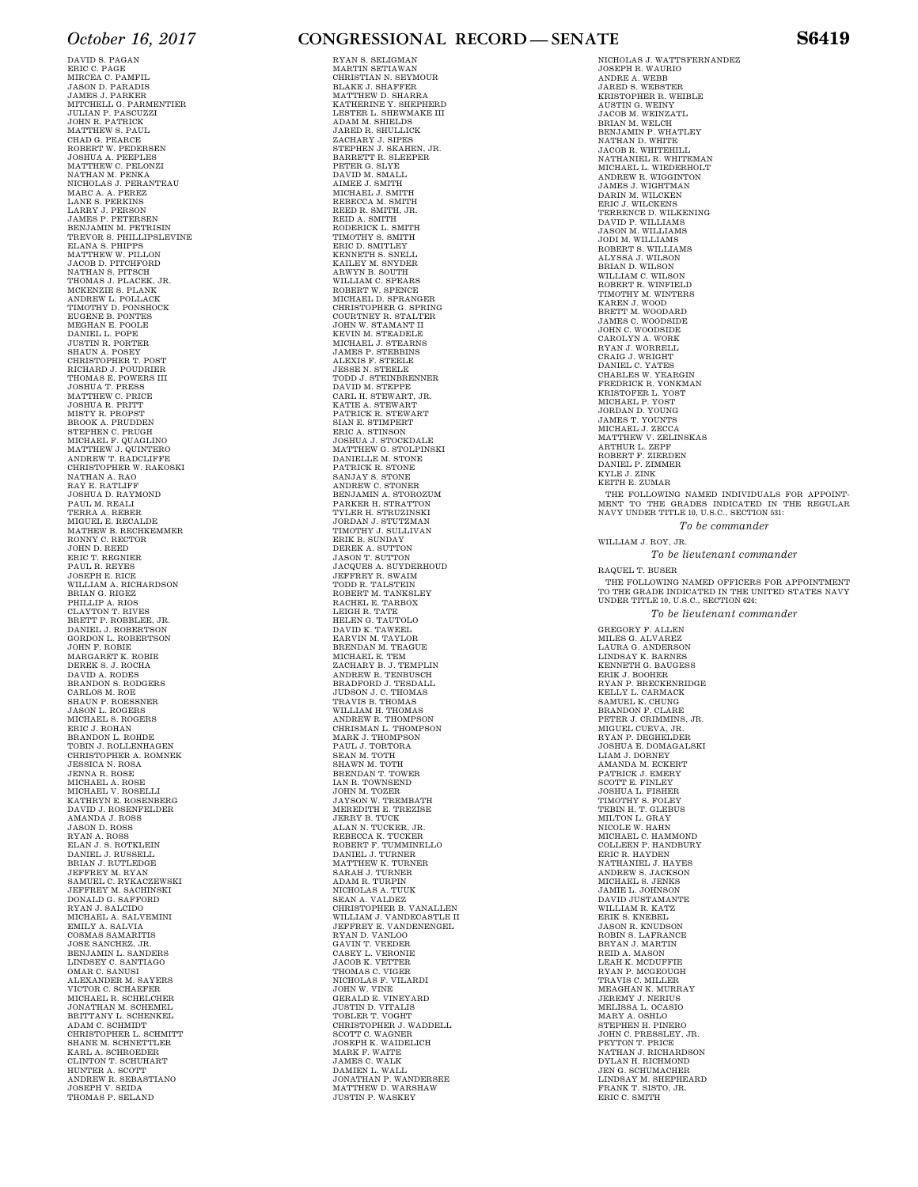DAVID S. PAGAN
ERIC C. PAGE
MIRCEA C. PAMFIL
JASON D. PARADIS
JAMES J. PARKER
MITCHELL G. PARMENTIER
JULIAN P. PASCUZZI
JOHN R. PATRICK
MATTHEW S. PAUL
CHAD G. PEARCE
ROBERT W. PEDERSEN
JOSHUA A. PEEPLES
MATTHEW C. PELONZI
NATHAN M. PENKA
NICHOLAS J. PERANTEAU
MARC A. A. PEREZ
LANE S. PERKINS
LARRY J. PERSON
JAMES P. PETERSEN
BENJAMIN M. PETRISIN
TREVOR S. PHILLIPSLEVINE
ELANA S. PHIPPS
MATTHEW W. PILLON
JACOB D. PITCHFORD
NATHAN S. PITSCH
THOMAS J. PLACEK, JR.
MCKENZIE S. PLANK
ANDREW L. POLLACK
TIMOTHY D. PONSHOCK
EUGENE B. PONTES
MEGHAN E. POOLE
DANIEL L. POPE
JUSTIN R. PORTER
SHAUN A. POSEY
CHRISTOPHER T. POST
RICHARD J. POUDRIER
THOMAS E. POWERS III
JOSHUA T. PRESS
MATTHEW C. PRICE
JOSHUA R. PRITT
MISTY R. PROPST
BROOK A. PRUDDEN
STEPHEN C. PRUGH
MICHAEL F. QUAGLINO
MATTHEW J. QUINTERO
ANDREW T. RADCLIFFE
CHRISTOPHER W. RAKOSKI
NATHAN A. RAO
RAY E. RATLIFF
JOSHUA D. RAYMOND
PAUL M. REALI
TERRA A. REBER
MIGUEL E. RECALDE
MATHEW B. RECHKEMMER
RONNY C. RECTOR
JOHN D. REED
ERIC T. REGNIER
PAUL R. REYES
JOSEPH E. RICE
WILLIAM A. RICHARDSON
BRIAN G. RIGEZ
PHILLIP A. RIOS
CLAYTON T. RIVES
BRETT P. ROBBLEE, JR.
DANIEL J. ROBERTSON
GORDON L. ROBERTSON
JOHN F. ROBIE
MARGARET K. ROBIE
DEREK S. J. ROCHA
DAVID A. RODES
BRANDON S. RODGERS
CARLOS M. ROE
SHAUN P. ROESSNER
JASON L. ROGERS
MICHAEL S. ROGERS
ERIC J. ROHAN
BRANDON L. ROHDE
TOBIN J. ROLLENHAGEN
CHRISTOPHER A. ROMNEK
JESSICA N. ROSA
JENNA R. ROSE
MICHAEL A. ROSE
MICHAEL V. ROSELLI
KATHRYN E. ROSENBERG
DAVID J. ROSENFELDER
AMANDA J. ROSS
JASON D. ROSS
RYAN A. ROSS
ELAN J. S. ROTKLEIN
DANIEL J. RUSSELL
BRIAN J. RUTLEDGE
JEFFREY M. RYAN
SAMUEL C. RYKACZEWSKI
JEFFREY M. SACHINSKI
DONALD G. SAFFORD
RYAN J. SALCIDO
MICHAEL A. SALVEMINI
EMILY A. SALVIA
COSMAS SAMARITIS
JOSE SANCHEZ, JR.
BENJAMIN L. SANDERS
LINDSEY C. SANTIAGO
OMAR C. SANUSI
ALEXANDER M. SAYERS
VICTOR C. SCHAEFER
MICHAEL R. SCHELCHER
JONATHAN M. SCHEMEL
BRITTANY L. SCHENKEL
ADAM C. SCHMIDT
CHRISTOPHER L. SCHMITT
SHANE M. SCHNETTLER
KARL A. SCHROEDER
CLINTON T. SCHUHART
HUNTER A. SCOTT
ANDREW R. SEBASTIANO
JOSEPH V. SEIDA
THOMAS P. SELAND
RYAN S. SELIGMAN
MARTIN SETIAWAN
CHRISTIAN N. SEYMOUR
BLAKE J. SHAFFER
MATTHEW D. SHARRA
KATHERINE Y. SHEPHERD
LESTER L. SHEWMAKE III
ADAM M. SHIELDS
JARED R. SHULLICK
ZACHARY J. SIPES
STEPHEN J. SKAHEN, JR.
BARRETT R. SLEEPER
PETER G. SLYE
DAVID M. SMALL
AIMEE J. SMITH
MICHAEL J. SMITH
REBECCA M. SMITH
REED R. SMITH, JR.
REID A. SMITH
RODERICK L. SMITH
TIMOTHY S. SMITH
ERIC D. SMITLEY
KENNETH S. SNELL
KAILEY M. SNYDER
ARWYN B. SOUTH
WILLIAM C. SPEARS
ROBERT W. SPENCE
MICHAEL D. SPRANGER
CHRISTOPHER G. SPRING
COURTNEY R. STALTER
JOHN W. STAMANT II
KEVIN M. STEADELE
MICHAEL J. STEARNS
JAMES P. STEBBINS
ALEXIS F. STEELE
JESSE N. STEELE
TODD J. STEINBRENNER
DAVID M. STEPPE
CARL H. STEWART, JR.
KATIE A. STEWART
PATRICK R. STEWART
SIAN E. STIMPERT
ERIC A. STINSON
JOSHUA J. STOCKDALE
MATTHEW G. STOLPINSKI
DANIELLE M. STONE
PATRICK R. STONE
SANJAY S. STONE
ANDREW C. STONER
BENJAMIN A. STOROZUM
PARKER H. STRATTON
TYLER H. STRUZINSKI
JORDAN J. STUTZMAN
TIMOTHY J. SULLIVAN
ERIK B. SUNDAY
DEREK A. SUTTON
JASON T. SUTTON
JACQUES A. SUYDERHOUD
JEFFREY R. SWAIM
TODD R. TALSTEIN
ROBERT M. TANKSLEY
RACHEL E. TARBOX
LEIGH R. TATE
HELEN G. TAUTOLO
DAVID K. TAWEEL
EARVIN M. TAYLOR
BRENDAN M. TEAGUE
MICHAEL E. TEM
ZACHARY B. J. TEMPLIN
ANDREW R. TENBUSCH
BRADFORD J. TESDALL
JUDSON J. C. THOMAS
TRAVIS B. THOMAS
WILLIAM H. THOMAS
ANDREW R. THOMPSON
CHRISMAN L. THOMPSON
MARK J. THOMPSON
PAUL J. TORTORA
SEAN M. TOTH
SHAWN M. TOTH
BRENDAN T. TOWER
IAN R. TOWNSEND
JOHN M. TOZER
JAYSON W. TREMBATH
MEREDITH E. TREZISE
JERRY B. TUCK
ALAN N. TUCKER, JR.
REBECCA K. TUCKER
ROBERT F. TUMMINELLO
DANIEL J. TURNER
MATTHEW K. TURNER
SARAH J. TURNER
ADAM R. TURPIN
NICHOLAS A. TUUK
SEAN A. VALDEZ
CHRISTOPHER B. VANALLEN
WILLIAM J. VANDECASTLE II
JEFFREY E. VANDENENGEL
RYAN D. VANLOO
GAVIN T. VEEDER
CASEY L. VERONIE
JACOB K. VETTER
THOMAS C. VIGER
NICHOLAS F. VILARDI
JOHN W. VINE
GERALD E. VINEYARD
JUSTIN D. VITALIS
TOBLER T. VOGHT
CHRISTOPHER J. WADDELL
SCOTT C. WAGNER
JOSEPH K. WAIDELICH
MARK F. WAITE
JAMES C. WALK
DAMIEN L. WALL
JONATHAN P. WANDERSEE
MATTHEW D. WARSHAW
JUSTIN P. WASKEY
NICHOLAS J. WATTSFERNANDEZ
JOSEPH R. WAURIO
ANDRE A. WEBB
JARED S. WEBSTER
KRISTOPHER R. WEIBLE
AUSTIN G. WEINY
JACOB M. WEINZATL
BRIAN M. WELCH
BENJAMIN P. WHATLEY
NATHAN D. WHITE
JACOB R. WHITEHILL
NATHANIEL R. WHITEMAN
MICHAEL L. WIEDERHOLT
ANDREW R. WIGGINTON
JAMES J. WIGHTMAN
DARIN M. WILCKEN
ERIC J. WILCKENS
TERRENCE D. WILKENING
DAVID P. WILLIAMS
JASON M. WILLIAMS
JODI M. WILLIAMS
ROBERT S. WILLIAMS
ALYSSA J. WILSON
BRIAN D. WILSON
WILLIAM C. WILSON
ROBERT R. WINFIELD
TIMOTHY M. WINTERS
KAREN J. WOOD
BRETT M. WOODARD
JAMES C. WOODSIDE
JOHN C. WOODSIDE
CAROLYN A. WORK
RYAN J. WORRELL
CRAIG J. WRIGHT
DANIEL C. YATES
CHARLES W. YEARGIN
FREDRICK R. YONKMAN
KRISTOFER L. YOST
MICHAEL P. YOST
JORDAN D. YOUNG
JAMES T. YOUNTS
MICHAEL J. ZECCA
MATTHEW V. ZELINSKAS
ARTHUR L. ZEPF
ROBERT F. ZIERDEN
DANIEL P. ZIMMER
KYLE J. ZINK
KEITH E. ZUMAR

THE FOLLOWING NAMED INDIVIDUALS FOR APPOINTMENT TO THE GRADES INDICATED IN THE REGULAR NAVY UNDER TITLE 10, U.S.C., SECTION 531:

*To be commander*

WILLIAM J. ROY, JR.

*To be lieutenant commander*

RAQUEL T. BUSER

THE FOLLOWING NAMED OFFICERS FOR APPOINTMENT TO THE GRADE INDICATED IN THE UNITED STATES NAVY UNDER TITLE 10, U.S.C., SECTION 624:

*To be lieutenant commander*

GREGORY F. ALLEN
MILES G. ALVAREZ
LAURA G. ANDERSON
LINDSAY K. BARNES
KENNETH G. BAUGESS
ERIK J. BOOHER
RYAN P. BRECKENRIDGE
KELLY L. CARMACK
SAMUEL K. CHUNG
BRANDON F. CLARE
PETER J. CRIMMINS, JR.
MIGUEL CUEVA, JR.
RYAN P. DEGHELDER
JOSHUA E. DOMAGALSKI
LIAM J. DORNEY
AMANDA M. ECKERT
PATRICK J. EMERY
SCOTT E. FINLEY
JOSHUA L. FISHER
TIMOTHY S. FOLEY
TEBIN H. T. GLEBUS
MILTON L. GRAY
NICOLE W. HAHN
MICHAEL C. HAMMOND
COLLEEN P. HANDBURY
ERIC R. HAYDEN
NATHANIEL J. HAYES
ANDREW S. JACKSON
MICHAEL S. JENKS
JAMIE L. JOHNSON
DAVID JUSTAMANTE
WILLIAM R. KATZ
ERIK S. KNEBEL
JASON R. KNUDSON
ROBIN S. LAFRANCE
BRYAN J. MARTIN
REID A. MASON
LEAH K. MCDUFFIE
RYAN P. MCGEOUGH
TRAVIS C. MILLER
MEAGHAN K. MURRAY
JEREMY J. NERIUS
MELISSA L. OCASIO
MARY A. OSHLO
STEPHEN H. PINERO
JOHN C. PRESSLEY, JR.
PEYTON T. PRICE
NATHAN J. RICHARDSON
DYLAN H. RICHMOND
JEN G. SCHUMACHER
LINDSAY M. SHEPHEARD
FRANK T. SISTO, JR.
ERIC C. SMITH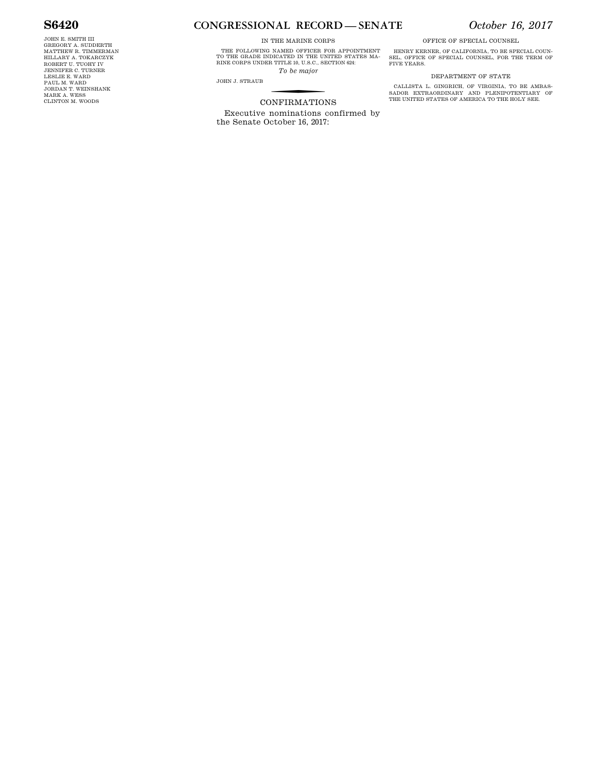JOHN E. SMITH III
GREGORY A. SUDDERTH
MATTHEW R. TIMMERMAN
HILLARY A. TOKARCZYK
ROBERT U. TUOHY IV
JENNIFER C. TURNER
LESLIE E. WARD
PAUL M. WARD
JORDAN T. WEINSHANK
MARK A. WESS
CLINTON M. WOODS

IN THE MARINE CORPS

THE FOLLOWING NAMED OFFICER FOR APPOINTMENT TO THE GRADE INDICATED IN THE UNITED STATES MARINE CORPS UNDER TITLE 10, U.S.C., SECTION 624:

*To be major*

JOHN J. STRAUB

## CONFIRMATIONS

Executive nominations confirmed by the Senate October 16, 2017:

OFFICE OF SPECIAL COUNSEL

HENRY KERNER, OF CALIFORNIA, TO BE SPECIAL COUNSEL, OFFICE OF SPECIAL COUNSEL, FOR THE TERM OF FIVE YEARS.

DEPARTMENT OF STATE

CALLISTA L. GINGRICH, OF VIRGINIA, TO BE AMBASSADOR EXTRAORDINARY AND PLENIPOTENTIARY OF THE UNITED STATES OF AMERICA TO THE HOLY SEE.